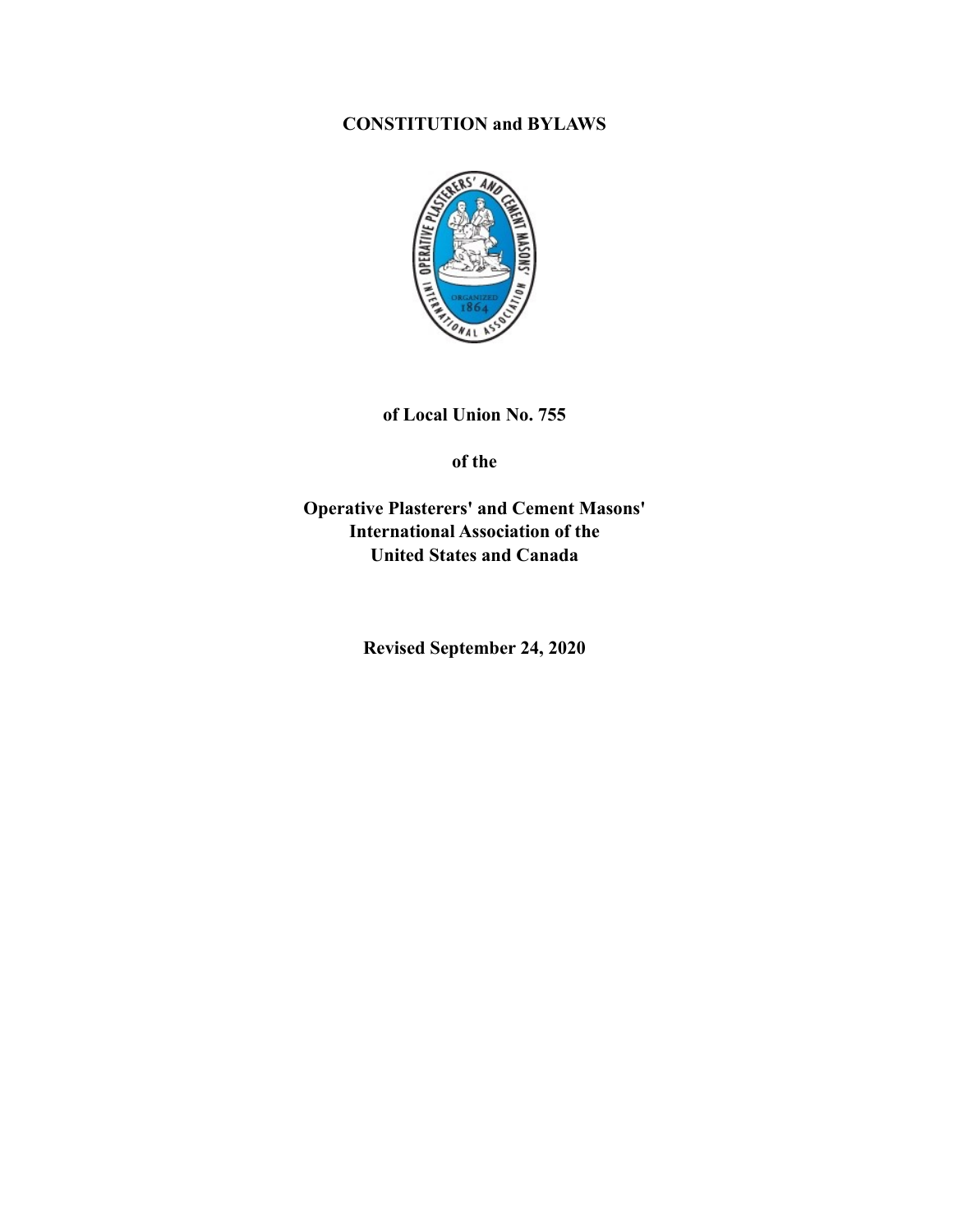# CONSTITUTION and BYLAWS

**of Local Union No. 755**

**of the**

**Operative Plasterers' and Cement Masons' International Association of the United States and Canada**

**Revised September 24, 2020**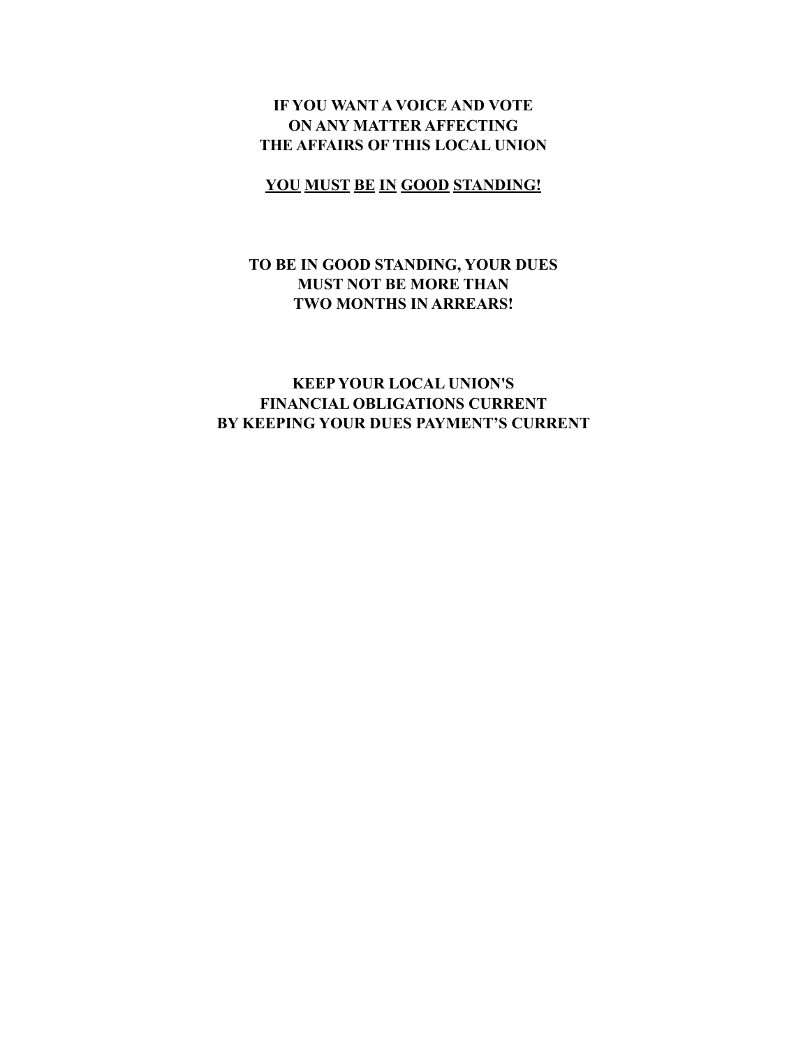**IF YOU WANT A VOICE AND VOTE
ON ANY MATTER AFFECTING
THE AFFAIRS OF THIS LOCAL UNION**

**YOU MUST BE IN GOOD STANDING!**

**TO BE IN GOOD STANDING, YOUR DUES
MUST NOT BE MORE THAN
TWO MONTHS IN ARREARS!**

**KEEP YOUR LOCAL UNION'S
FINANCIAL OBLIGATIONS CURRENT
BY KEEPING YOUR DUES PAYMENT'S CURRENT**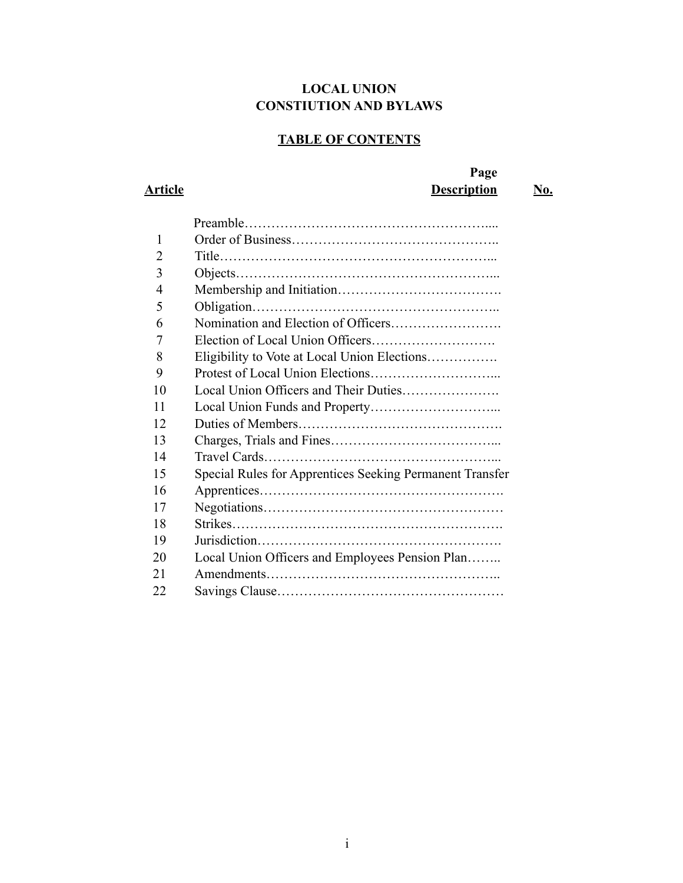# LOCAL UNION
# CONSTIUTION AND BYLAWS

## TABLE OF CONTENTS

| Article | Description | Page No. |
|---|---|---|
| | Preamble……………………………………………….... | |
| 1 | Order of Business…………………………………….. | |
| 2 | Title…………………………………………………... | |
| 3 | Objects………………………………………………... | |
| 4 | Membership and Initiation………………………………. | |
| 5 | Obligation……………………………………………... | |
| 6 | Nomination and Election of Officers……………………. | |
| 7 | Election of Local Union Officers………………………. | |
| 8 | Eligibility to Vote at Local Union Elections……………. | |
| 9 | Protest of Local Union Elections………………………... | |
| 10 | Local Union Officers and Their Duties…………………. | |
| 11 | Local Union Funds and Property………………………... | |
| 12 | Duties of Members………………………………………. | |
| 13 | Charges, Trials and Fines………………………………... | |
| 14 | Travel Cards……………………………………………... | |
| 15 | Special Rules for Apprentices Seeking Permanent Transfer | |
| 16 | Apprentices………………………………………………. | |
| 17 | Negotiations……………………………………………… | |
| 18 | Strikes……………………………………………………. | |
| 19 | Jurisdiction………………………………………………. | |
| 20 | Local Union Officers and Employees Pension Plan…….. | |
| 21 | Amendments…………………………………………….. | |
| 22 | Savings Clause…………………………………………… | |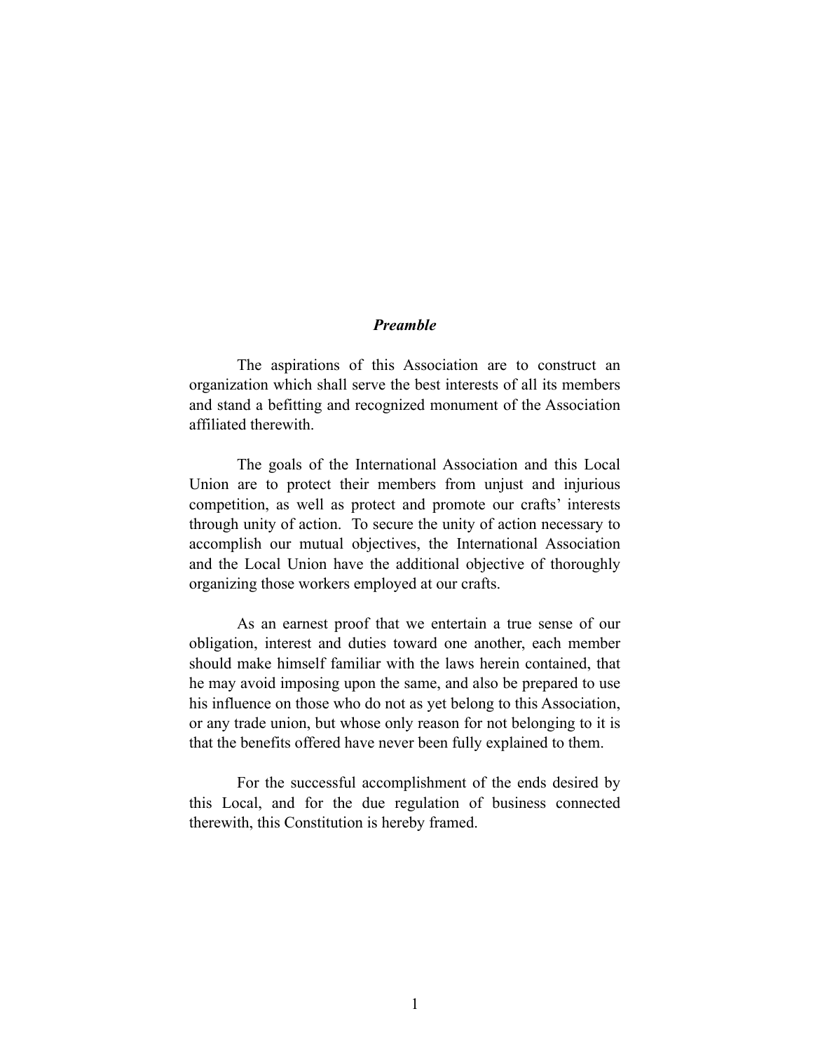## *Preamble*

The aspirations of this Association are to construct an organization which shall serve the best interests of all its members and stand a befitting and recognized monument of the Association affiliated therewith.

The goals of the International Association and this Local Union are to protect their members from unjust and injurious competition, as well as protect and promote our crafts' interests through unity of action. To secure the unity of action necessary to accomplish our mutual objectives, the International Association and the Local Union have the additional objective of thoroughly organizing those workers employed at our crafts.

As an earnest proof that we entertain a true sense of our obligation, interest and duties toward one another, each member should make himself familiar with the laws herein contained, that he may avoid imposing upon the same, and also be prepared to use his influence on those who do not as yet belong to this Association, or any trade union, but whose only reason for not belonging to it is that the benefits offered have never been fully explained to them.

For the successful accomplishment of the ends desired by this Local, and for the due regulation of business connected therewith, this Constitution is hereby framed.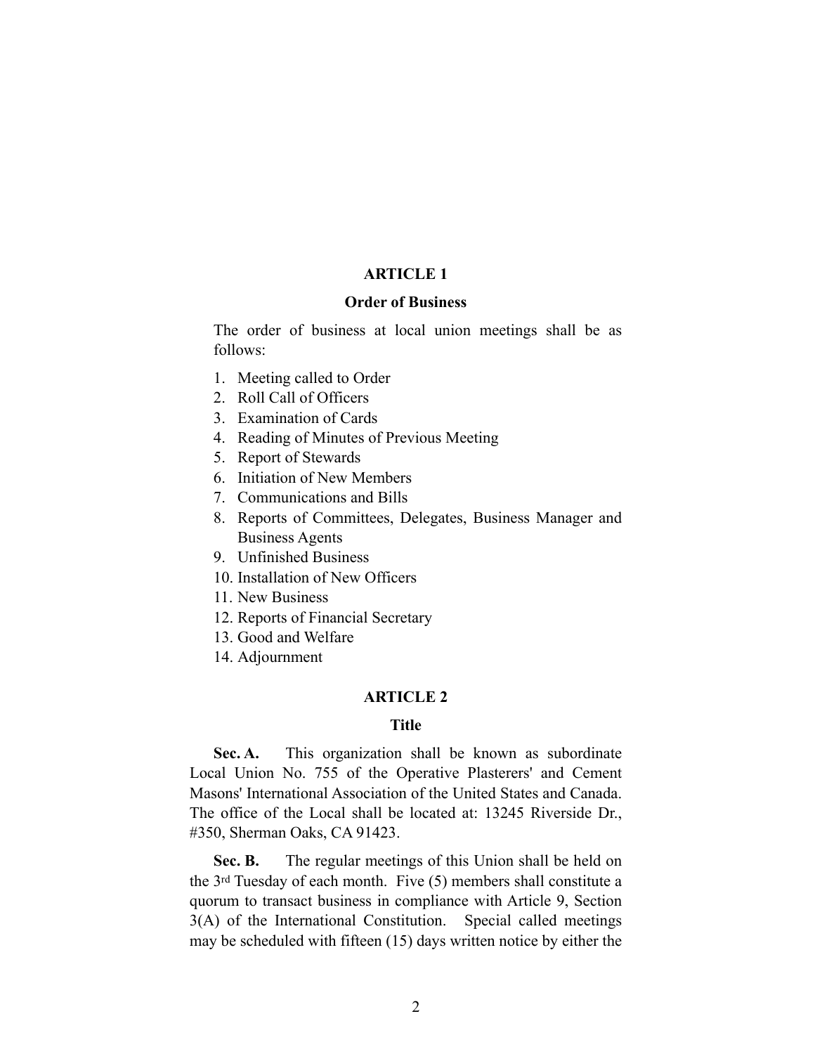## ARTICLE 1

### Order of Business

The order of business at local union meetings shall be as follows:

1. Meeting called to Order
2. Roll Call of Officers
3. Examination of Cards
4. Reading of Minutes of Previous Meeting
5. Report of Stewards
6. Initiation of New Members
7. Communications and Bills
8. Reports of Committees, Delegates, Business Manager and Business Agents
9. Unfinished Business
10. Installation of New Officers
11. New Business
12. Reports of Financial Secretary
13. Good and Welfare
14. Adjournment

## ARTICLE 2

### Title

**Sec. A.** This organization shall be known as subordinate Local Union No. 755 of the Operative Plasterers' and Cement Masons' International Association of the United States and Canada. The office of the Local shall be located at: 13245 Riverside Dr., #350, Sherman Oaks, CA 91423.

**Sec. B.** The regular meetings of this Union shall be held on the 3rd Tuesday of each month. Five (5) members shall constitute a quorum to transact business in compliance with Article 9, Section 3(A) of the International Constitution. Special called meetings may be scheduled with fifteen (15) days written notice by either the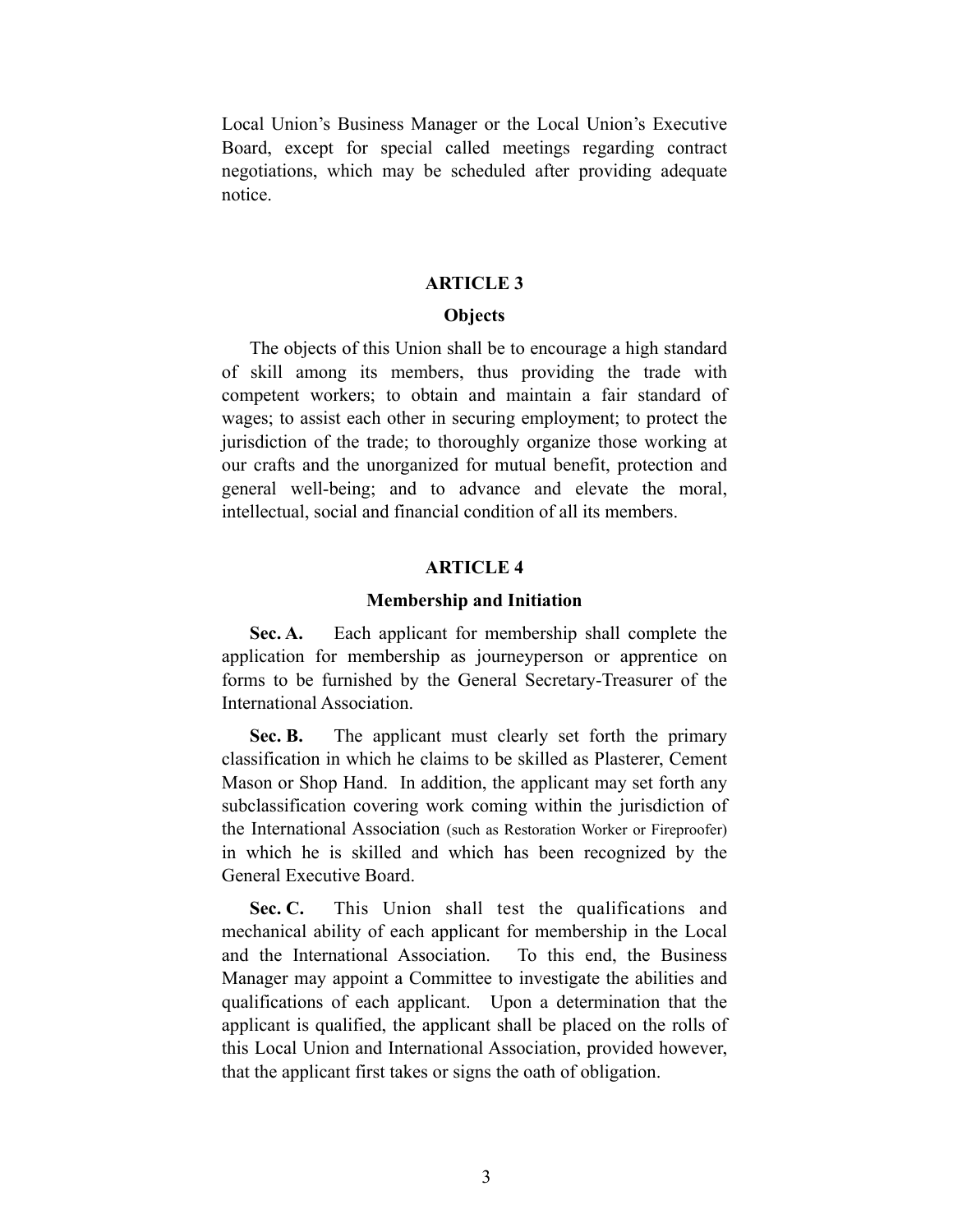Local Union's Business Manager or the Local Union's Executive Board, except for special called meetings regarding contract negotiations, which may be scheduled after providing adequate notice.

## ARTICLE 3

### Objects

The objects of this Union shall be to encourage a high standard of skill among its members, thus providing the trade with competent workers; to obtain and maintain a fair standard of wages; to assist each other in securing employment; to protect the jurisdiction of the trade; to thoroughly organize those working at our crafts and the unorganized for mutual benefit, protection and general well-being; and to advance and elevate the moral, intellectual, social and financial condition of all its members.

## ARTICLE 4

### Membership and Initiation

**Sec. A.** Each applicant for membership shall complete the application for membership as journeyperson or apprentice on forms to be furnished by the General Secretary-Treasurer of the International Association.

**Sec. B.** The applicant must clearly set forth the primary classification in which he claims to be skilled as Plasterer, Cement Mason or Shop Hand. In addition, the applicant may set forth any subclassification covering work coming within the jurisdiction of the International Association (such as Restoration Worker or Fireproofer) in which he is skilled and which has been recognized by the General Executive Board.

**Sec. C.** This Union shall test the qualifications and mechanical ability of each applicant for membership in the Local and the International Association. To this end, the Business Manager may appoint a Committee to investigate the abilities and qualifications of each applicant. Upon a determination that the applicant is qualified, the applicant shall be placed on the rolls of this Local Union and International Association, provided however, that the applicant first takes or signs the oath of obligation.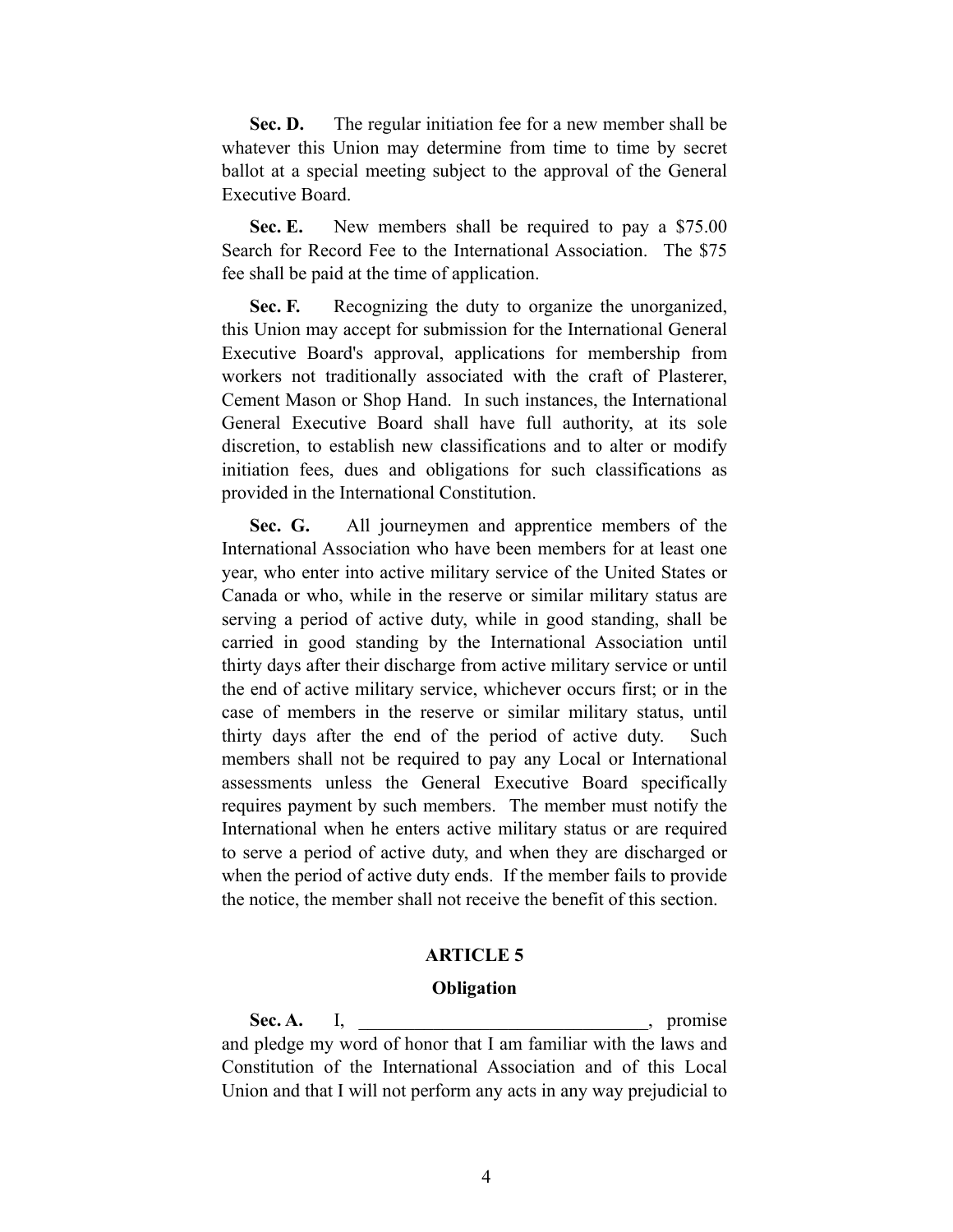**Sec. D.** The regular initiation fee for a new member shall be whatever this Union may determine from time to time by secret ballot at a special meeting subject to the approval of the General Executive Board.

**Sec. E.** New members shall be required to pay a $75.00 Search for Record Fee to the International Association. The $75 fee shall be paid at the time of application.

**Sec. F.** Recognizing the duty to organize the unorganized, this Union may accept for submission for the International General Executive Board's approval, applications for membership from workers not traditionally associated with the craft of Plasterer, Cement Mason or Shop Hand. In such instances, the International General Executive Board shall have full authority, at its sole discretion, to establish new classifications and to alter or modify initiation fees, dues and obligations for such classifications as provided in the International Constitution.

**Sec. G.** All journeymen and apprentice members of the International Association who have been members for at least one year, who enter into active military service of the United States or Canada or who, while in the reserve or similar military status are serving a period of active duty, while in good standing, shall be carried in good standing by the International Association until thirty days after their discharge from active military service or until the end of active military service, whichever occurs first; or in the case of members in the reserve or similar military status, until thirty days after the end of the period of active duty. Such members shall not be required to pay any Local or International assessments unless the General Executive Board specifically requires payment by such members. The member must notify the International when he enters active military status or are required to serve a period of active duty, and when they are discharged or when the period of active duty ends. If the member fails to provide the notice, the member shall not receive the benefit of this section.

## ARTICLE 5

### Obligation

**Sec. A.** I, _______________________________, promise and pledge my word of honor that I am familiar with the laws and Constitution of the International Association and of this Local Union and that I will not perform any acts in any way prejudicial to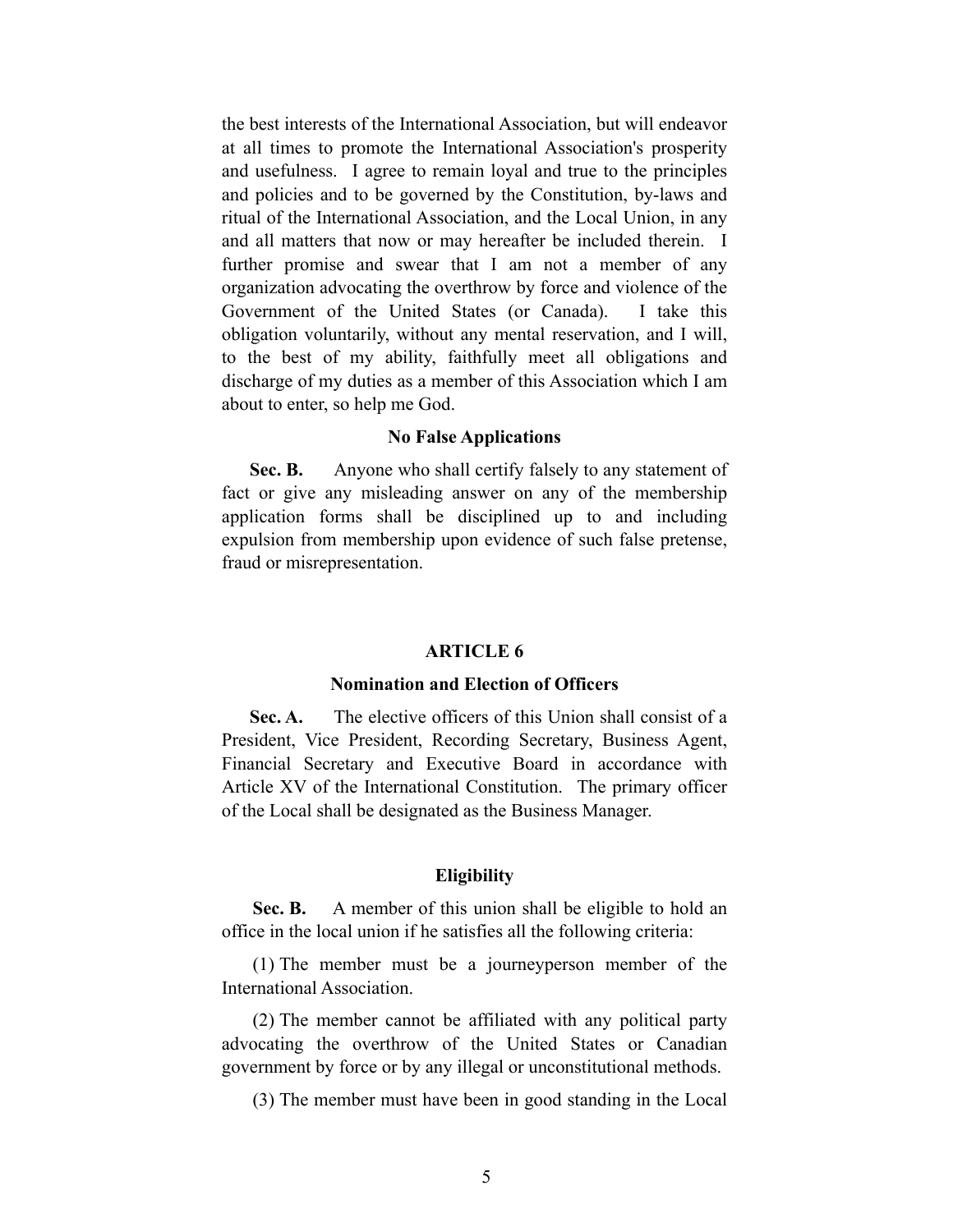the best interests of the International Association, but will endeavor at all times to promote the International Association's prosperity and usefulness. I agree to remain loyal and true to the principles and policies and to be governed by the Constitution, by-laws and ritual of the International Association, and the Local Union, in any and all matters that now or may hereafter be included therein. I further promise and swear that I am not a member of any organization advocating the overthrow by force and violence of the Government of the United States (or Canada). I take this obligation voluntarily, without any mental reservation, and I will, to the best of my ability, faithfully meet all obligations and discharge of my duties as a member of this Association which I am about to enter, so help me God.

### No False Applications

**Sec. B.** Anyone who shall certify falsely to any statement of fact or give any misleading answer on any of the membership application forms shall be disciplined up to and including expulsion from membership upon evidence of such false pretense, fraud or misrepresentation.

## ARTICLE 6

### Nomination and Election of Officers

**Sec. A.** The elective officers of this Union shall consist of a President, Vice President, Recording Secretary, Business Agent, Financial Secretary and Executive Board in accordance with Article XV of the International Constitution. The primary officer of the Local shall be designated as the Business Manager.

### Eligibility

**Sec. B.** A member of this union shall be eligible to hold an office in the local union if he satisfies all the following criteria:

(1) The member must be a journeyperson member of the International Association.

(2) The member cannot be affiliated with any political party advocating the overthrow of the United States or Canadian government by force or by any illegal or unconstitutional methods.

(3) The member must have been in good standing in the Local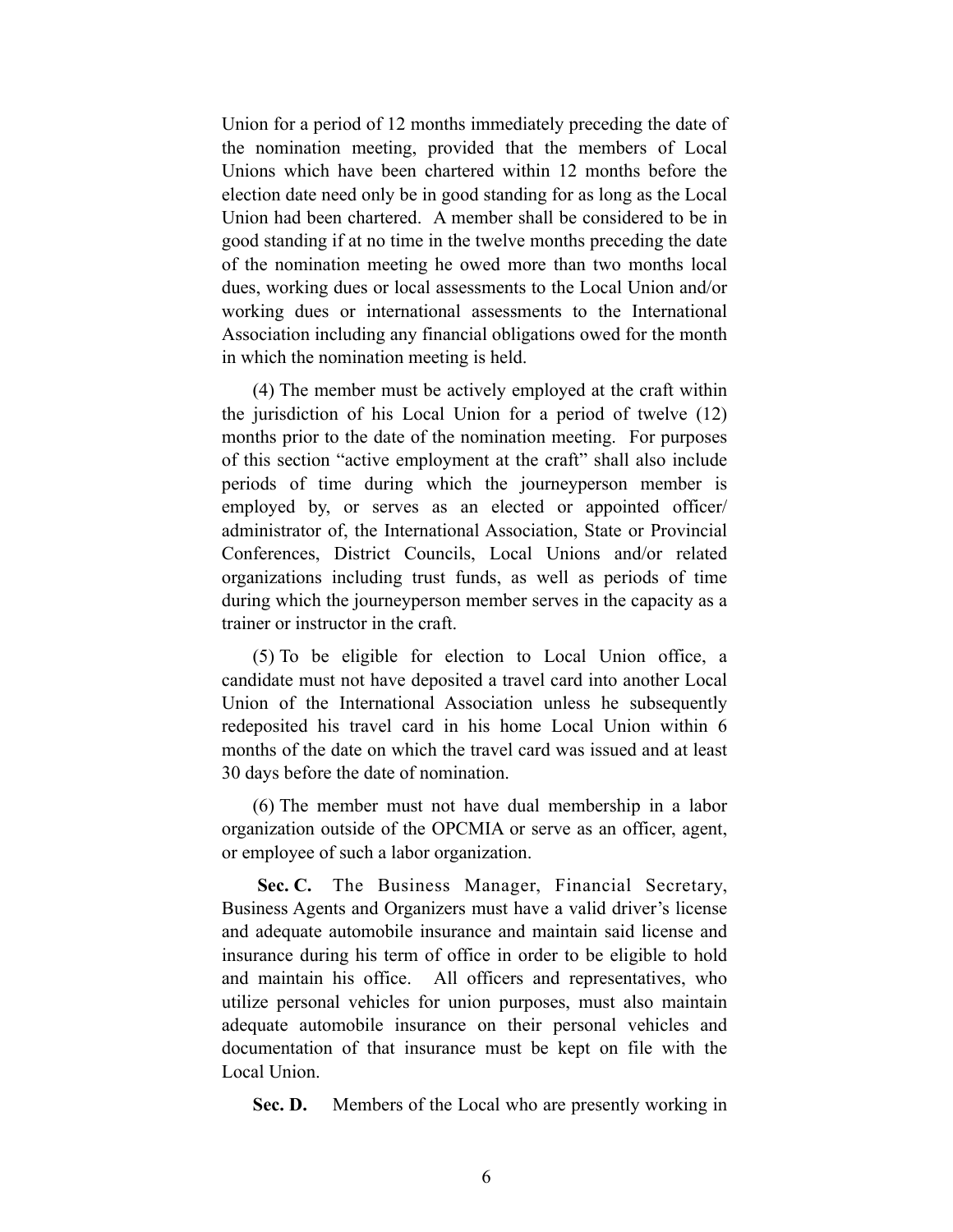Union for a period of 12 months immediately preceding the date of the nomination meeting, provided that the members of Local Unions which have been chartered within 12 months before the election date need only be in good standing for as long as the Local Union had been chartered. A member shall be considered to be in good standing if at no time in the twelve months preceding the date of the nomination meeting he owed more than two months local dues, working dues or local assessments to the Local Union and/or working dues or international assessments to the International Association including any financial obligations owed for the month in which the nomination meeting is held.

(4) The member must be actively employed at the craft within the jurisdiction of his Local Union for a period of twelve (12) months prior to the date of the nomination meeting. For purposes of this section "active employment at the craft" shall also include periods of time during which the journeyperson member is employed by, or serves as an elected or appointed officer/ administrator of, the International Association, State or Provincial Conferences, District Councils, Local Unions and/or related organizations including trust funds, as well as periods of time during which the journeyperson member serves in the capacity as a trainer or instructor in the craft.

(5) To be eligible for election to Local Union office, a candidate must not have deposited a travel card into another Local Union of the International Association unless he subsequently redeposited his travel card in his home Local Union within 6 months of the date on which the travel card was issued and at least 30 days before the date of nomination.

(6) The member must not have dual membership in a labor organization outside of the OPCMIA or serve as an officer, agent, or employee of such a labor organization.

**Sec. C.** The Business Manager, Financial Secretary, Business Agents and Organizers must have a valid driver's license and adequate automobile insurance and maintain said license and insurance during his term of office in order to be eligible to hold and maintain his office. All officers and representatives, who utilize personal vehicles for union purposes, must also maintain adequate automobile insurance on their personal vehicles and documentation of that insurance must be kept on file with the Local Union.

**Sec. D.** Members of the Local who are presently working in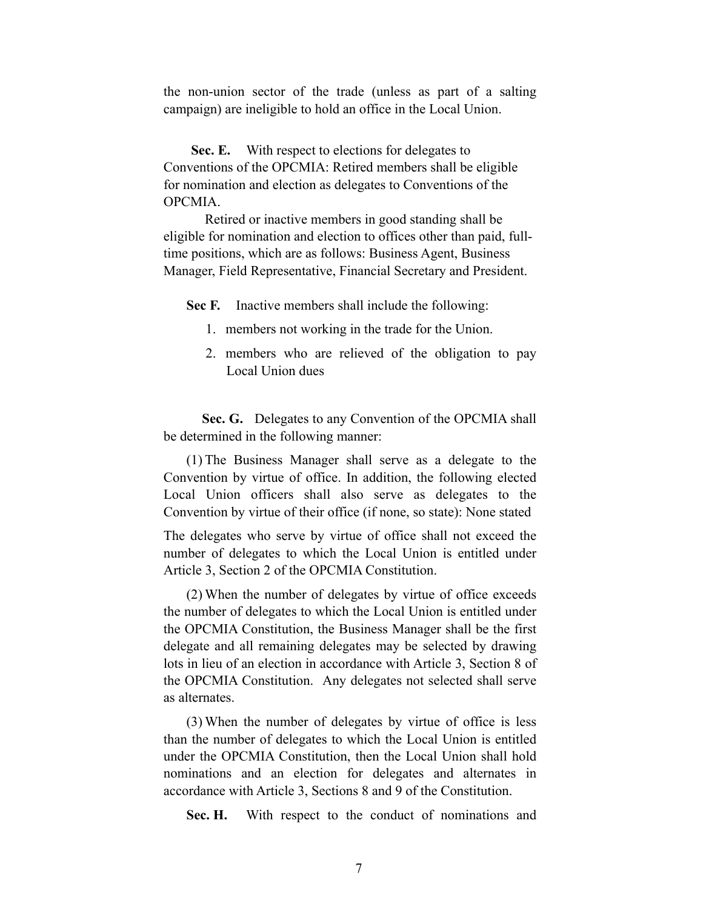the non-union sector of the trade (unless as part of a salting campaign) are ineligible to hold an office in the Local Union.

**Sec. E.** With respect to elections for delegates to Conventions of the OPCMIA: Retired members shall be eligible for nomination and election as delegates to Conventions of the OPCMIA.

Retired or inactive members in good standing shall be eligible for nomination and election to offices other than paid, full-time positions, which are as follows: Business Agent, Business Manager, Field Representative, Financial Secretary and President.

**Sec F.** Inactive members shall include the following:

1. members not working in the trade for the Union.
2. members who are relieved of the obligation to pay Local Union dues

**Sec. G.** Delegates to any Convention of the OPCMIA shall be determined in the following manner:

(1) The Business Manager shall serve as a delegate to the Convention by virtue of office. In addition, the following elected Local Union officers shall also serve as delegates to the Convention by virtue of their office (if none, so state): None stated

The delegates who serve by virtue of office shall not exceed the number of delegates to which the Local Union is entitled under Article 3, Section 2 of the OPCMIA Constitution.

(2) When the number of delegates by virtue of office exceeds the number of delegates to which the Local Union is entitled under the OPCMIA Constitution, the Business Manager shall be the first delegate and all remaining delegates may be selected by drawing lots in lieu of an election in accordance with Article 3, Section 8 of the OPCMIA Constitution. Any delegates not selected shall serve as alternates.

(3) When the number of delegates by virtue of office is less than the number of delegates to which the Local Union is entitled under the OPCMIA Constitution, then the Local Union shall hold nominations and an election for delegates and alternates in accordance with Article 3, Sections 8 and 9 of the Constitution.

**Sec. H.** With respect to the conduct of nominations and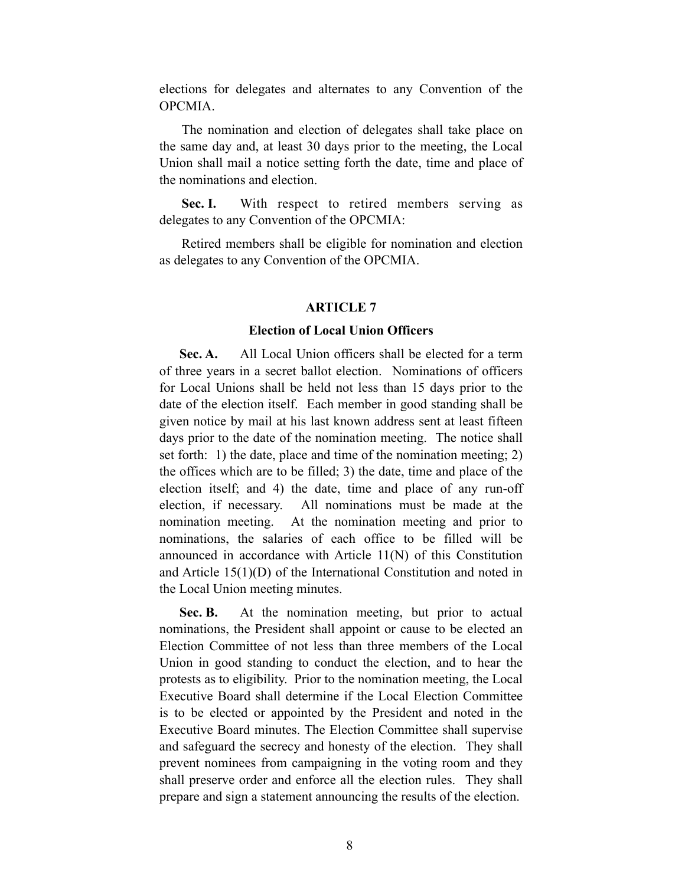elections for delegates and alternates to any Convention of the OPCMIA.

The nomination and election of delegates shall take place on the same day and, at least 30 days prior to the meeting, the Local Union shall mail a notice setting forth the date, time and place of the nominations and election.

**Sec. I.** With respect to retired members serving as delegates to any Convention of the OPCMIA:

Retired members shall be eligible for nomination and election as delegates to any Convention of the OPCMIA.

## ARTICLE 7

### Election of Local Union Officers

**Sec. A.** All Local Union officers shall be elected for a term of three years in a secret ballot election. Nominations of officers for Local Unions shall be held not less than 15 days prior to the date of the election itself. Each member in good standing shall be given notice by mail at his last known address sent at least fifteen days prior to the date of the nomination meeting. The notice shall set forth: 1) the date, place and time of the nomination meeting; 2) the offices which are to be filled; 3) the date, time and place of the election itself; and 4) the date, time and place of any run-off election, if necessary. All nominations must be made at the nomination meeting. At the nomination meeting and prior to nominations, the salaries of each office to be filled will be announced in accordance with Article 11(N) of this Constitution and Article 15(1)(D) of the International Constitution and noted in the Local Union meeting minutes.

**Sec. B.** At the nomination meeting, but prior to actual nominations, the President shall appoint or cause to be elected an Election Committee of not less than three members of the Local Union in good standing to conduct the election, and to hear the protests as to eligibility. Prior to the nomination meeting, the Local Executive Board shall determine if the Local Election Committee is to be elected or appointed by the President and noted in the Executive Board minutes. The Election Committee shall supervise and safeguard the secrecy and honesty of the election. They shall prevent nominees from campaigning in the voting room and they shall preserve order and enforce all the election rules. They shall prepare and sign a statement announcing the results of the election.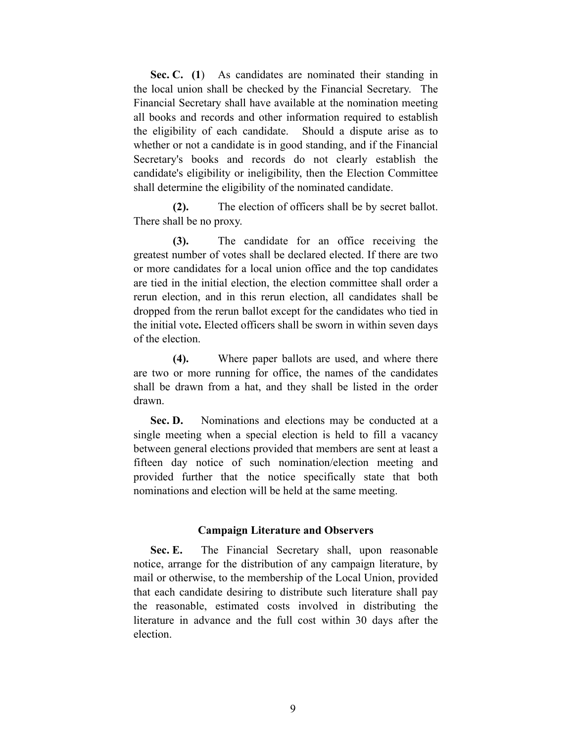**Sec. C. (1**) As candidates are nominated their standing in the local union shall be checked by the Financial Secretary. The Financial Secretary shall have available at the nomination meeting all books and records and other information required to establish the eligibility of each candidate. Should a dispute arise as to whether or not a candidate is in good standing, and if the Financial Secretary's books and records do not clearly establish the candidate's eligibility or ineligibility, then the Election Committee shall determine the eligibility of the nominated candidate.

**(2).** The election of officers shall be by secret ballot. There shall be no proxy.

**(3).** The candidate for an office receiving the greatest number of votes shall be declared elected. If there are two or more candidates for a local union office and the top candidates are tied in the initial election, the election committee shall order a rerun election, and in this rerun election, all candidates shall be dropped from the rerun ballot except for the candidates who tied in the initial vote**.** Elected officers shall be sworn in within seven days of the election.

**(4).** Where paper ballots are used, and where there are two or more running for office, the names of the candidates shall be drawn from a hat, and they shall be listed in the order drawn.

**Sec. D.** Nominations and elections may be conducted at a single meeting when a special election is held to fill a vacancy between general elections provided that members are sent at least a fifteen day notice of such nomination/election meeting and provided further that the notice specifically state that both nominations and election will be held at the same meeting.

### Campaign Literature and Observers

**Sec. E.** The Financial Secretary shall, upon reasonable notice, arrange for the distribution of any campaign literature, by mail or otherwise, to the membership of the Local Union, provided that each candidate desiring to distribute such literature shall pay the reasonable, estimated costs involved in distributing the literature in advance and the full cost within 30 days after the election.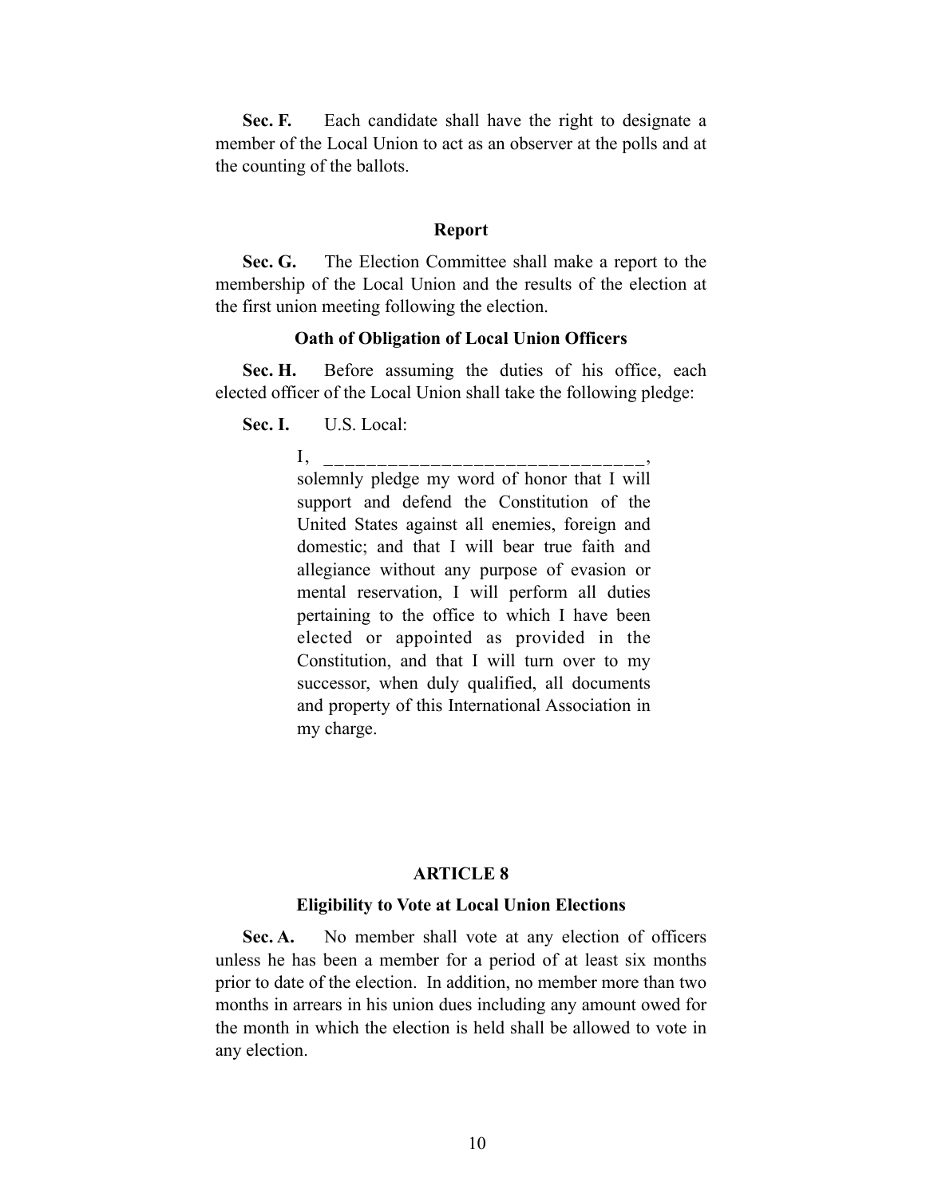**Sec. F.** Each candidate shall have the right to designate a member of the Local Union to act as an observer at the polls and at the counting of the ballots.

### Report

**Sec. G.** The Election Committee shall make a report to the membership of the Local Union and the results of the election at the first union meeting following the election.

### Oath of Obligation of Local Union Officers

**Sec. H.** Before assuming the duties of his office, each elected officer of the Local Union shall take the following pledge:

**Sec. I.** U.S. Local:

> I, ______________________________, solemnly pledge my word of honor that I will support and defend the Constitution of the United States against all enemies, foreign and domestic; and that I will bear true faith and allegiance without any purpose of evasion or mental reservation, I will perform all duties pertaining to the office to which I have been elected or appointed as provided in the Constitution, and that I will turn over to my successor, when duly qualified, all documents and property of this International Association in my charge.

## ARTICLE 8

### Eligibility to Vote at Local Union Elections

**Sec. A.** No member shall vote at any election of officers unless he has been a member for a period of at least six months prior to date of the election. In addition, no member more than two months in arrears in his union dues including any amount owed for the month in which the election is held shall be allowed to vote in any election.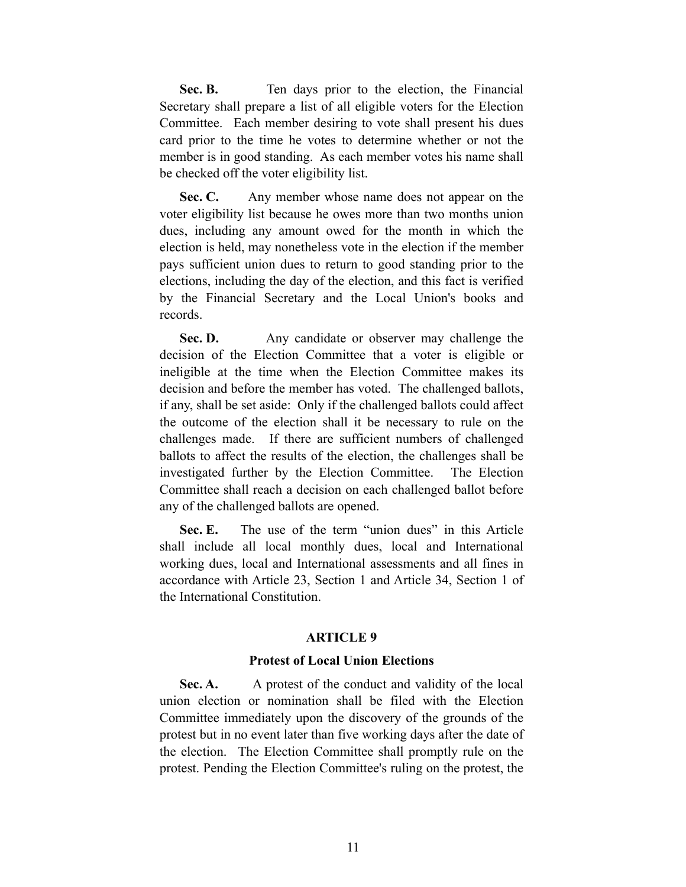**Sec. B.** Ten days prior to the election, the Financial Secretary shall prepare a list of all eligible voters for the Election Committee. Each member desiring to vote shall present his dues card prior to the time he votes to determine whether or not the member is in good standing. As each member votes his name shall be checked off the voter eligibility list.

**Sec. C.** Any member whose name does not appear on the voter eligibility list because he owes more than two months union dues, including any amount owed for the month in which the election is held, may nonetheless vote in the election if the member pays sufficient union dues to return to good standing prior to the elections, including the day of the election, and this fact is verified by the Financial Secretary and the Local Union's books and records.

**Sec. D.** Any candidate or observer may challenge the decision of the Election Committee that a voter is eligible or ineligible at the time when the Election Committee makes its decision and before the member has voted. The challenged ballots, if any, shall be set aside: Only if the challenged ballots could affect the outcome of the election shall it be necessary to rule on the challenges made. If there are sufficient numbers of challenged ballots to affect the results of the election, the challenges shall be investigated further by the Election Committee. The Election Committee shall reach a decision on each challenged ballot before any of the challenged ballots are opened.

**Sec. E.** The use of the term "union dues" in this Article shall include all local monthly dues, local and International working dues, local and International assessments and all fines in accordance with Article 23, Section 1 and Article 34, Section 1 of the International Constitution.

## ARTICLE 9

### Protest of Local Union Elections

**Sec. A.** A protest of the conduct and validity of the local union election or nomination shall be filed with the Election Committee immediately upon the discovery of the grounds of the protest but in no event later than five working days after the date of the election. The Election Committee shall promptly rule on the protest. Pending the Election Committee's ruling on the protest, the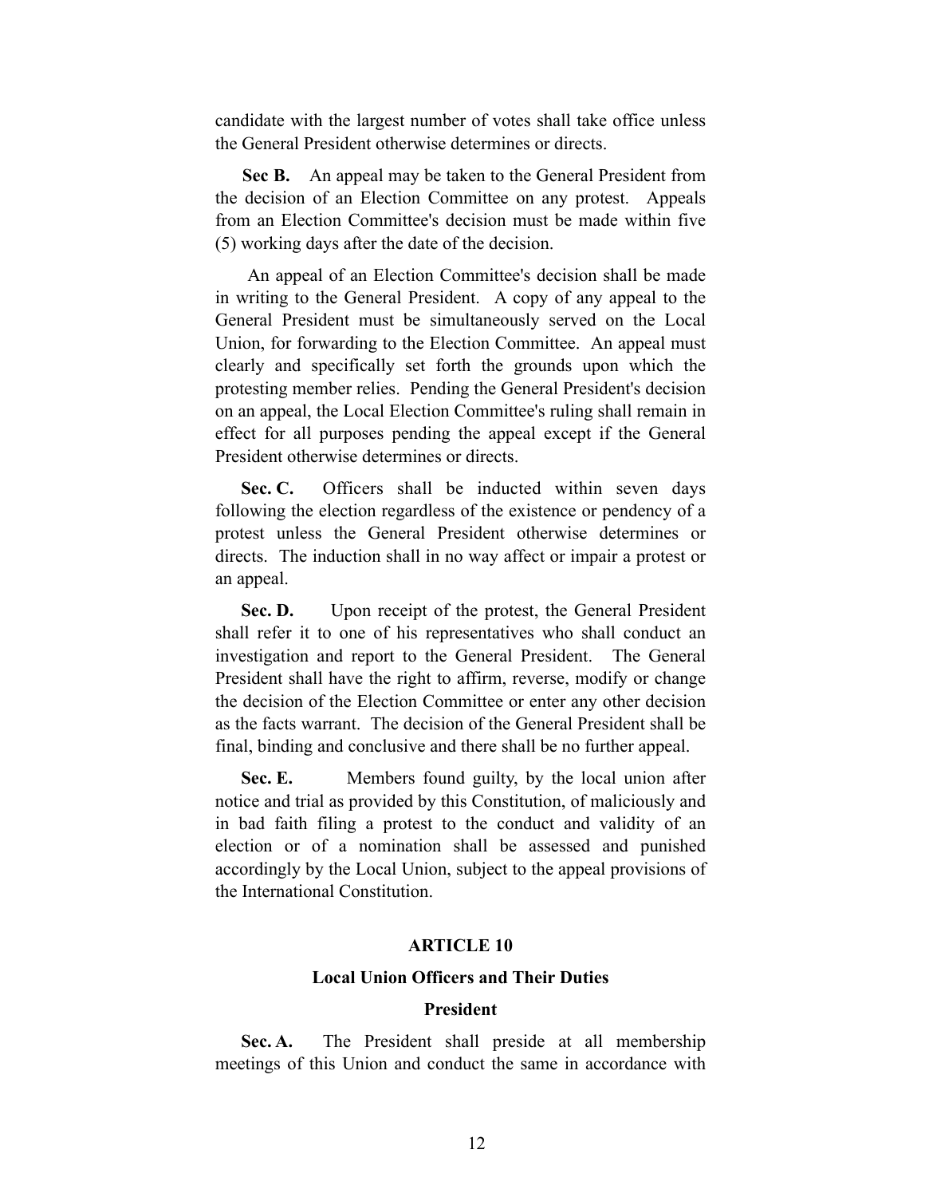candidate with the largest number of votes shall take office unless the General President otherwise determines or directs.

**Sec B.** An appeal may be taken to the General President from the decision of an Election Committee on any protest. Appeals from an Election Committee's decision must be made within five (5) working days after the date of the decision.

An appeal of an Election Committee's decision shall be made in writing to the General President. A copy of any appeal to the General President must be simultaneously served on the Local Union, for forwarding to the Election Committee. An appeal must clearly and specifically set forth the grounds upon which the protesting member relies. Pending the General President's decision on an appeal, the Local Election Committee's ruling shall remain in effect for all purposes pending the appeal except if the General President otherwise determines or directs.

**Sec. C.** Officers shall be inducted within seven days following the election regardless of the existence or pendency of a protest unless the General President otherwise determines or directs. The induction shall in no way affect or impair a protest or an appeal.

**Sec. D.** Upon receipt of the protest, the General President shall refer it to one of his representatives who shall conduct an investigation and report to the General President. The General President shall have the right to affirm, reverse, modify or change the decision of the Election Committee or enter any other decision as the facts warrant. The decision of the General President shall be final, binding and conclusive and there shall be no further appeal.

**Sec. E.** Members found guilty, by the local union after notice and trial as provided by this Constitution, of maliciously and in bad faith filing a protest to the conduct and validity of an election or of a nomination shall be assessed and punished accordingly by the Local Union, subject to the appeal provisions of the International Constitution.

## ARTICLE 10

## Local Union Officers and Their Duties

### President

**Sec. A.** The President shall preside at all membership meetings of this Union and conduct the same in accordance with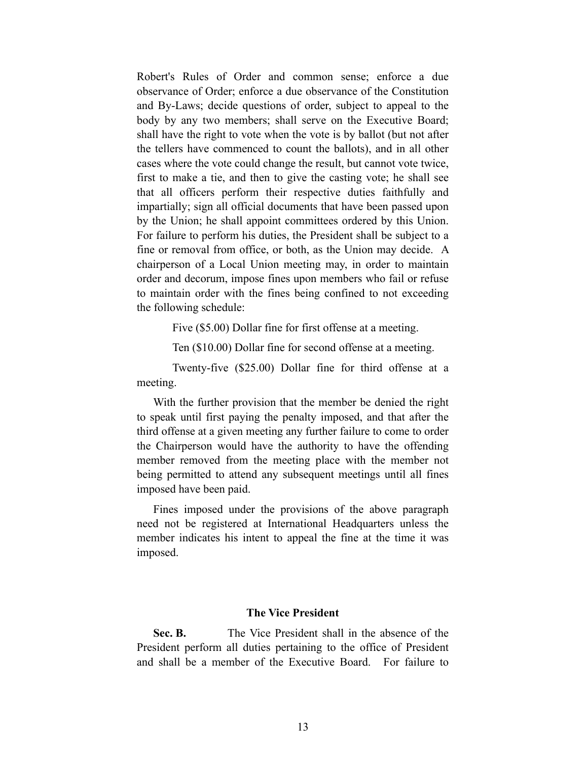Robert's Rules of Order and common sense; enforce a due observance of Order; enforce a due observance of the Constitution and By-Laws; decide questions of order, subject to appeal to the body by any two members; shall serve on the Executive Board; shall have the right to vote when the vote is by ballot (but not after the tellers have commenced to count the ballots), and in all other cases where the vote could change the result, but cannot vote twice, first to make a tie, and then to give the casting vote; he shall see that all officers perform their respective duties faithfully and impartially; sign all official documents that have been passed upon by the Union; he shall appoint committees ordered by this Union. For failure to perform his duties, the President shall be subject to a fine or removal from office, or both, as the Union may decide. A chairperson of a Local Union meeting may, in order to maintain order and decorum, impose fines upon members who fail or refuse to maintain order with the fines being confined to not exceeding the following schedule:

Five ($5.00) Dollar fine for first offense at a meeting.

Ten ($10.00) Dollar fine for second offense at a meeting.

Twenty-five ($25.00) Dollar fine for third offense at a meeting.

With the further provision that the member be denied the right to speak until first paying the penalty imposed, and that after the third offense at a given meeting any further failure to come to order the Chairperson would have the authority to have the offending member removed from the meeting place with the member not being permitted to attend any subsequent meetings until all fines imposed have been paid.

Fines imposed under the provisions of the above paragraph need not be registered at International Headquarters unless the member indicates his intent to appeal the fine at the time it was imposed.

### The Vice President

**Sec. B.** The Vice President shall in the absence of the President perform all duties pertaining to the office of President and shall be a member of the Executive Board. For failure to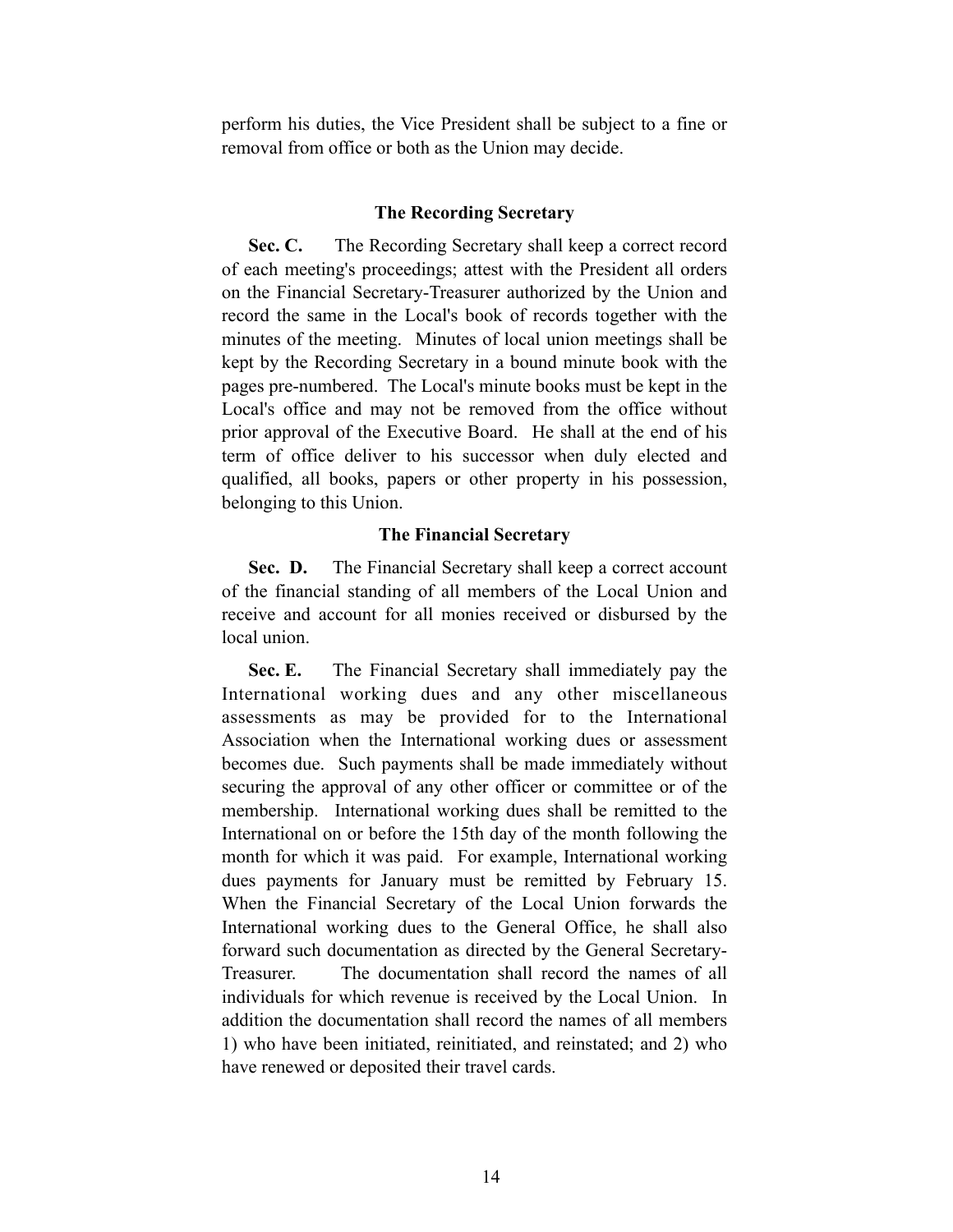perform his duties, the Vice President shall be subject to a fine or removal from office or both as the Union may decide.

### The Recording Secretary

**Sec. C.** The Recording Secretary shall keep a correct record of each meeting's proceedings; attest with the President all orders on the Financial Secretary-Treasurer authorized by the Union and record the same in the Local's book of records together with the minutes of the meeting. Minutes of local union meetings shall be kept by the Recording Secretary in a bound minute book with the pages pre-numbered. The Local's minute books must be kept in the Local's office and may not be removed from the office without prior approval of the Executive Board. He shall at the end of his term of office deliver to his successor when duly elected and qualified, all books, papers or other property in his possession, belonging to this Union.

### The Financial Secretary

**Sec. D.** The Financial Secretary shall keep a correct account of the financial standing of all members of the Local Union and receive and account for all monies received or disbursed by the local union.

**Sec. E.** The Financial Secretary shall immediately pay the International working dues and any other miscellaneous assessments as may be provided for to the International Association when the International working dues or assessment becomes due. Such payments shall be made immediately without securing the approval of any other officer or committee or of the membership. International working dues shall be remitted to the International on or before the 15th day of the month following the month for which it was paid. For example, International working dues payments for January must be remitted by February 15. When the Financial Secretary of the Local Union forwards the International working dues to the General Office, he shall also forward such documentation as directed by the General Secretary-Treasurer. The documentation shall record the names of all individuals for which revenue is received by the Local Union. In addition the documentation shall record the names of all members 1) who have been initiated, reinitiated, and reinstated; and 2) who have renewed or deposited their travel cards.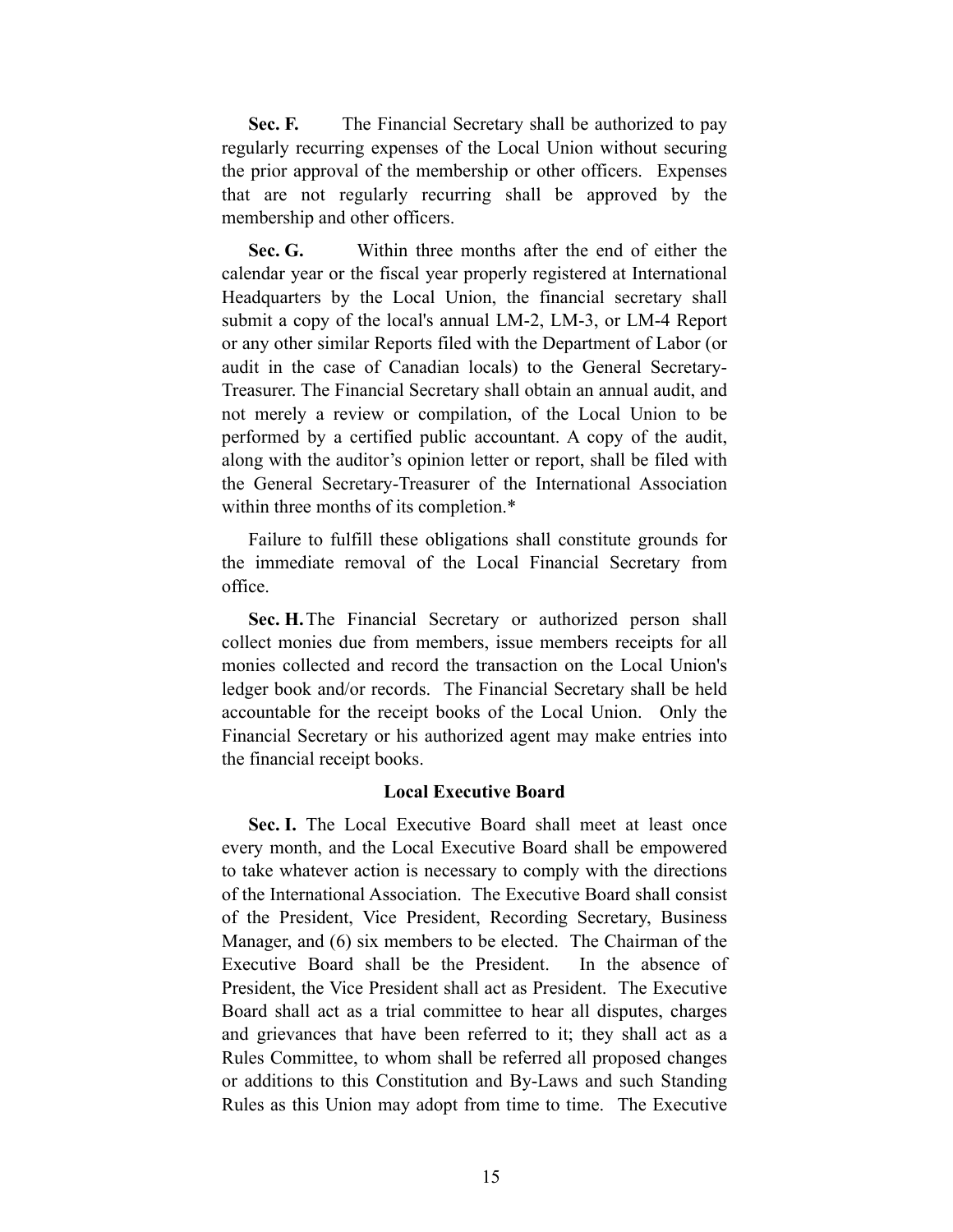**Sec. F.** The Financial Secretary shall be authorized to pay regularly recurring expenses of the Local Union without securing the prior approval of the membership or other officers. Expenses that are not regularly recurring shall be approved by the membership and other officers.

**Sec. G.** Within three months after the end of either the calendar year or the fiscal year properly registered at International Headquarters by the Local Union, the financial secretary shall submit a copy of the local's annual LM-2, LM-3, or LM-4 Report or any other similar Reports filed with the Department of Labor (or audit in the case of Canadian locals) to the General Secretary-Treasurer. The Financial Secretary shall obtain an annual audit, and not merely a review or compilation, of the Local Union to be performed by a certified public accountant. A copy of the audit, along with the auditor's opinion letter or report, shall be filed with the General Secretary-Treasurer of the International Association within three months of its completion.*

Failure to fulfill these obligations shall constitute grounds for the immediate removal of the Local Financial Secretary from office.

**Sec. H.** The Financial Secretary or authorized person shall collect monies due from members, issue members receipts for all monies collected and record the transaction on the Local Union's ledger book and/or records. The Financial Secretary shall be held accountable for the receipt books of the Local Union. Only the Financial Secretary or his authorized agent may make entries into the financial receipt books.

### Local Executive Board

**Sec. I.** The Local Executive Board shall meet at least once every month, and the Local Executive Board shall be empowered to take whatever action is necessary to comply with the directions of the International Association. The Executive Board shall consist of the President, Vice President, Recording Secretary, Business Manager, and (6) six members to be elected. The Chairman of the Executive Board shall be the President. In the absence of President, the Vice President shall act as President. The Executive Board shall act as a trial committee to hear all disputes, charges and grievances that have been referred to it; they shall act as a Rules Committee, to whom shall be referred all proposed changes or additions to this Constitution and By-Laws and such Standing Rules as this Union may adopt from time to time. The Executive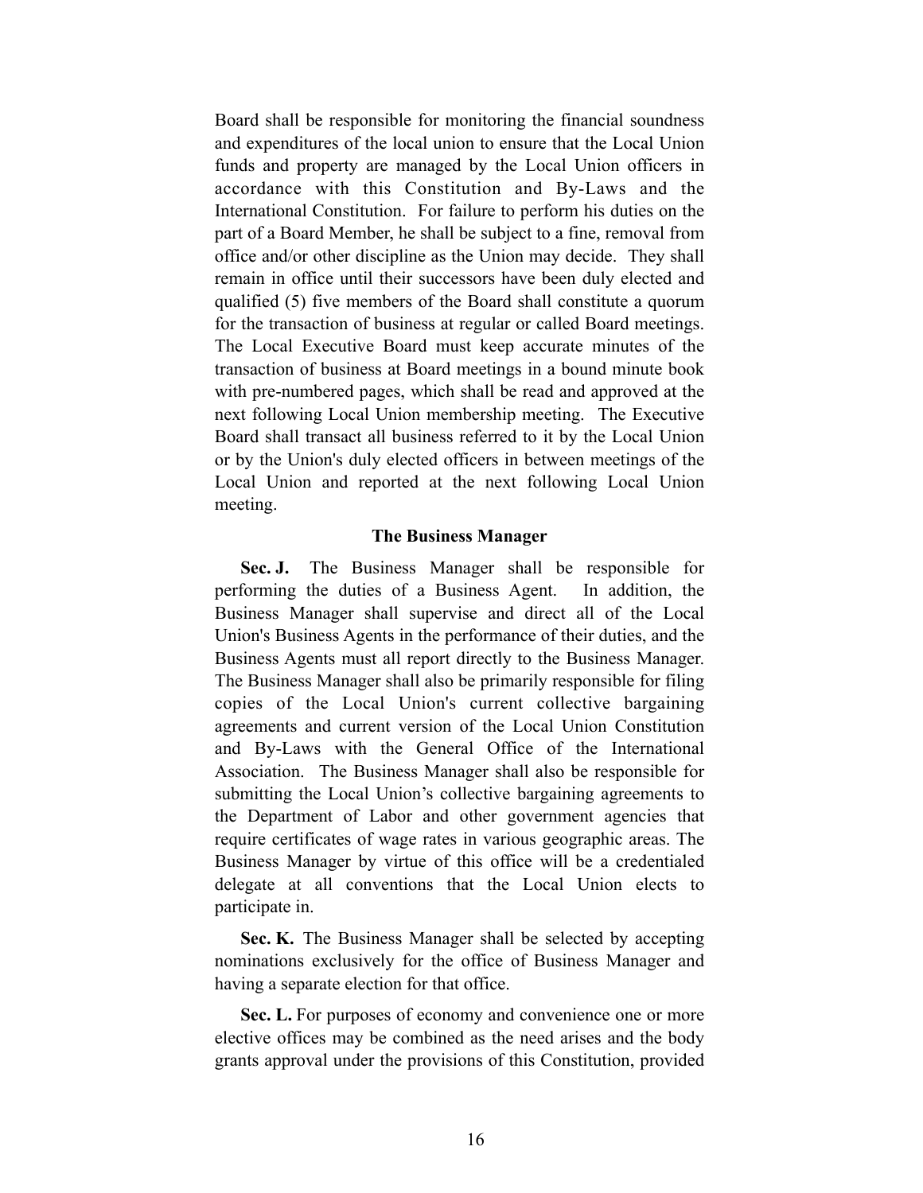Board shall be responsible for monitoring the financial soundness and expenditures of the local union to ensure that the Local Union funds and property are managed by the Local Union officers in accordance with this Constitution and By-Laws and the International Constitution. For failure to perform his duties on the part of a Board Member, he shall be subject to a fine, removal from office and/or other discipline as the Union may decide. They shall remain in office until their successors have been duly elected and qualified (5) five members of the Board shall constitute a quorum for the transaction of business at regular or called Board meetings. The Local Executive Board must keep accurate minutes of the transaction of business at Board meetings in a bound minute book with pre-numbered pages, which shall be read and approved at the next following Local Union membership meeting. The Executive Board shall transact all business referred to it by the Local Union or by the Union's duly elected officers in between meetings of the Local Union and reported at the next following Local Union meeting.

### The Business Manager

**Sec. J.** The Business Manager shall be responsible for performing the duties of a Business Agent. In addition, the Business Manager shall supervise and direct all of the Local Union's Business Agents in the performance of their duties, and the Business Agents must all report directly to the Business Manager. The Business Manager shall also be primarily responsible for filing copies of the Local Union's current collective bargaining agreements and current version of the Local Union Constitution and By-Laws with the General Office of the International Association. The Business Manager shall also be responsible for submitting the Local Union's collective bargaining agreements to the Department of Labor and other government agencies that require certificates of wage rates in various geographic areas. The Business Manager by virtue of this office will be a credentialed delegate at all conventions that the Local Union elects to participate in.

**Sec. K.** The Business Manager shall be selected by accepting nominations exclusively for the office of Business Manager and having a separate election for that office.

**Sec. L.** For purposes of economy and convenience one or more elective offices may be combined as the need arises and the body grants approval under the provisions of this Constitution, provided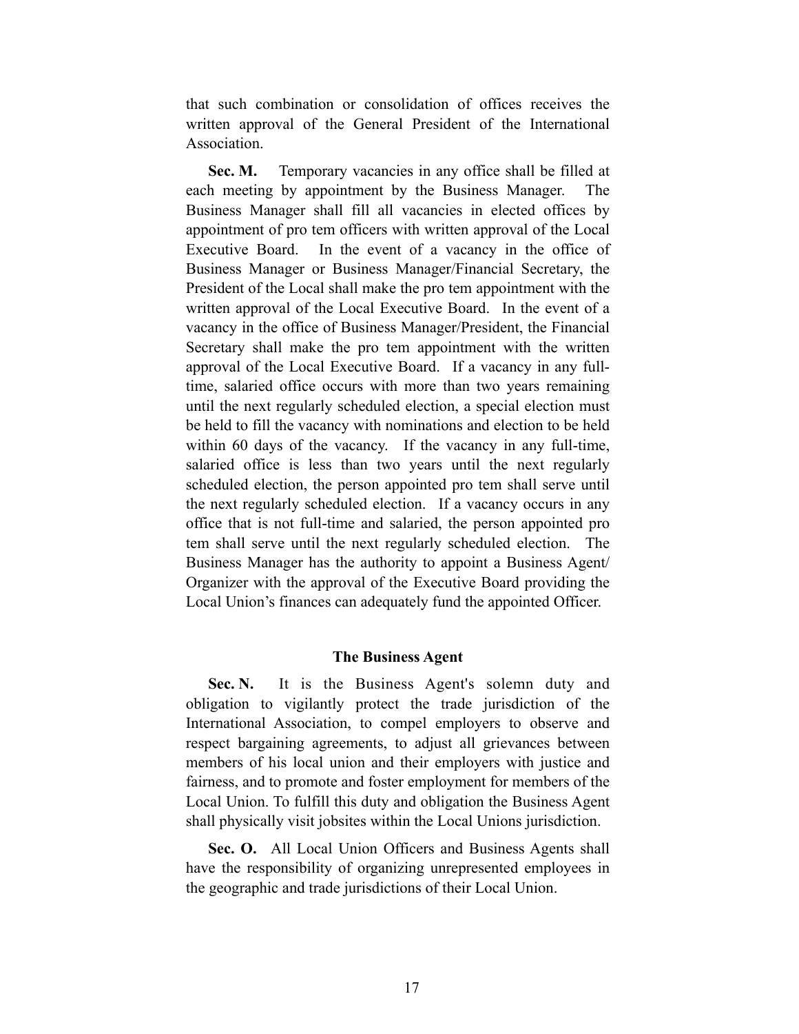that such combination or consolidation of offices receives the written approval of the General President of the International Association.

**Sec. M.** Temporary vacancies in any office shall be filled at each meeting by appointment by the Business Manager. The Business Manager shall fill all vacancies in elected offices by appointment of pro tem officers with written approval of the Local Executive Board. In the event of a vacancy in the office of Business Manager or Business Manager/Financial Secretary, the President of the Local shall make the pro tem appointment with the written approval of the Local Executive Board. In the event of a vacancy in the office of Business Manager/President, the Financial Secretary shall make the pro tem appointment with the written approval of the Local Executive Board. If a vacancy in any full-time, salaried office occurs with more than two years remaining until the next regularly scheduled election, a special election must be held to fill the vacancy with nominations and election to be held within 60 days of the vacancy. If the vacancy in any full-time, salaried office is less than two years until the next regularly scheduled election, the person appointed pro tem shall serve until the next regularly scheduled election. If a vacancy occurs in any office that is not full-time and salaried, the person appointed pro tem shall serve until the next regularly scheduled election. The Business Manager has the authority to appoint a Business Agent/ Organizer with the approval of the Executive Board providing the Local Union's finances can adequately fund the appointed Officer.

### The Business Agent

**Sec. N.** It is the Business Agent's solemn duty and obligation to vigilantly protect the trade jurisdiction of the International Association, to compel employers to observe and respect bargaining agreements, to adjust all grievances between members of his local union and their employers with justice and fairness, and to promote and foster employment for members of the Local Union. To fulfill this duty and obligation the Business Agent shall physically visit jobsites within the Local Unions jurisdiction.

**Sec. O.** All Local Union Officers and Business Agents shall have the responsibility of organizing unrepresented employees in the geographic and trade jurisdictions of their Local Union.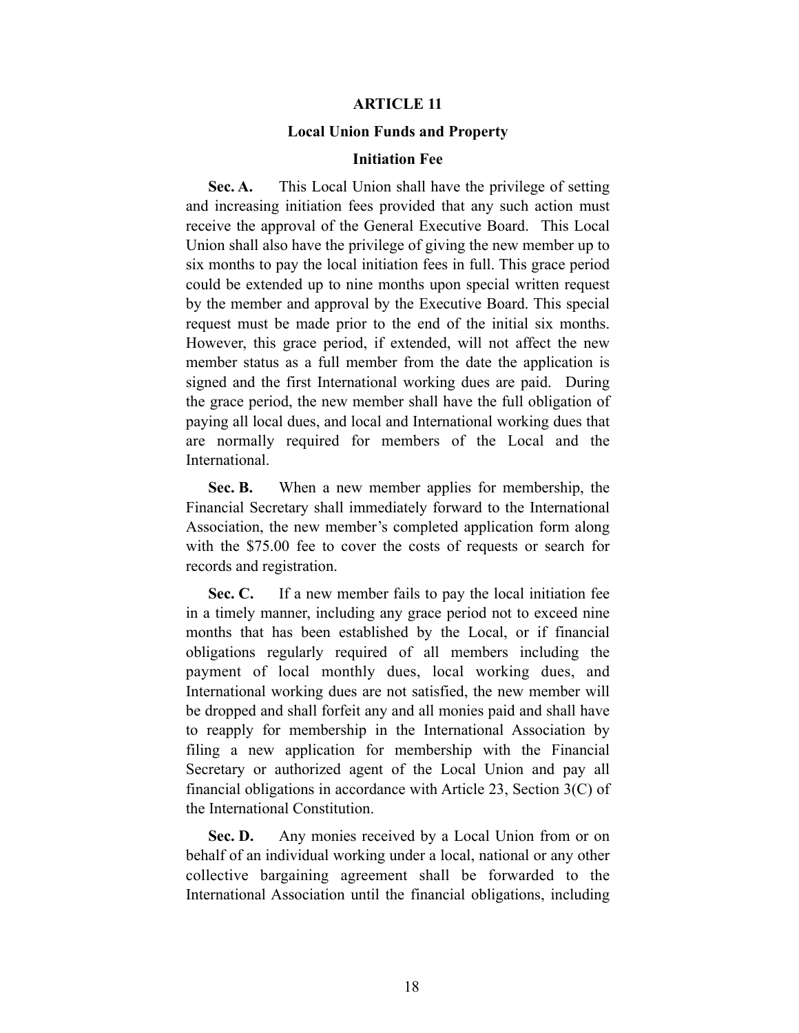# ARTICLE 11

## Local Union Funds and Property

### Initiation Fee

**Sec. A.** This Local Union shall have the privilege of setting and increasing initiation fees provided that any such action must receive the approval of the General Executive Board. This Local Union shall also have the privilege of giving the new member up to six months to pay the local initiation fees in full. This grace period could be extended up to nine months upon special written request by the member and approval by the Executive Board. This special request must be made prior to the end of the initial six months. However, this grace period, if extended, will not affect the new member status as a full member from the date the application is signed and the first International working dues are paid. During the grace period, the new member shall have the full obligation of paying all local dues, and local and International working dues that are normally required for members of the Local and the International.

**Sec. B.** When a new member applies for membership, the Financial Secretary shall immediately forward to the International Association, the new member's completed application form along with the $75.00 fee to cover the costs of requests or search for records and registration.

**Sec. C.** If a new member fails to pay the local initiation fee in a timely manner, including any grace period not to exceed nine months that has been established by the Local, or if financial obligations regularly required of all members including the payment of local monthly dues, local working dues, and International working dues are not satisfied, the new member will be dropped and shall forfeit any and all monies paid and shall have to reapply for membership in the International Association by filing a new application for membership with the Financial Secretary or authorized agent of the Local Union and pay all financial obligations in accordance with Article 23, Section 3(C) of the International Constitution.

**Sec. D.** Any monies received by a Local Union from or on behalf of an individual working under a local, national or any other collective bargaining agreement shall be forwarded to the International Association until the financial obligations, including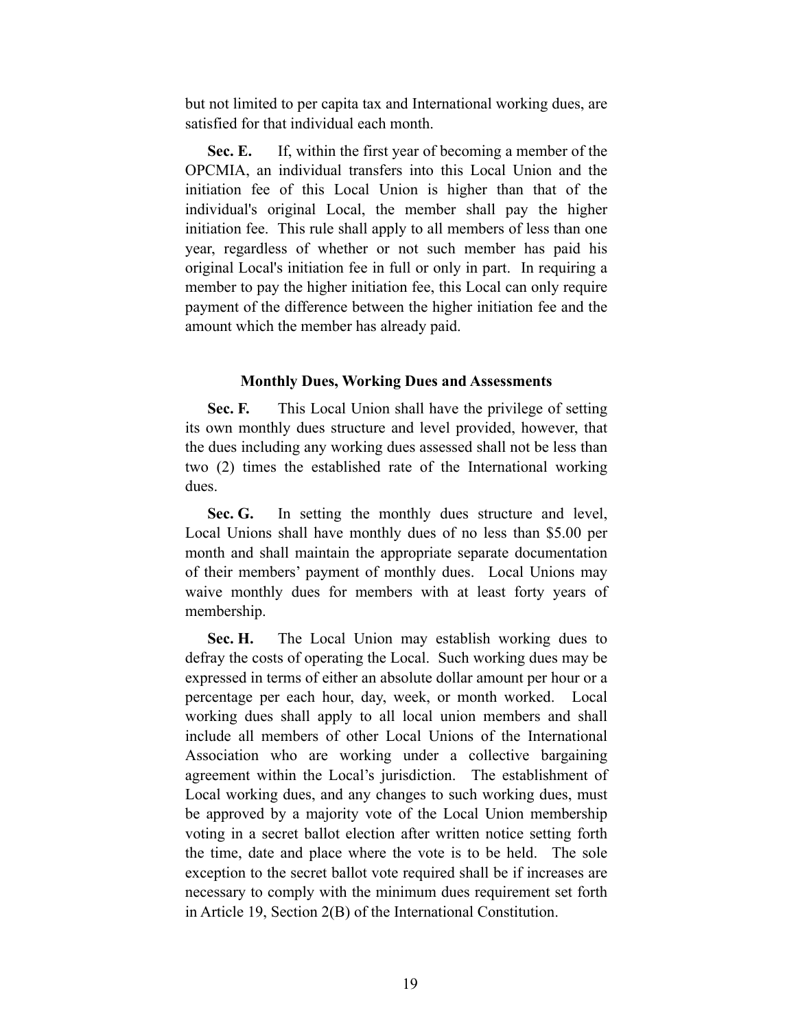but not limited to per capita tax and International working dues, are satisfied for that individual each month.

**Sec. E.** If, within the first year of becoming a member of the OPCMIA, an individual transfers into this Local Union and the initiation fee of this Local Union is higher than that of the individual's original Local, the member shall pay the higher initiation fee. This rule shall apply to all members of less than one year, regardless of whether or not such member has paid his original Local's initiation fee in full or only in part. In requiring a member to pay the higher initiation fee, this Local can only require payment of the difference between the higher initiation fee and the amount which the member has already paid.

### Monthly Dues, Working Dues and Assessments

**Sec. F.** This Local Union shall have the privilege of setting its own monthly dues structure and level provided, however, that the dues including any working dues assessed shall not be less than two (2) times the established rate of the International working dues.

**Sec. G.** In setting the monthly dues structure and level, Local Unions shall have monthly dues of no less than $5.00 per month and shall maintain the appropriate separate documentation of their members' payment of monthly dues. Local Unions may waive monthly dues for members with at least forty years of membership.

**Sec. H.** The Local Union may establish working dues to defray the costs of operating the Local. Such working dues may be expressed in terms of either an absolute dollar amount per hour or a percentage per each hour, day, week, or month worked. Local working dues shall apply to all local union members and shall include all members of other Local Unions of the International Association who are working under a collective bargaining agreement within the Local's jurisdiction. The establishment of Local working dues, and any changes to such working dues, must be approved by a majority vote of the Local Union membership voting in a secret ballot election after written notice setting forth the time, date and place where the vote is to be held. The sole exception to the secret ballot vote required shall be if increases are necessary to comply with the minimum dues requirement set forth in Article 19, Section 2(B) of the International Constitution.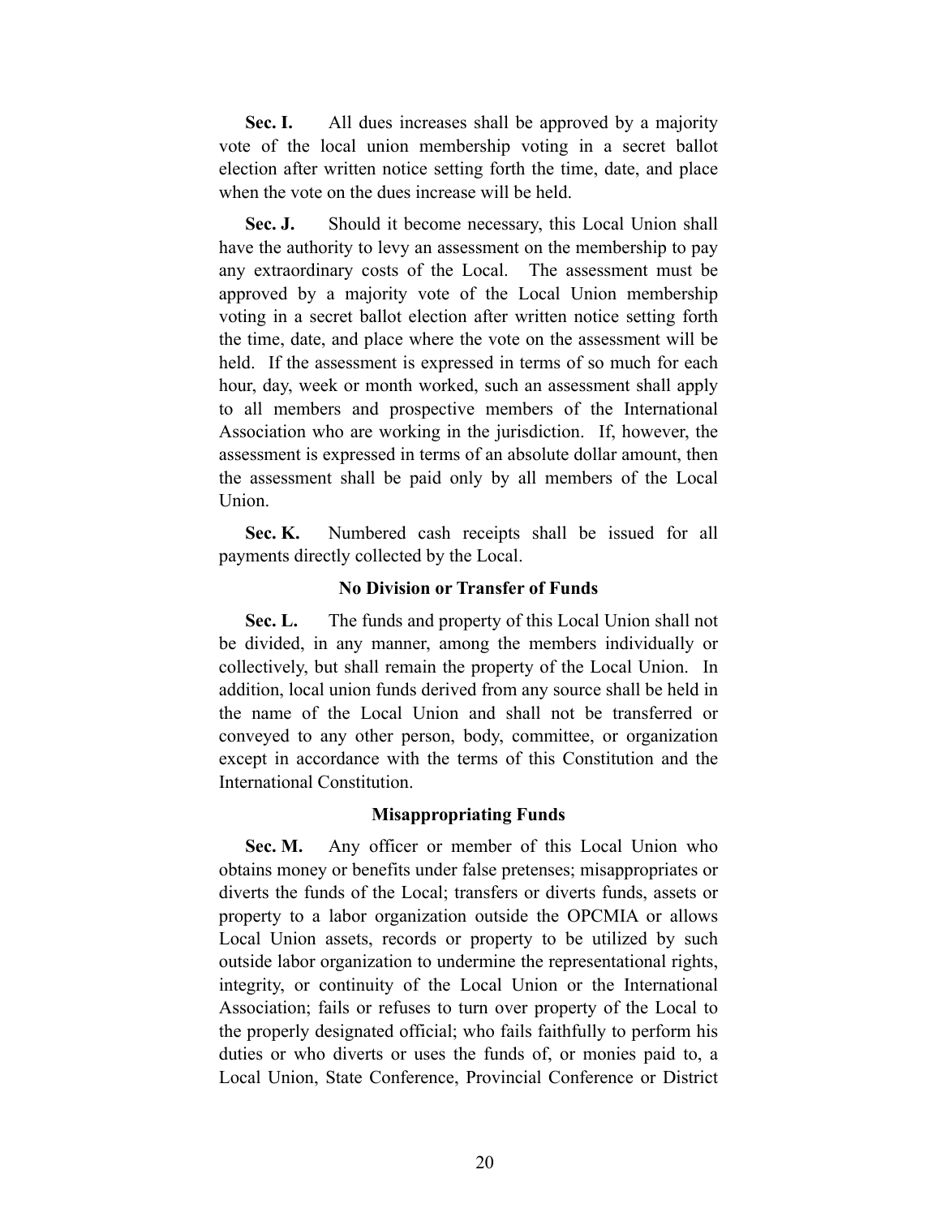**Sec. I.** All dues increases shall be approved by a majority vote of the local union membership voting in a secret ballot election after written notice setting forth the time, date, and place when the vote on the dues increase will be held.

**Sec. J.** Should it become necessary, this Local Union shall have the authority to levy an assessment on the membership to pay any extraordinary costs of the Local. The assessment must be approved by a majority vote of the Local Union membership voting in a secret ballot election after written notice setting forth the time, date, and place where the vote on the assessment will be held. If the assessment is expressed in terms of so much for each hour, day, week or month worked, such an assessment shall apply to all members and prospective members of the International Association who are working in the jurisdiction. If, however, the assessment is expressed in terms of an absolute dollar amount, then the assessment shall be paid only by all members of the Local Union.

**Sec. K.** Numbered cash receipts shall be issued for all payments directly collected by the Local.

### No Division or Transfer of Funds

**Sec. L.** The funds and property of this Local Union shall not be divided, in any manner, among the members individually or collectively, but shall remain the property of the Local Union. In addition, local union funds derived from any source shall be held in the name of the Local Union and shall not be transferred or conveyed to any other person, body, committee, or organization except in accordance with the terms of this Constitution and the International Constitution.

### Misappropriating Funds

**Sec. M.** Any officer or member of this Local Union who obtains money or benefits under false pretenses; misappropriates or diverts the funds of the Local; transfers or diverts funds, assets or property to a labor organization outside the OPCMIA or allows Local Union assets, records or property to be utilized by such outside labor organization to undermine the representational rights, integrity, or continuity of the Local Union or the International Association; fails or refuses to turn over property of the Local to the properly designated official; who fails faithfully to perform his duties or who diverts or uses the funds of, or monies paid to, a Local Union, State Conference, Provincial Conference or District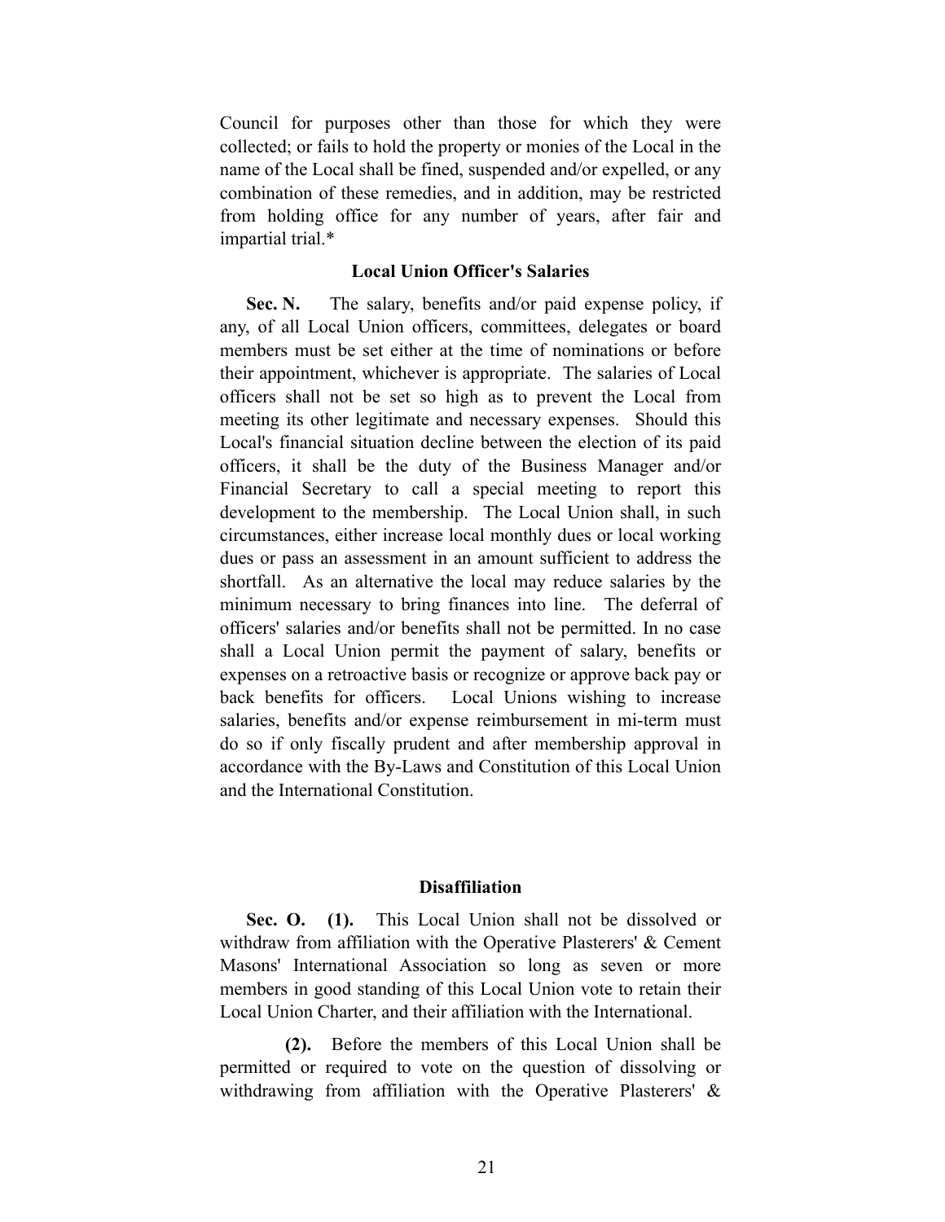Council for purposes other than those for which they were collected; or fails to hold the property or monies of the Local in the name of the Local shall be fined, suspended and/or expelled, or any combination of these remedies, and in addition, may be restricted from holding office for any number of years, after fair and impartial trial.*

### Local Union Officer's Salaries

**Sec. N.** The salary, benefits and/or paid expense policy, if any, of all Local Union officers, committees, delegates or board members must be set either at the time of nominations or before their appointment, whichever is appropriate. The salaries of Local officers shall not be set so high as to prevent the Local from meeting its other legitimate and necessary expenses. Should this Local's financial situation decline between the election of its paid officers, it shall be the duty of the Business Manager and/or Financial Secretary to call a special meeting to report this development to the membership. The Local Union shall, in such circumstances, either increase local monthly dues or local working dues or pass an assessment in an amount sufficient to address the shortfall. As an alternative the local may reduce salaries by the minimum necessary to bring finances into line. The deferral of officers' salaries and/or benefits shall not be permitted. In no case shall a Local Union permit the payment of salary, benefits or expenses on a retroactive basis or recognize or approve back pay or back benefits for officers. Local Unions wishing to increase salaries, benefits and/or expense reimbursement in mi-term must do so if only fiscally prudent and after membership approval in accordance with the By-Laws and Constitution of this Local Union and the International Constitution.

### Disaffiliation

**Sec. O. (1).** This Local Union shall not be dissolved or withdraw from affiliation with the Operative Plasterers' & Cement Masons' International Association so long as seven or more members in good standing of this Local Union vote to retain their Local Union Charter, and their affiliation with the International.

**(2).** Before the members of this Local Union shall be permitted or required to vote on the question of dissolving or withdrawing from affiliation with the Operative Plasterers' &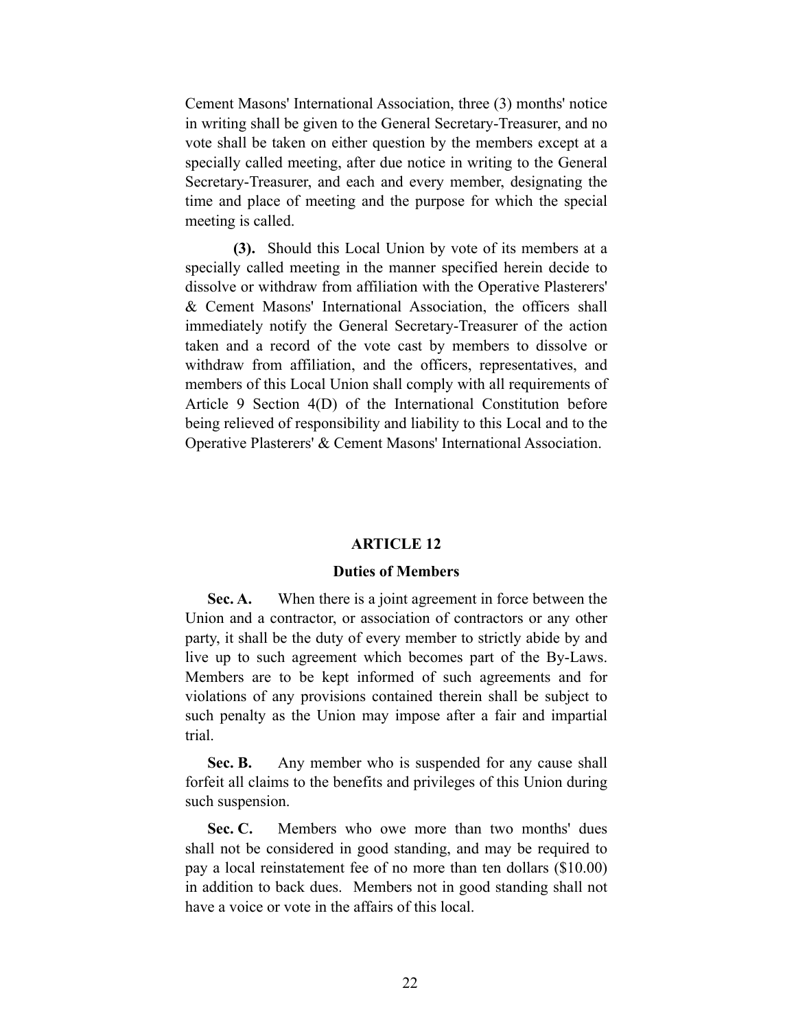Cement Masons' International Association, three (3) months' notice in writing shall be given to the General Secretary-Treasurer, and no vote shall be taken on either question by the members except at a specially called meeting, after due notice in writing to the General Secretary-Treasurer, and each and every member, designating the time and place of meeting and the purpose for which the special meeting is called.

**(3).** Should this Local Union by vote of its members at a specially called meeting in the manner specified herein decide to dissolve or withdraw from affiliation with the Operative Plasterers' & Cement Masons' International Association, the officers shall immediately notify the General Secretary-Treasurer of the action taken and a record of the vote cast by members to dissolve or withdraw from affiliation, and the officers, representatives, and members of this Local Union shall comply with all requirements of Article 9 Section 4(D) of the International Constitution before being relieved of responsibility and liability to this Local and to the Operative Plasterers' & Cement Masons' International Association.

## ARTICLE 12

### Duties of Members

**Sec. A.** When there is a joint agreement in force between the Union and a contractor, or association of contractors or any other party, it shall be the duty of every member to strictly abide by and live up to such agreement which becomes part of the By-Laws. Members are to be kept informed of such agreements and for violations of any provisions contained therein shall be subject to such penalty as the Union may impose after a fair and impartial trial.

**Sec. B.** Any member who is suspended for any cause shall forfeit all claims to the benefits and privileges of this Union during such suspension.

**Sec. C.** Members who owe more than two months' dues shall not be considered in good standing, and may be required to pay a local reinstatement fee of no more than ten dollars ($10.00) in addition to back dues. Members not in good standing shall not have a voice or vote in the affairs of this local.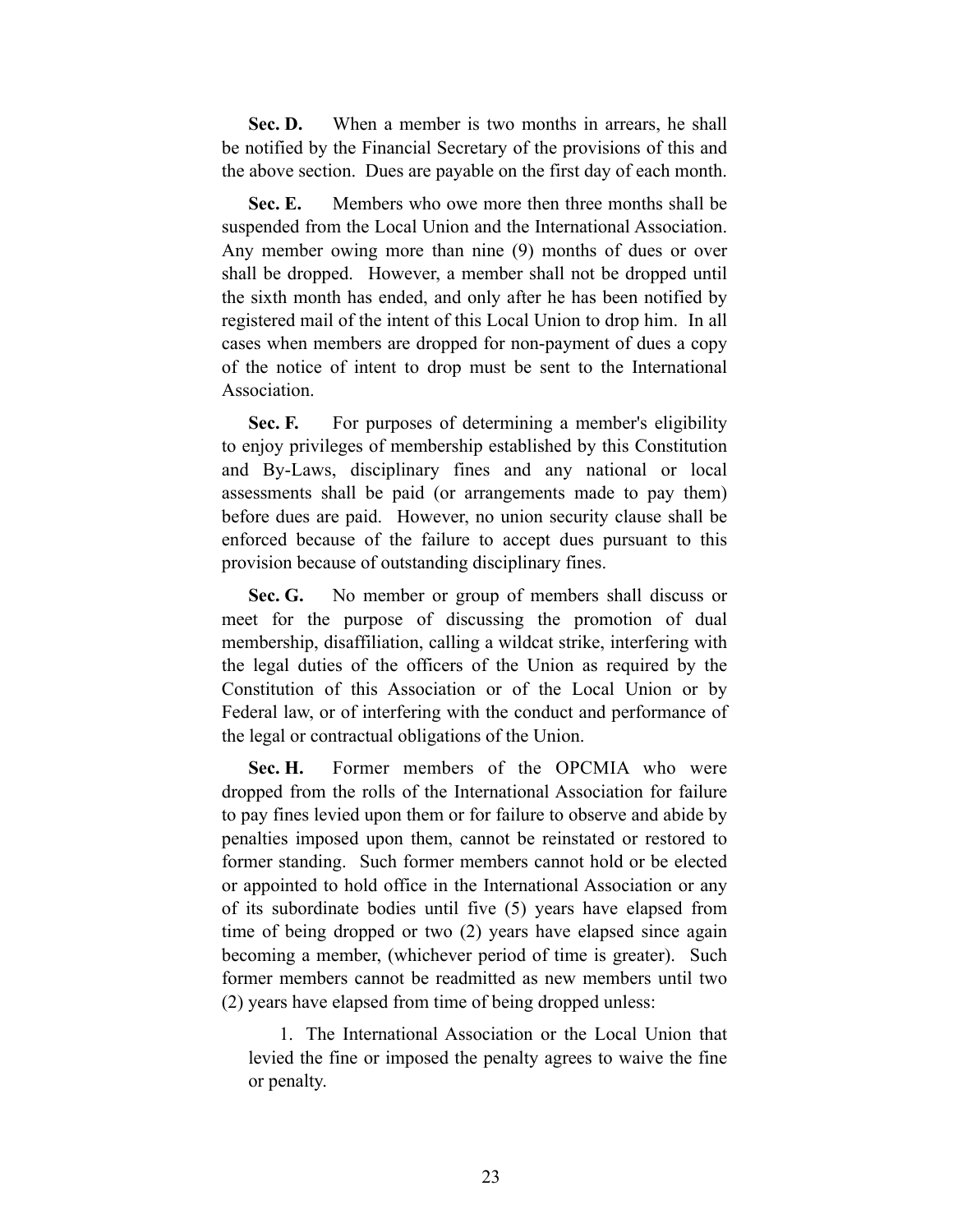**Sec. D.** When a member is two months in arrears, he shall be notified by the Financial Secretary of the provisions of this and the above section. Dues are payable on the first day of each month.

**Sec. E.** Members who owe more then three months shall be suspended from the Local Union and the International Association. Any member owing more than nine (9) months of dues or over shall be dropped. However, a member shall not be dropped until the sixth month has ended, and only after he has been notified by registered mail of the intent of this Local Union to drop him. In all cases when members are dropped for non-payment of dues a copy of the notice of intent to drop must be sent to the International Association.

**Sec. F.** For purposes of determining a member's eligibility to enjoy privileges of membership established by this Constitution and By-Laws, disciplinary fines and any national or local assessments shall be paid (or arrangements made to pay them) before dues are paid. However, no union security clause shall be enforced because of the failure to accept dues pursuant to this provision because of outstanding disciplinary fines.

**Sec. G.** No member or group of members shall discuss or meet for the purpose of discussing the promotion of dual membership, disaffiliation, calling a wildcat strike, interfering with the legal duties of the officers of the Union as required by the Constitution of this Association or of the Local Union or by Federal law, or of interfering with the conduct and performance of the legal or contractual obligations of the Union.

**Sec. H.** Former members of the OPCMIA who were dropped from the rolls of the International Association for failure to pay fines levied upon them or for failure to observe and abide by penalties imposed upon them, cannot be reinstated or restored to former standing. Such former members cannot hold or be elected or appointed to hold office in the International Association or any of its subordinate bodies until five (5) years have elapsed from time of being dropped or two (2) years have elapsed since again becoming a member, (whichever period of time is greater). Such former members cannot be readmitted as new members until two (2) years have elapsed from time of being dropped unless:

1. The International Association or the Local Union that levied the fine or imposed the penalty agrees to waive the fine or penalty.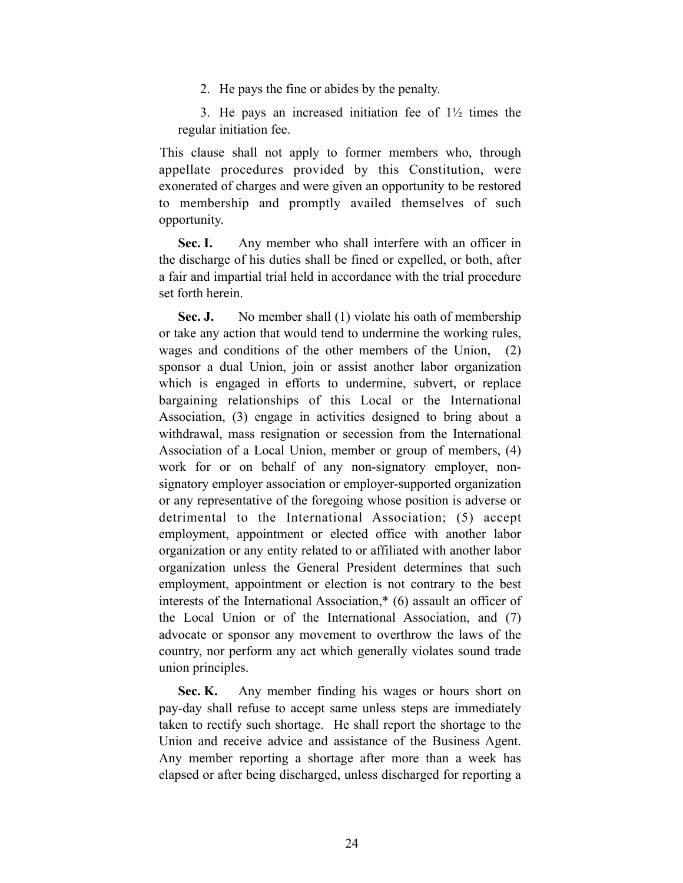2. He pays the fine or abides by the penalty.

3. He pays an increased initiation fee of 1½ times the regular initiation fee.

This clause shall not apply to former members who, through appellate procedures provided by this Constitution, were exonerated of charges and were given an opportunity to be restored to membership and promptly availed themselves of such opportunity.

**Sec. I.** Any member who shall interfere with an officer in the discharge of his duties shall be fined or expelled, or both, after a fair and impartial trial held in accordance with the trial procedure set forth herein.

**Sec. J.** No member shall (1) violate his oath of membership or take any action that would tend to undermine the working rules, wages and conditions of the other members of the Union, (2) sponsor a dual Union, join or assist another labor organization which is engaged in efforts to undermine, subvert, or replace bargaining relationships of this Local or the International Association, (3) engage in activities designed to bring about a withdrawal, mass resignation or secession from the International Association of a Local Union, member or group of members, (4) work for or on behalf of any non-signatory employer, non-signatory employer association or employer-supported organization or any representative of the foregoing whose position is adverse or detrimental to the International Association; (5) accept employment, appointment or elected office with another labor organization or any entity related to or affiliated with another labor organization unless the General President determines that such employment, appointment or election is not contrary to the best interests of the International Association,* (6) assault an officer of the Local Union or of the International Association, and (7) advocate or sponsor any movement to overthrow the laws of the country, nor perform any act which generally violates sound trade union principles.

**Sec. K.** Any member finding his wages or hours short on pay-day shall refuse to accept same unless steps are immediately taken to rectify such shortage. He shall report the shortage to the Union and receive advice and assistance of the Business Agent. Any member reporting a shortage after more than a week has elapsed or after being discharged, unless discharged for reporting a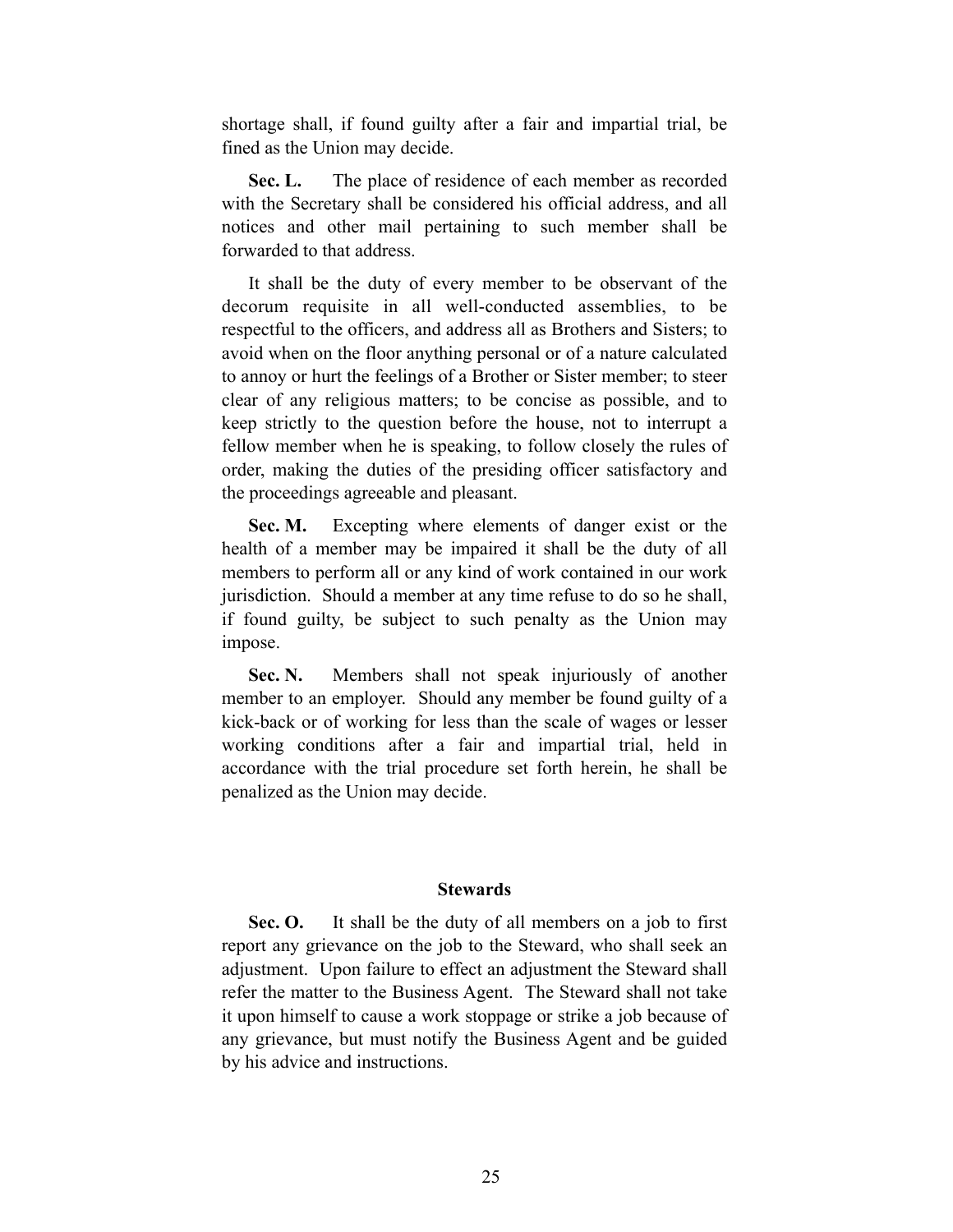shortage shall, if found guilty after a fair and impartial trial, be fined as the Union may decide.

**Sec. L.** The place of residence of each member as recorded with the Secretary shall be considered his official address, and all notices and other mail pertaining to such member shall be forwarded to that address.

It shall be the duty of every member to be observant of the decorum requisite in all well-conducted assemblies, to be respectful to the officers, and address all as Brothers and Sisters; to avoid when on the floor anything personal or of a nature calculated to annoy or hurt the feelings of a Brother or Sister member; to steer clear of any religious matters; to be concise as possible, and to keep strictly to the question before the house, not to interrupt a fellow member when he is speaking, to follow closely the rules of order, making the duties of the presiding officer satisfactory and the proceedings agreeable and pleasant.

**Sec. M.** Excepting where elements of danger exist or the health of a member may be impaired it shall be the duty of all members to perform all or any kind of work contained in our work jurisdiction. Should a member at any time refuse to do so he shall, if found guilty, be subject to such penalty as the Union may impose.

**Sec. N.** Members shall not speak injuriously of another member to an employer. Should any member be found guilty of a kick-back or of working for less than the scale of wages or lesser working conditions after a fair and impartial trial, held in accordance with the trial procedure set forth herein, he shall be penalized as the Union may decide.

## Stewards

**Sec. O.** It shall be the duty of all members on a job to first report any grievance on the job to the Steward, who shall seek an adjustment. Upon failure to effect an adjustment the Steward shall refer the matter to the Business Agent. The Steward shall not take it upon himself to cause a work stoppage or strike a job because of any grievance, but must notify the Business Agent and be guided by his advice and instructions.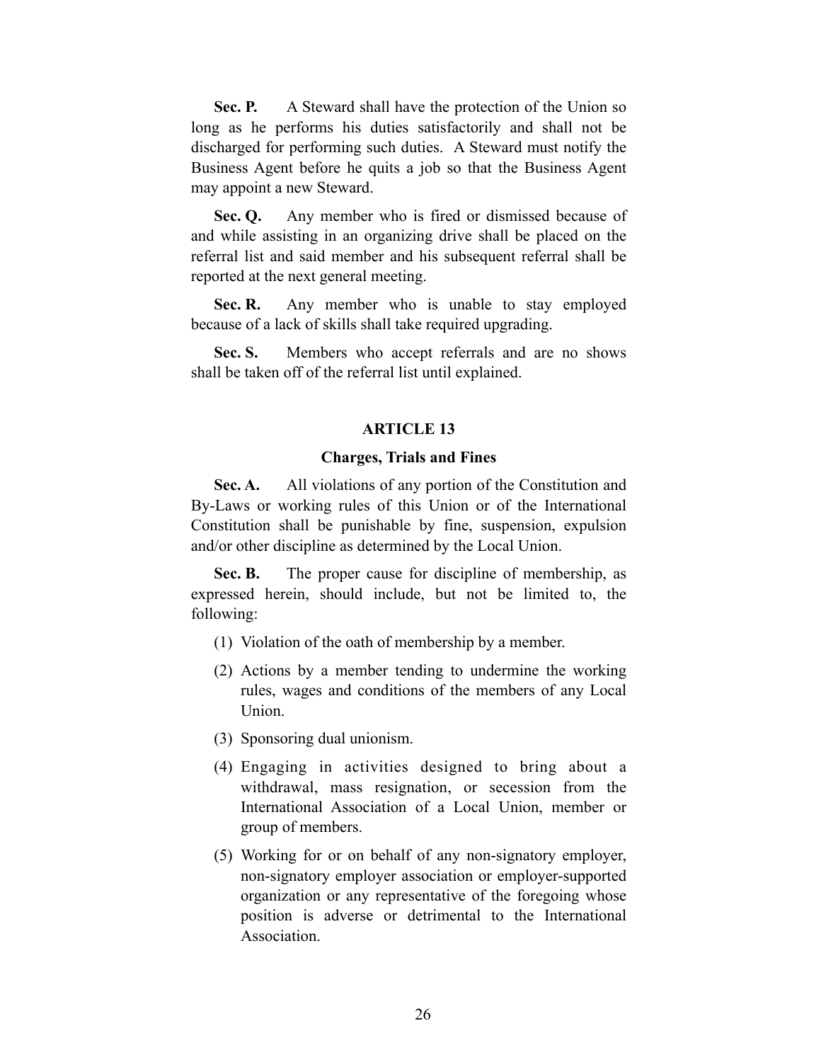**Sec. P.** A Steward shall have the protection of the Union so long as he performs his duties satisfactorily and shall not be discharged for performing such duties. A Steward must notify the Business Agent before he quits a job so that the Business Agent may appoint a new Steward.

**Sec. Q.** Any member who is fired or dismissed because of and while assisting in an organizing drive shall be placed on the referral list and said member and his subsequent referral shall be reported at the next general meeting.

**Sec. R.** Any member who is unable to stay employed because of a lack of skills shall take required upgrading.

**Sec. S.** Members who accept referrals and are no shows shall be taken off of the referral list until explained.

## ARTICLE 13

### Charges, Trials and Fines

**Sec. A.** All violations of any portion of the Constitution and By-Laws or working rules of this Union or of the International Constitution shall be punishable by fine, suspension, expulsion and/or other discipline as determined by the Local Union.

**Sec. B.** The proper cause for discipline of membership, as expressed herein, should include, but not be limited to, the following:

(1) Violation of the oath of membership by a member.

(2) Actions by a member tending to undermine the working rules, wages and conditions of the members of any Local Union.

(3) Sponsoring dual unionism.

(4) Engaging in activities designed to bring about a withdrawal, mass resignation, or secession from the International Association of a Local Union, member or group of members.

(5) Working for or on behalf of any non-signatory employer, non-signatory employer association or employer-supported organization or any representative of the foregoing whose position is adverse or detrimental to the International Association.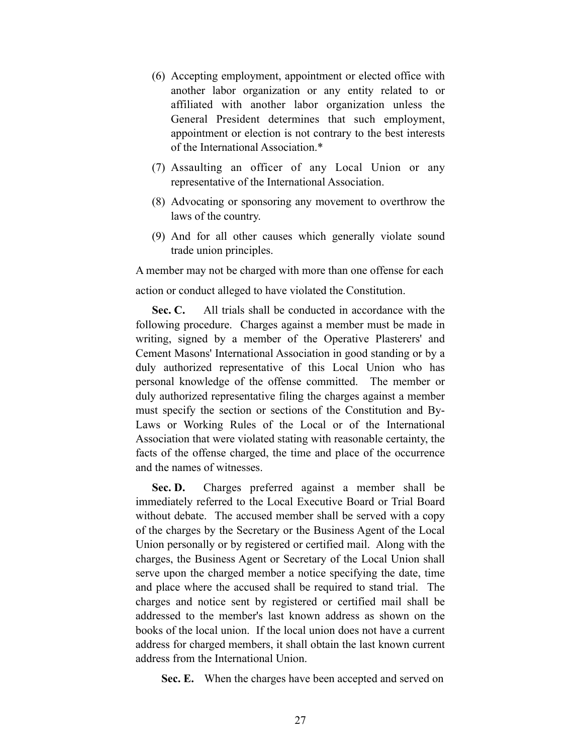(6) Accepting employment, appointment or elected office with another labor organization or any entity related to or affiliated with another labor organization unless the General President determines that such employment, appointment or election is not contrary to the best interests of the International Association.*

(7) Assaulting an officer of any Local Union or any representative of the International Association.

(8) Advocating or sponsoring any movement to overthrow the laws of the country.

(9) And for all other causes which generally violate sound trade union principles.

A member may not be charged with more than one offense for each action or conduct alleged to have violated the Constitution.

**Sec. C.** All trials shall be conducted in accordance with the following procedure. Charges against a member must be made in writing, signed by a member of the Operative Plasterers' and Cement Masons' International Association in good standing or by a duly authorized representative of this Local Union who has personal knowledge of the offense committed. The member or duly authorized representative filing the charges against a member must specify the section or sections of the Constitution and By-Laws or Working Rules of the Local or of the International Association that were violated stating with reasonable certainty, the facts of the offense charged, the time and place of the occurrence and the names of witnesses.

**Sec. D.** Charges preferred against a member shall be immediately referred to the Local Executive Board or Trial Board without debate. The accused member shall be served with a copy of the charges by the Secretary or the Business Agent of the Local Union personally or by registered or certified mail. Along with the charges, the Business Agent or Secretary of the Local Union shall serve upon the charged member a notice specifying the date, time and place where the accused shall be required to stand trial. The charges and notice sent by registered or certified mail shall be addressed to the member's last known address as shown on the books of the local union. If the local union does not have a current address for charged members, it shall obtain the last known current address from the International Union.

**Sec. E.** When the charges have been accepted and served on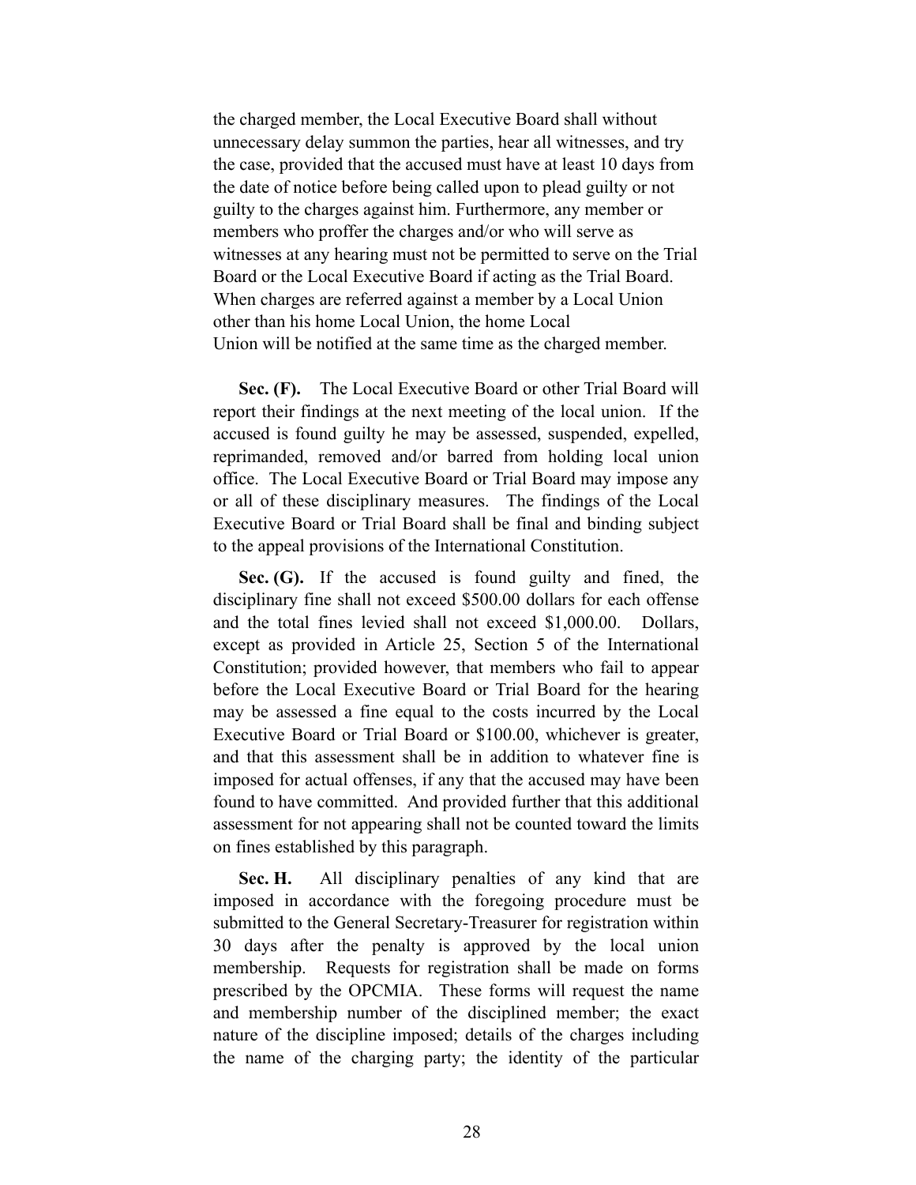the charged member, the Local Executive Board shall without unnecessary delay summon the parties, hear all witnesses, and try the case, provided that the accused must have at least 10 days from the date of notice before being called upon to plead guilty or not guilty to the charges against him. Furthermore, any member or members who proffer the charges and/or who will serve as witnesses at any hearing must not be permitted to serve on the Trial Board or the Local Executive Board if acting as the Trial Board. When charges are referred against a member by a Local Union other than his home Local Union, the home Local Union will be notified at the same time as the charged member.

**Sec. (F).** The Local Executive Board or other Trial Board will report their findings at the next meeting of the local union. If the accused is found guilty he may be assessed, suspended, expelled, reprimanded, removed and/or barred from holding local union office. The Local Executive Board or Trial Board may impose any or all of these disciplinary measures. The findings of the Local Executive Board or Trial Board shall be final and binding subject to the appeal provisions of the International Constitution.

**Sec. (G).** If the accused is found guilty and fined, the disciplinary fine shall not exceed $500.00 dollars for each offense and the total fines levied shall not exceed $1,000.00. Dollars, except as provided in Article 25, Section 5 of the International Constitution; provided however, that members who fail to appear before the Local Executive Board or Trial Board for the hearing may be assessed a fine equal to the costs incurred by the Local Executive Board or Trial Board or $100.00, whichever is greater, and that this assessment shall be in addition to whatever fine is imposed for actual offenses, if any that the accused may have been found to have committed. And provided further that this additional assessment for not appearing shall not be counted toward the limits on fines established by this paragraph.

**Sec. H.** All disciplinary penalties of any kind that are imposed in accordance with the foregoing procedure must be submitted to the General Secretary-Treasurer for registration within 30 days after the penalty is approved by the local union membership. Requests for registration shall be made on forms prescribed by the OPCMIA. These forms will request the name and membership number of the disciplined member; the exact nature of the discipline imposed; details of the charges including the name of the charging party; the identity of the particular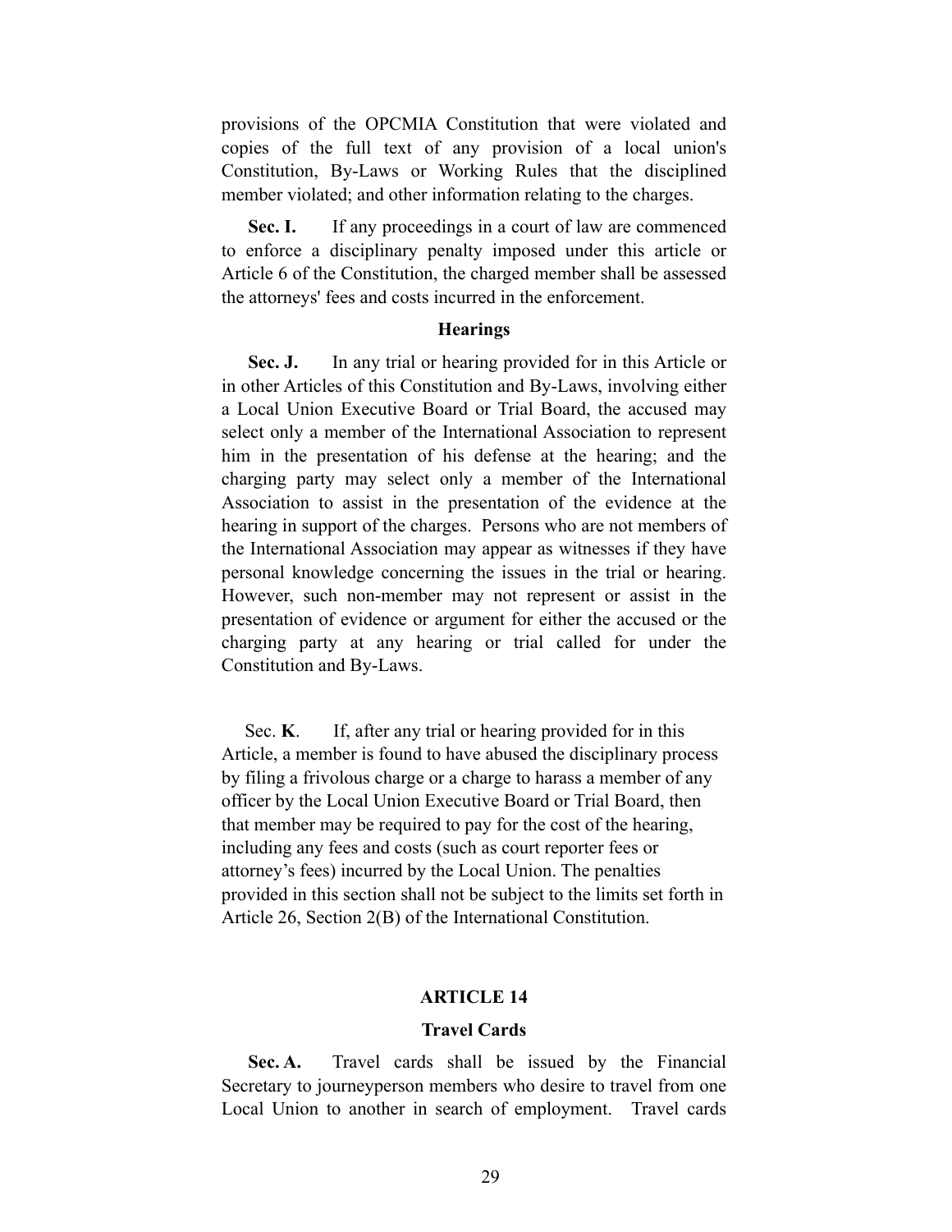provisions of the OPCMIA Constitution that were violated and copies of the full text of any provision of a local union's Constitution, By-Laws or Working Rules that the disciplined member violated; and other information relating to the charges.

**Sec. I.** If any proceedings in a court of law are commenced to enforce a disciplinary penalty imposed under this article or Article 6 of the Constitution, the charged member shall be assessed the attorneys' fees and costs incurred in the enforcement.

### Hearings

**Sec. J.** In any trial or hearing provided for in this Article or in other Articles of this Constitution and By-Laws, involving either a Local Union Executive Board or Trial Board, the accused may select only a member of the International Association to represent him in the presentation of his defense at the hearing; and the charging party may select only a member of the International Association to assist in the presentation of the evidence at the hearing in support of the charges. Persons who are not members of the International Association may appear as witnesses if they have personal knowledge concerning the issues in the trial or hearing. However, such non-member may not represent or assist in the presentation of evidence or argument for either the accused or the charging party at any hearing or trial called for under the Constitution and By-Laws.

Sec. **K**. If, after any trial or hearing provided for in this Article, a member is found to have abused the disciplinary process by filing a frivolous charge or a charge to harass a member of any officer by the Local Union Executive Board or Trial Board, then that member may be required to pay for the cost of the hearing, including any fees and costs (such as court reporter fees or attorney's fees) incurred by the Local Union. The penalties provided in this section shall not be subject to the limits set forth in Article 26, Section 2(B) of the International Constitution.

## ARTICLE 14

### Travel Cards

**Sec. A.** Travel cards shall be issued by the Financial Secretary to journeyperson members who desire to travel from one Local Union to another in search of employment. Travel cards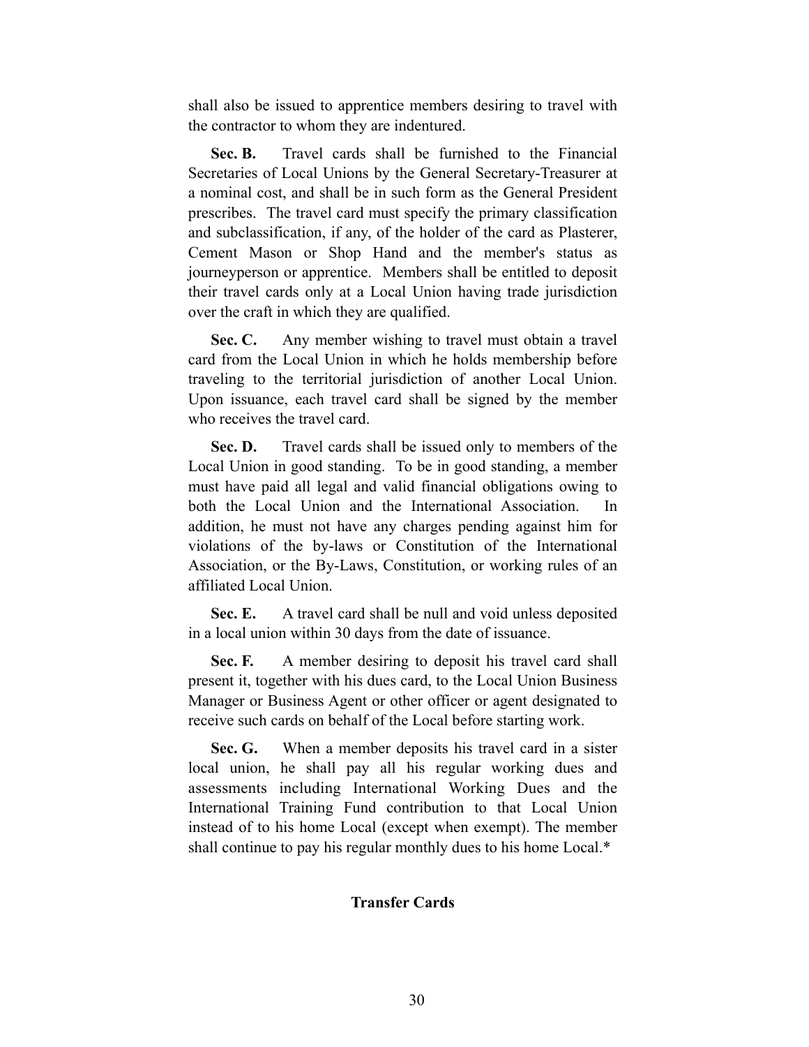shall also be issued to apprentice members desiring to travel with the contractor to whom they are indentured.

**Sec. B.** Travel cards shall be furnished to the Financial Secretaries of Local Unions by the General Secretary-Treasurer at a nominal cost, and shall be in such form as the General President prescribes. The travel card must specify the primary classification and subclassification, if any, of the holder of the card as Plasterer, Cement Mason or Shop Hand and the member's status as journeyperson or apprentice. Members shall be entitled to deposit their travel cards only at a Local Union having trade jurisdiction over the craft in which they are qualified.

**Sec. C.** Any member wishing to travel must obtain a travel card from the Local Union in which he holds membership before traveling to the territorial jurisdiction of another Local Union. Upon issuance, each travel card shall be signed by the member who receives the travel card.

**Sec. D.** Travel cards shall be issued only to members of the Local Union in good standing. To be in good standing, a member must have paid all legal and valid financial obligations owing to both the Local Union and the International Association. In addition, he must not have any charges pending against him for violations of the by-laws or Constitution of the International Association, or the By-Laws, Constitution, or working rules of an affiliated Local Union.

**Sec. E.** A travel card shall be null and void unless deposited in a local union within 30 days from the date of issuance.

**Sec. F.** A member desiring to deposit his travel card shall present it, together with his dues card, to the Local Union Business Manager or Business Agent or other officer or agent designated to receive such cards on behalf of the Local before starting work.

**Sec. G.** When a member deposits his travel card in a sister local union, he shall pay all his regular working dues and assessments including International Working Dues and the International Training Fund contribution to that Local Union instead of to his home Local (except when exempt). The member shall continue to pay his regular monthly dues to his home Local.*

## Transfer Cards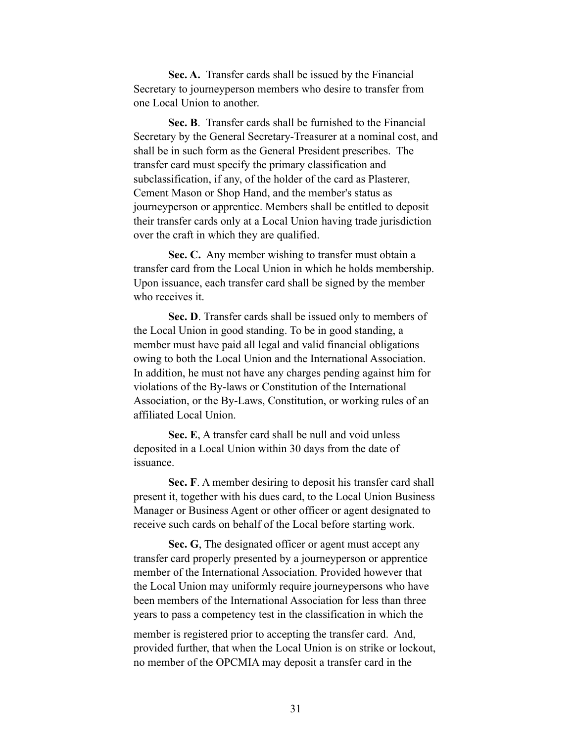**Sec. A.** Transfer cards shall be issued by the Financial Secretary to journeyperson members who desire to transfer from one Local Union to another.

**Sec. B**. Transfer cards shall be furnished to the Financial Secretary by the General Secretary-Treasurer at a nominal cost, and shall be in such form as the General President prescribes. The transfer card must specify the primary classification and subclassification, if any, of the holder of the card as Plasterer, Cement Mason or Shop Hand, and the member's status as journeyperson or apprentice. Members shall be entitled to deposit their transfer cards only at a Local Union having trade jurisdiction over the craft in which they are qualified.

**Sec. C.** Any member wishing to transfer must obtain a transfer card from the Local Union in which he holds membership. Upon issuance, each transfer card shall be signed by the member who receives it.

**Sec. D**. Transfer cards shall be issued only to members of the Local Union in good standing. To be in good standing, a member must have paid all legal and valid financial obligations owing to both the Local Union and the International Association. In addition, he must not have any charges pending against him for violations of the By-laws or Constitution of the International Association, or the By-Laws, Constitution, or working rules of an affiliated Local Union.

**Sec. E**, A transfer card shall be null and void unless deposited in a Local Union within 30 days from the date of issuance.

**Sec. F**. A member desiring to deposit his transfer card shall present it, together with his dues card, to the Local Union Business Manager or Business Agent or other officer or agent designated to receive such cards on behalf of the Local before starting work.

**Sec. G**, The designated officer or agent must accept any transfer card properly presented by a journeyperson or apprentice member of the International Association. Provided however that the Local Union may uniformly require journeypersons who have been members of the International Association for less than three years to pass a competency test in the classification in which the member is registered prior to accepting the transfer card. And, provided further, that when the Local Union is on strike or lockout, no member of the OPCMIA may deposit a transfer card in the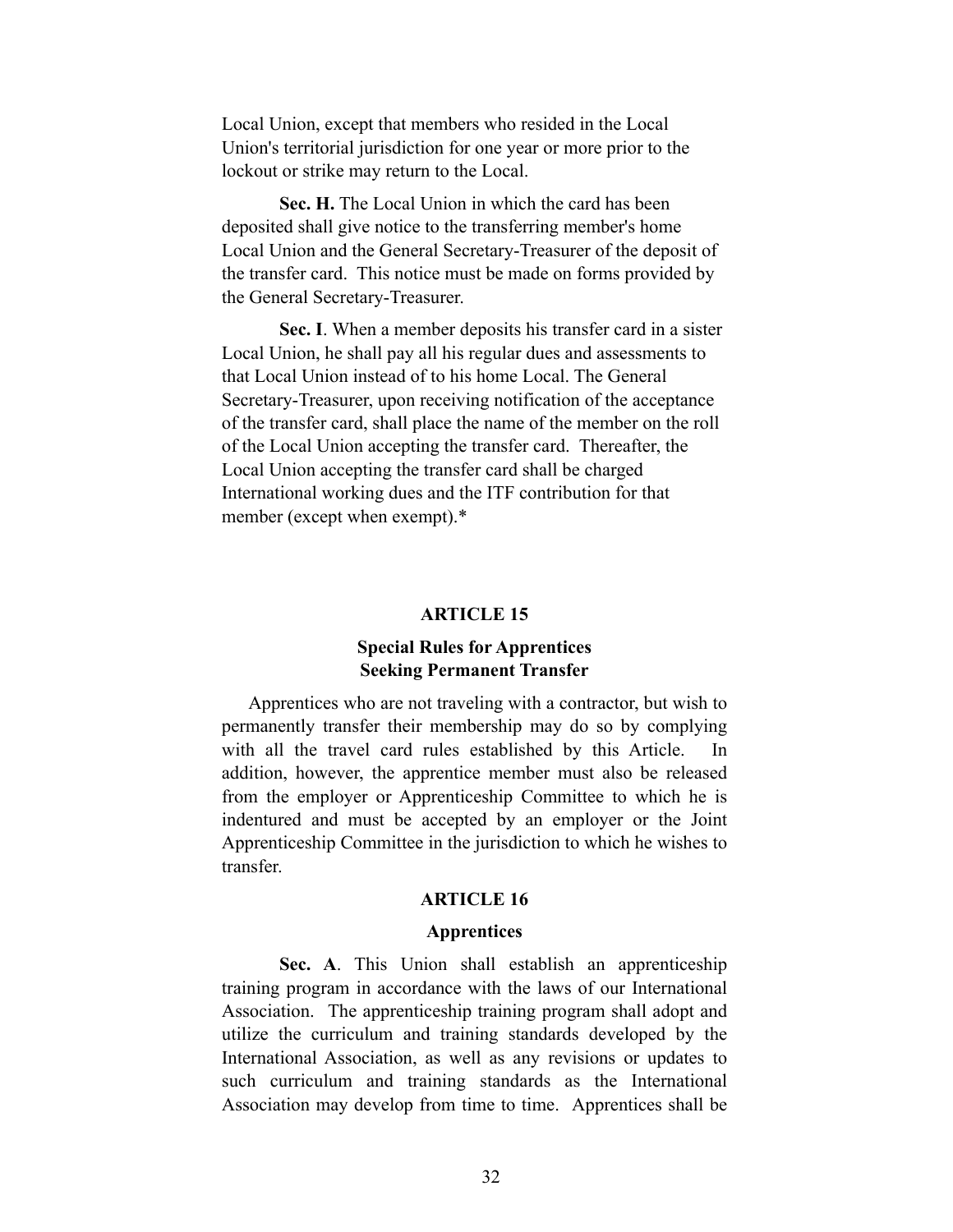Local Union, except that members who resided in the Local Union's territorial jurisdiction for one year or more prior to the lockout or strike may return to the Local.

**Sec. H.** The Local Union in which the card has been deposited shall give notice to the transferring member's home Local Union and the General Secretary-Treasurer of the deposit of the transfer card. This notice must be made on forms provided by the General Secretary-Treasurer.

**Sec. I**. When a member deposits his transfer card in a sister Local Union, he shall pay all his regular dues and assessments to that Local Union instead of to his home Local. The General Secretary-Treasurer, upon receiving notification of the acceptance of the transfer card, shall place the name of the member on the roll of the Local Union accepting the transfer card. Thereafter, the Local Union accepting the transfer card shall be charged International working dues and the ITF contribution for that member (except when exempt).*

## ARTICLE 15

### Special Rules for Apprentices Seeking Permanent Transfer

Apprentices who are not traveling with a contractor, but wish to permanently transfer their membership may do so by complying with all the travel card rules established by this Article. In addition, however, the apprentice member must also be released from the employer or Apprenticeship Committee to which he is indentured and must be accepted by an employer or the Joint Apprenticeship Committee in the jurisdiction to which he wishes to transfer.

## ARTICLE 16

### Apprentices

**Sec. A**. This Union shall establish an apprenticeship training program in accordance with the laws of our International Association. The apprenticeship training program shall adopt and utilize the curriculum and training standards developed by the International Association, as well as any revisions or updates to such curriculum and training standards as the International Association may develop from time to time. Apprentices shall be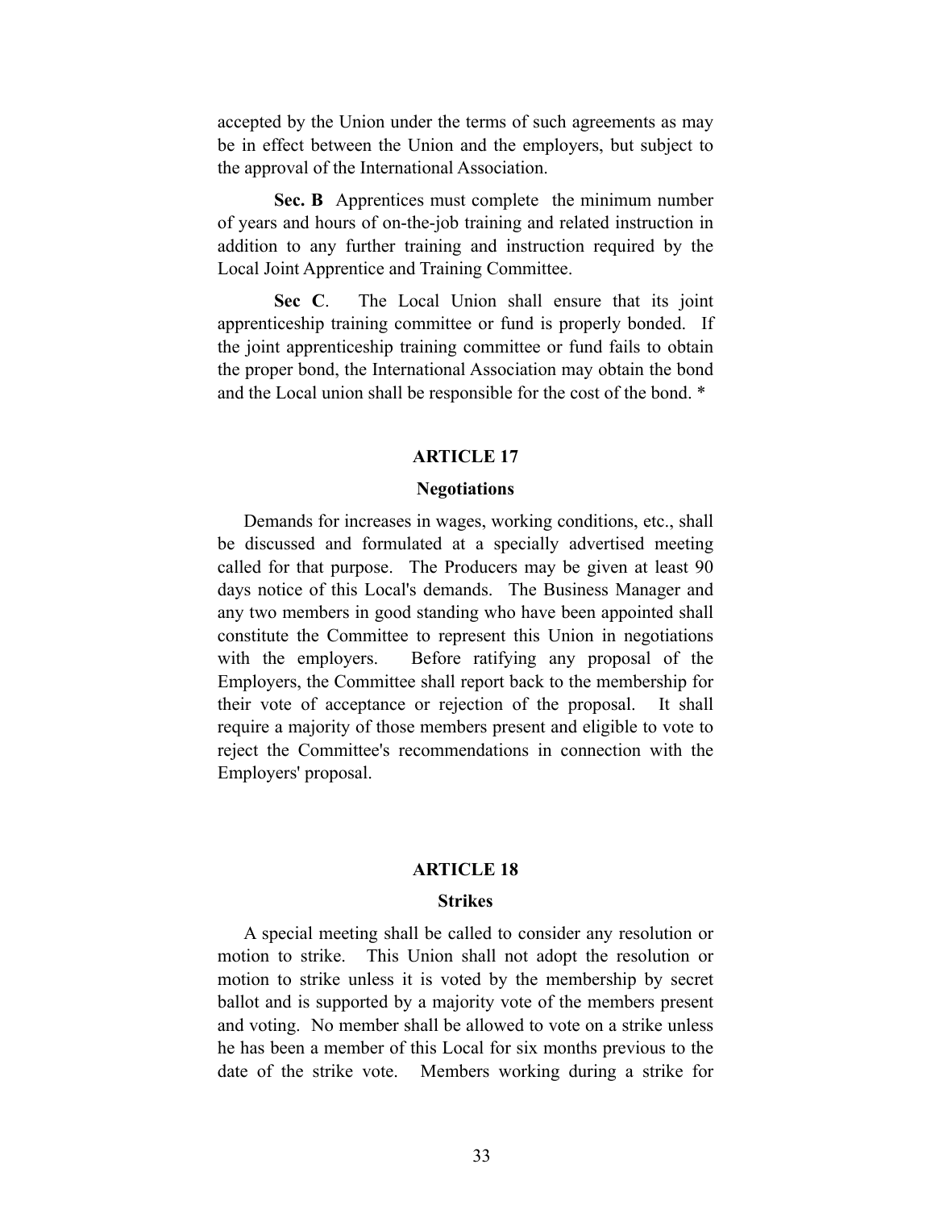accepted by the Union under the terms of such agreements as may be in effect between the Union and the employers, but subject to the approval of the International Association.

**Sec. B** Apprentices must complete the minimum number of years and hours of on-the-job training and related instruction in addition to any further training and instruction required by the Local Joint Apprentice and Training Committee.

**Sec C**. The Local Union shall ensure that its joint apprenticeship training committee or fund is properly bonded. If the joint apprenticeship training committee or fund fails to obtain the proper bond, the International Association may obtain the bond and the Local union shall be responsible for the cost of the bond. *

## ARTICLE 17

### Negotiations

Demands for increases in wages, working conditions, etc., shall be discussed and formulated at a specially advertised meeting called for that purpose. The Producers may be given at least 90 days notice of this Local's demands. The Business Manager and any two members in good standing who have been appointed shall constitute the Committee to represent this Union in negotiations with the employers. Before ratifying any proposal of the Employers, the Committee shall report back to the membership for their vote of acceptance or rejection of the proposal. It shall require a majority of those members present and eligible to vote to reject the Committee's recommendations in connection with the Employers' proposal.

## ARTICLE 18

### Strikes

A special meeting shall be called to consider any resolution or motion to strike. This Union shall not adopt the resolution or motion to strike unless it is voted by the membership by secret ballot and is supported by a majority vote of the members present and voting. No member shall be allowed to vote on a strike unless he has been a member of this Local for six months previous to the date of the strike vote. Members working during a strike for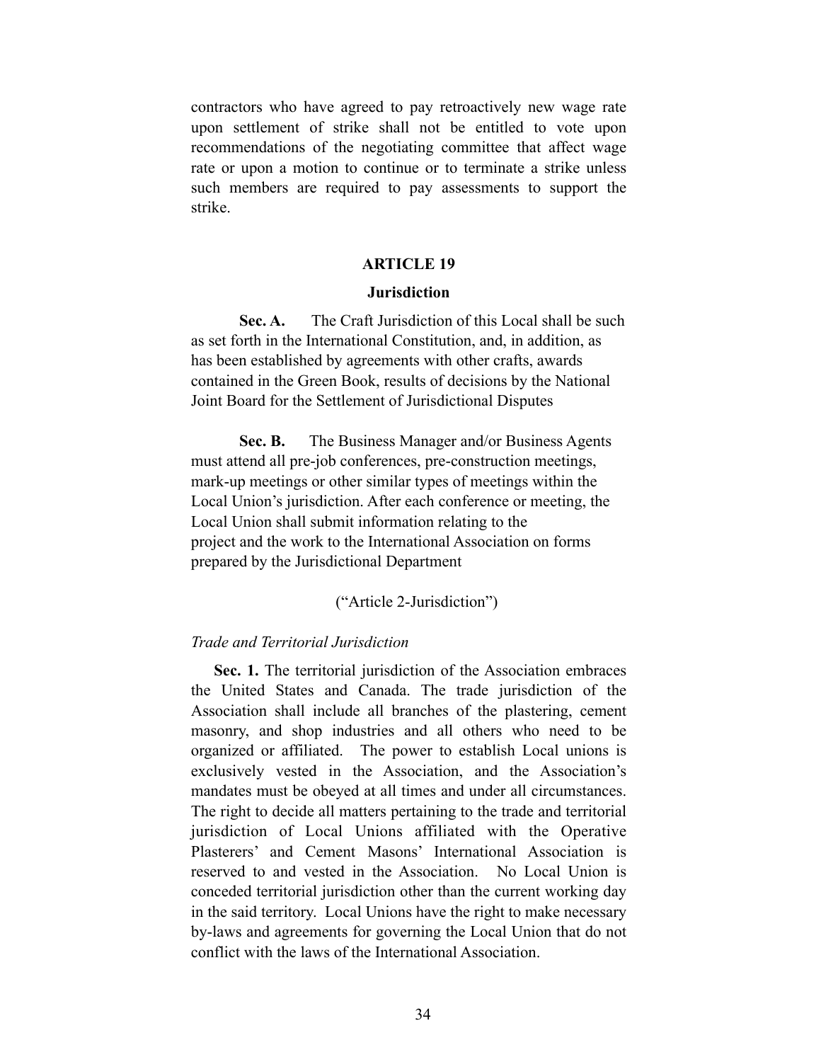contractors who have agreed to pay retroactively new wage rate upon settlement of strike shall not be entitled to vote upon recommendations of the negotiating committee that affect wage rate or upon a motion to continue or to terminate a strike unless such members are required to pay assessments to support the strike.

## ARTICLE 19

### Jurisdiction

**Sec. A.** The Craft Jurisdiction of this Local shall be such as set forth in the International Constitution, and, in addition, as has been established by agreements with other crafts, awards contained in the Green Book, results of decisions by the National Joint Board for the Settlement of Jurisdictional Disputes

**Sec. B.** The Business Manager and/or Business Agents must attend all pre-job conferences, pre-construction meetings, mark-up meetings or other similar types of meetings within the Local Union's jurisdiction. After each conference or meeting, the Local Union shall submit information relating to the project and the work to the International Association on forms prepared by the Jurisdictional Department

("Article 2-Jurisdiction")

*Trade and Territorial Jurisdiction*

**Sec. 1.** The territorial jurisdiction of the Association embraces the United States and Canada. The trade jurisdiction of the Association shall include all branches of the plastering, cement masonry, and shop industries and all others who need to be organized or affiliated. The power to establish Local unions is exclusively vested in the Association, and the Association's mandates must be obeyed at all times and under all circumstances. The right to decide all matters pertaining to the trade and territorial jurisdiction of Local Unions affiliated with the Operative Plasterers' and Cement Masons' International Association is reserved to and vested in the Association. No Local Union is conceded territorial jurisdiction other than the current working day in the said territory. Local Unions have the right to make necessary by-laws and agreements for governing the Local Union that do not conflict with the laws of the International Association.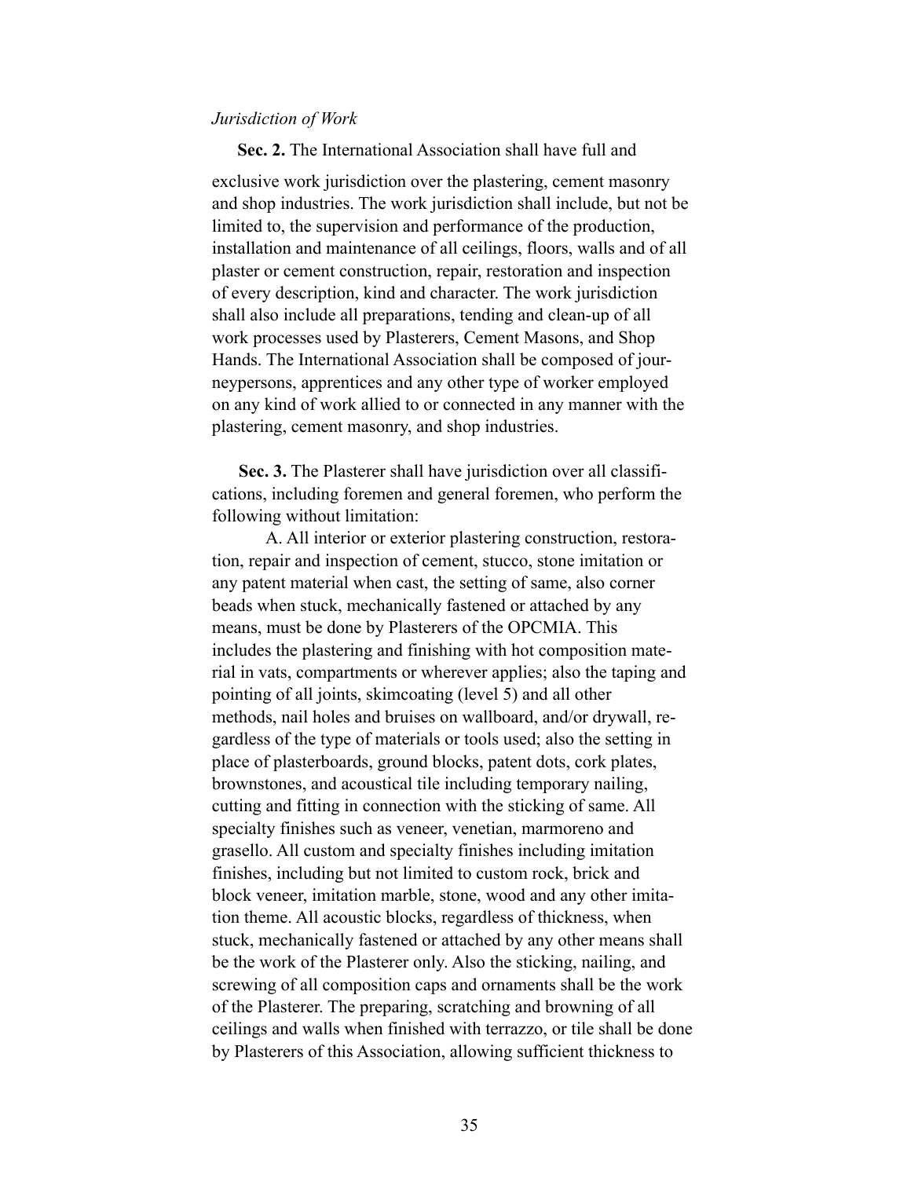*Jurisdiction of Work*

**Sec. 2.** The International Association shall have full and exclusive work jurisdiction over the plastering, cement masonry and shop industries. The work jurisdiction shall include, but not be limited to, the supervision and performance of the production, installation and maintenance of all ceilings, floors, walls and of all plaster or cement construction, repair, restoration and inspection of every description, kind and character. The work jurisdiction shall also include all preparations, tending and clean-up of all work processes used by Plasterers, Cement Masons, and Shop Hands. The International Association shall be composed of journeypersons, apprentices and any other type of worker employed on any kind of work allied to or connected in any manner with the plastering, cement masonry, and shop industries.

**Sec. 3.** The Plasterer shall have jurisdiction over all classifications, including foremen and general foremen, who perform the following without limitation:

A. All interior or exterior plastering construction, restoration, repair and inspection of cement, stucco, stone imitation or any patent material when cast, the setting of same, also corner beads when stuck, mechanically fastened or attached by any means, must be done by Plasterers of the OPCMIA. This includes the plastering and finishing with hot composition material in vats, compartments or wherever applies; also the taping and pointing of all joints, skimcoating (level 5) and all other methods, nail holes and bruises on wallboard, and/or drywall, regardless of the type of materials or tools used; also the setting in place of plasterboards, ground blocks, patent dots, cork plates, brownstones, and acoustical tile including temporary nailing, cutting and fitting in connection with the sticking of same. All specialty finishes such as veneer, venetian, marmoreno and grasello. All custom and specialty finishes including imitation finishes, including but not limited to custom rock, brick and block veneer, imitation marble, stone, wood and any other imitation theme. All acoustic blocks, regardless of thickness, when stuck, mechanically fastened or attached by any other means shall be the work of the Plasterer only. Also the sticking, nailing, and screwing of all composition caps and ornaments shall be the work of the Plasterer. The preparing, scratching and browning of all ceilings and walls when finished with terrazzo, or tile shall be done by Plasterers of this Association, allowing sufficient thickness to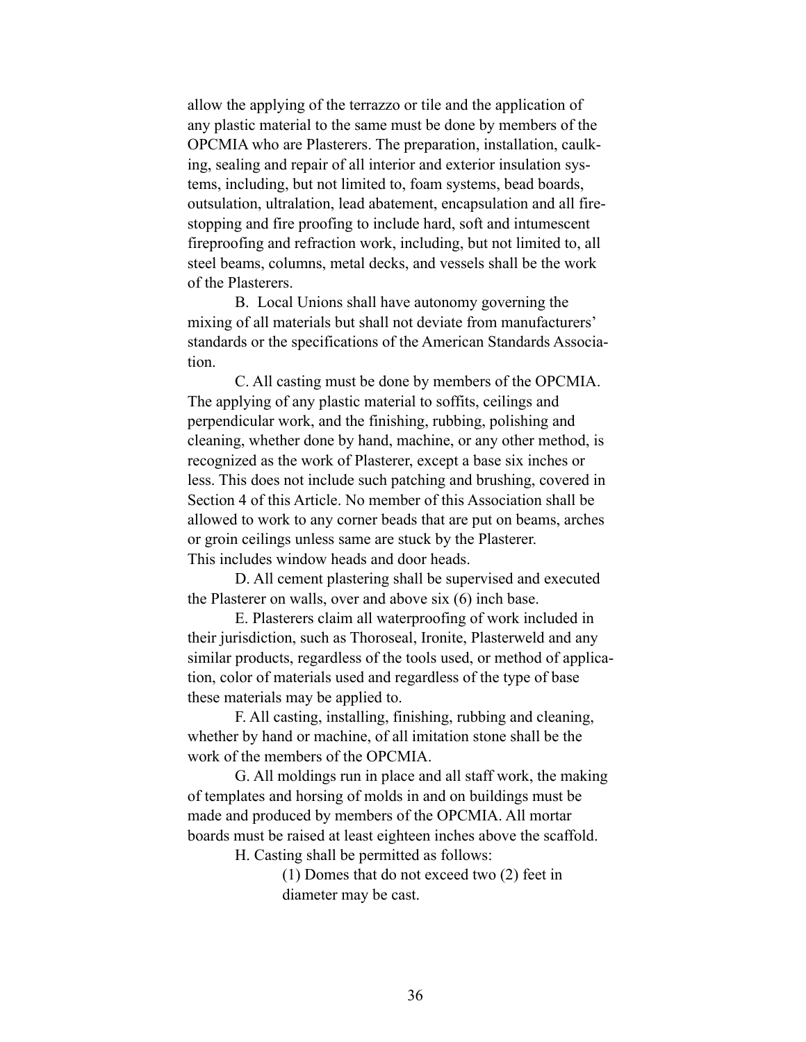allow the applying of the terrazzo or tile and the application of any plastic material to the same must be done by members of the OPCMIA who are Plasterers. The preparation, installation, caulking, sealing and repair of all interior and exterior insulation systems, including, but not limited to, foam systems, bead boards, outsulation, ultralation, lead abatement, encapsulation and all fire-stopping and fire proofing to include hard, soft and intumescent fireproofing and refraction work, including, but not limited to, all steel beams, columns, metal decks, and vessels shall be the work of the Plasterers.

B. Local Unions shall have autonomy governing the mixing of all materials but shall not deviate from manufacturers' standards or the specifications of the American Standards Association.

C. All casting must be done by members of the OPCMIA. The applying of any plastic material to soffits, ceilings and perpendicular work, and the finishing, rubbing, polishing and cleaning, whether done by hand, machine, or any other method, is recognized as the work of Plasterer, except a base six inches or less. This does not include such patching and brushing, covered in Section 4 of this Article. No member of this Association shall be allowed to work to any corner beads that are put on beams, arches or groin ceilings unless same are stuck by the Plasterer. This includes window heads and door heads.

D. All cement plastering shall be supervised and executed the Plasterer on walls, over and above six (6) inch base.

E. Plasterers claim all waterproofing of work included in their jurisdiction, such as Thoroseal, Ironite, Plasterweld and any similar products, regardless of the tools used, or method of application, color of materials used and regardless of the type of base these materials may be applied to.

F. All casting, installing, finishing, rubbing and cleaning, whether by hand or machine, of all imitation stone shall be the work of the members of the OPCMIA.

G. All moldings run in place and all staff work, the making of templates and horsing of molds in and on buildings must be made and produced by members of the OPCMIA. All mortar boards must be raised at least eighteen inches above the scaffold.

H. Casting shall be permitted as follows:

(1) Domes that do not exceed two (2) feet in diameter may be cast.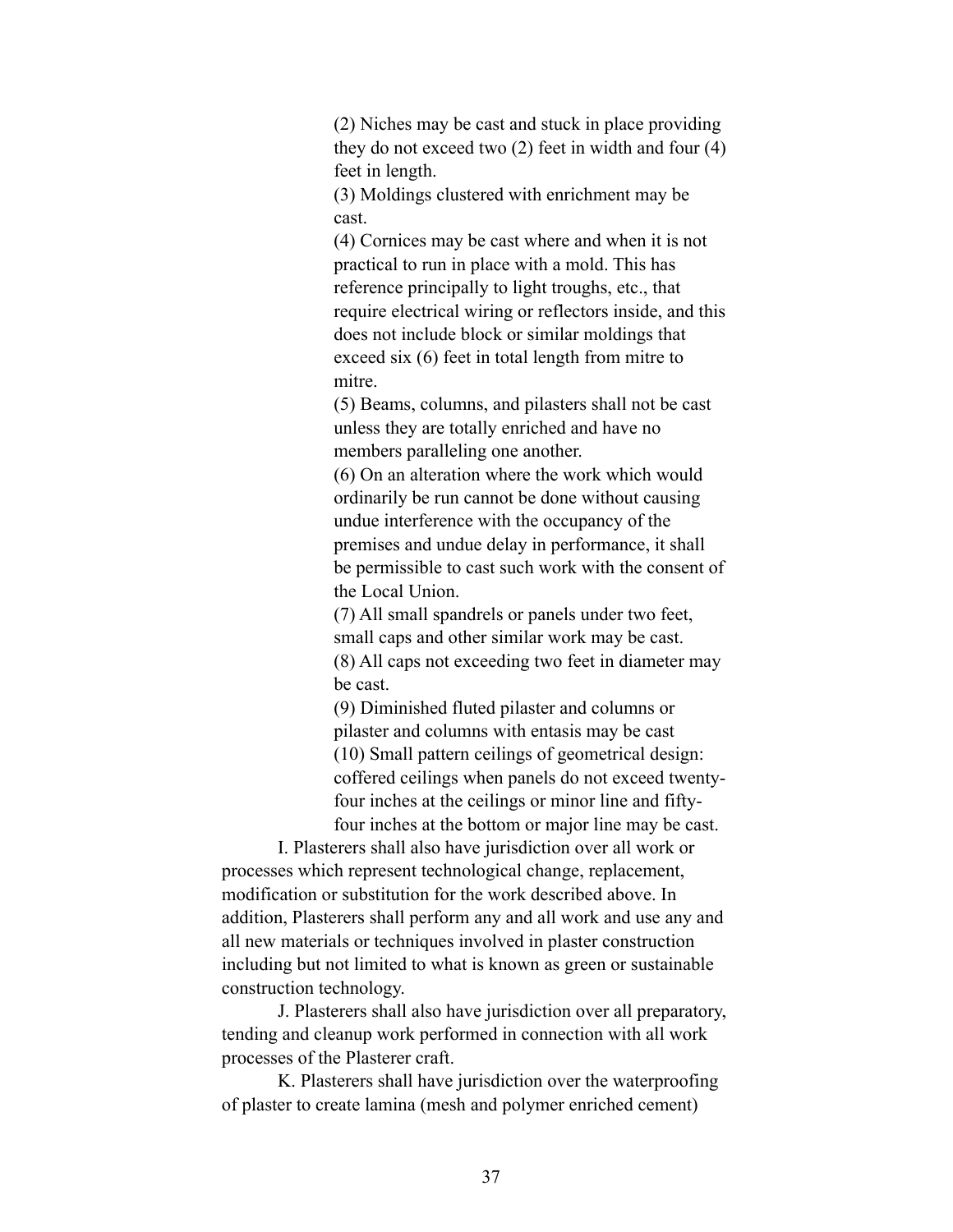(2) Niches may be cast and stuck in place providing they do not exceed two (2) feet in width and four (4) feet in length.

(3) Moldings clustered with enrichment may be cast.

(4) Cornices may be cast where and when it is not practical to run in place with a mold. This has reference principally to light troughs, etc., that require electrical wiring or reflectors inside, and this does not include block or similar moldings that exceed six (6) feet in total length from mitre to mitre.

(5) Beams, columns, and pilasters shall not be cast unless they are totally enriched and have no members paralleling one another.

(6) On an alteration where the work which would ordinarily be run cannot be done without causing undue interference with the occupancy of the premises and undue delay in performance, it shall be permissible to cast such work with the consent of the Local Union.

(7) All small spandrels or panels under two feet, small caps and other similar work may be cast.

(8) All caps not exceeding two feet in diameter may be cast.

(9) Diminished fluted pilaster and columns or pilaster and columns with entasis may be cast

(10) Small pattern ceilings of geometrical design: coffered ceilings when panels do not exceed twenty-four inches at the ceilings or minor line and fifty-four inches at the bottom or major line may be cast.

I. Plasterers shall also have jurisdiction over all work or processes which represent technological change, replacement, modification or substitution for the work described above. In addition, Plasterers shall perform any and all work and use any and all new materials or techniques involved in plaster construction including but not limited to what is known as green or sustainable construction technology.

J. Plasterers shall also have jurisdiction over all preparatory, tending and cleanup work performed in connection with all work processes of the Plasterer craft.

K. Plasterers shall have jurisdiction over the waterproofing of plaster to create lamina (mesh and polymer enriched cement)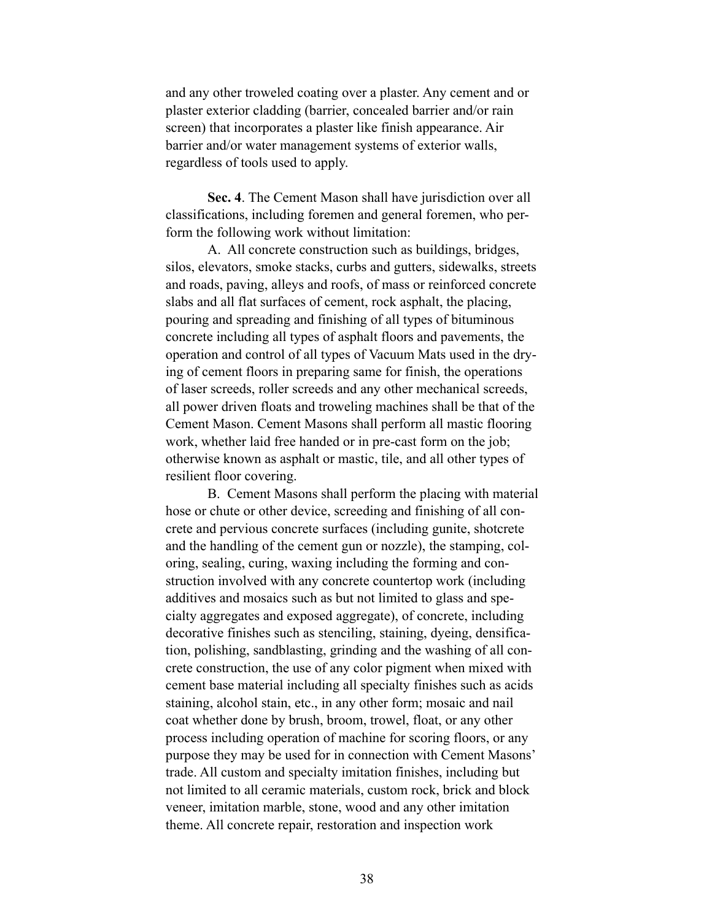and any other troweled coating over a plaster. Any cement and or plaster exterior cladding (barrier, concealed barrier and/or rain screen) that incorporates a plaster like finish appearance. Air barrier and/or water management systems of exterior walls, regardless of tools used to apply.

**Sec. 4**. The Cement Mason shall have jurisdiction over all classifications, including foremen and general foremen, who perform the following work without limitation:

A. All concrete construction such as buildings, bridges, silos, elevators, smoke stacks, curbs and gutters, sidewalks, streets and roads, paving, alleys and roofs, of mass or reinforced concrete slabs and all flat surfaces of cement, rock asphalt, the placing, pouring and spreading and finishing of all types of bituminous concrete including all types of asphalt floors and pavements, the operation and control of all types of Vacuum Mats used in the drying of cement floors in preparing same for finish, the operations of laser screeds, roller screeds and any other mechanical screeds, all power driven floats and troweling machines shall be that of the Cement Mason. Cement Masons shall perform all mastic flooring work, whether laid free handed or in pre-cast form on the job; otherwise known as asphalt or mastic, tile, and all other types of resilient floor covering.

B. Cement Masons shall perform the placing with material hose or chute or other device, screeding and finishing of all concrete and pervious concrete surfaces (including gunite, shotcrete and the handling of the cement gun or nozzle), the stamping, coloring, sealing, curing, waxing including the forming and construction involved with any concrete countertop work (including additives and mosaics such as but not limited to glass and specialty aggregates and exposed aggregate), of concrete, including decorative finishes such as stenciling, staining, dyeing, densification, polishing, sandblasting, grinding and the washing of all concrete construction, the use of any color pigment when mixed with cement base material including all specialty finishes such as acids staining, alcohol stain, etc., in any other form; mosaic and nail coat whether done by brush, broom, trowel, float, or any other process including operation of machine for scoring floors, or any purpose they may be used for in connection with Cement Masons' trade. All custom and specialty imitation finishes, including but not limited to all ceramic materials, custom rock, brick and block veneer, imitation marble, stone, wood and any other imitation theme. All concrete repair, restoration and inspection work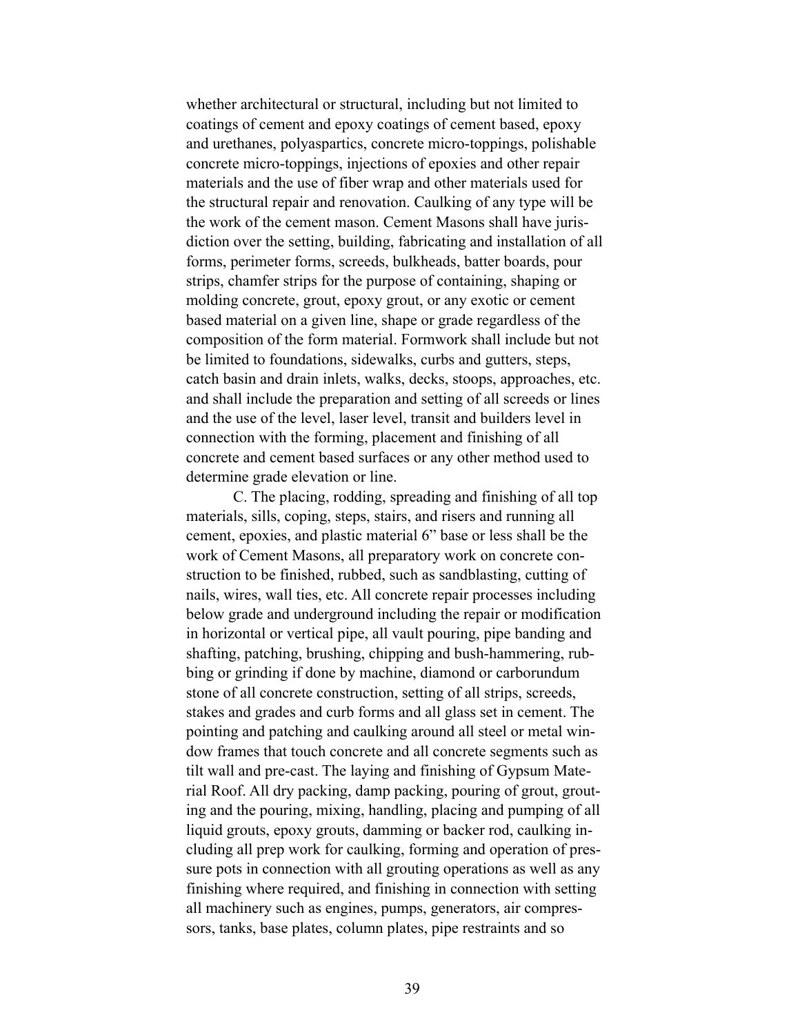whether architectural or structural, including but not limited to coatings of cement and epoxy coatings of cement based, epoxy and urethanes, polyaspartics, concrete micro-toppings, polishable concrete micro-toppings, injections of epoxies and other repair materials and the use of fiber wrap and other materials used for the structural repair and renovation. Caulking of any type will be the work of the cement mason. Cement Masons shall have jurisdiction over the setting, building, fabricating and installation of all forms, perimeter forms, screeds, bulkheads, batter boards, pour strips, chamfer strips for the purpose of containing, shaping or molding concrete, grout, epoxy grout, or any exotic or cement based material on a given line, shape or grade regardless of the composition of the form material. Formwork shall include but not be limited to foundations, sidewalks, curbs and gutters, steps, catch basin and drain inlets, walks, decks, stoops, approaches, etc. and shall include the preparation and setting of all screeds or lines and the use of the level, laser level, transit and builders level in connection with the forming, placement and finishing of all concrete and cement based surfaces or any other method used to determine grade elevation or line.

C. The placing, rodding, spreading and finishing of all top materials, sills, coping, steps, stairs, and risers and running all cement, epoxies, and plastic material 6" base or less shall be the work of Cement Masons, all preparatory work on concrete construction to be finished, rubbed, such as sandblasting, cutting of nails, wires, wall ties, etc. All concrete repair processes including below grade and underground including the repair or modification in horizontal or vertical pipe, all vault pouring, pipe banding and shafting, patching, brushing, chipping and bush-hammering, rubbing or grinding if done by machine, diamond or carborundum stone of all concrete construction, setting of all strips, screeds, stakes and grades and curb forms and all glass set in cement. The pointing and patching and caulking around all steel or metal window frames that touch concrete and all concrete segments such as tilt wall and pre-cast. The laying and finishing of Gypsum Material Roof. All dry packing, damp packing, pouring of grout, grouting and the pouring, mixing, handling, placing and pumping of all liquid grouts, epoxy grouts, damming or backer rod, caulking including all prep work for caulking, forming and operation of pressure pots in connection with all grouting operations as well as any finishing where required, and finishing in connection with setting all machinery such as engines, pumps, generators, air compressors, tanks, base plates, column plates, pipe restraints and so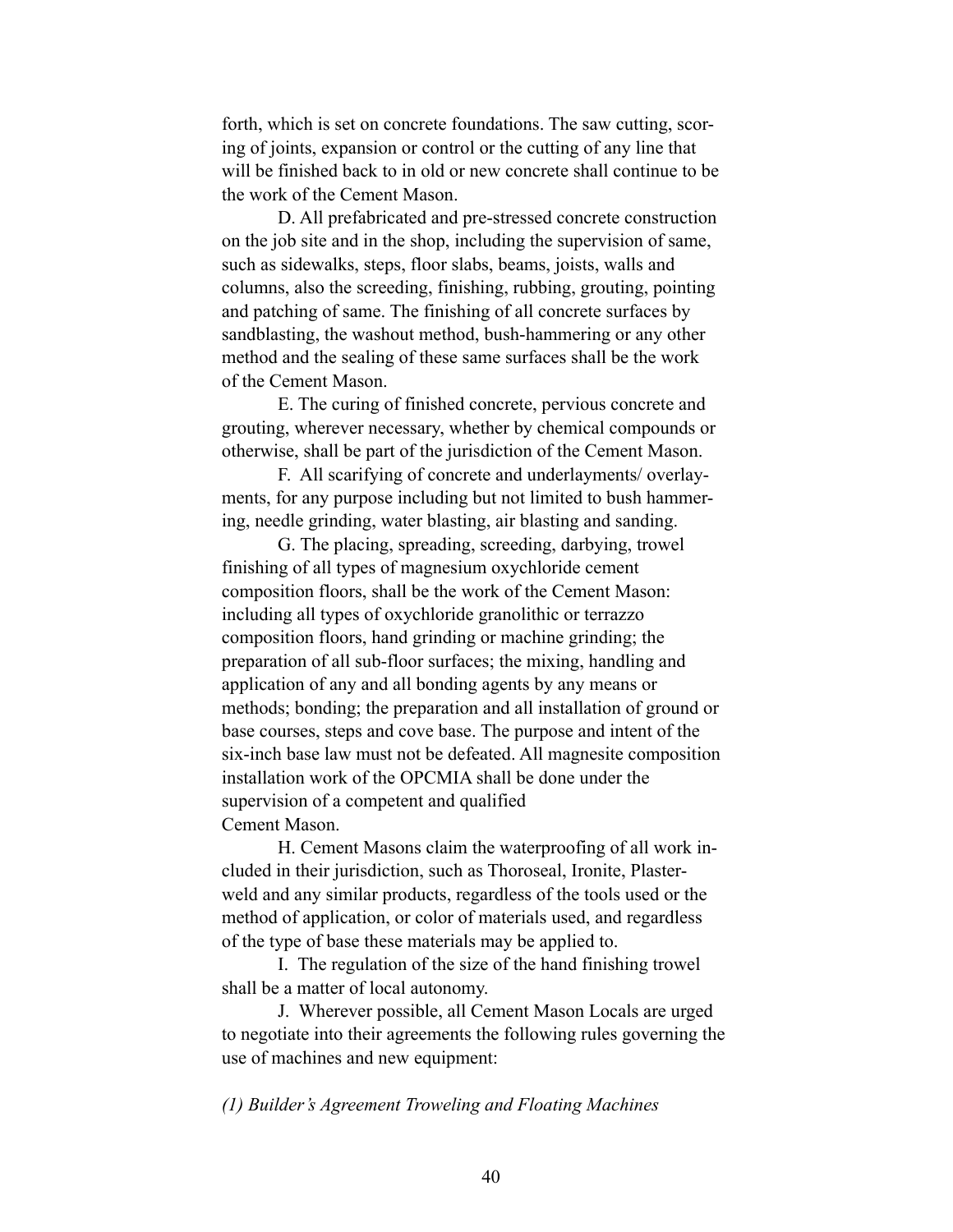forth, which is set on concrete foundations. The saw cutting, scoring of joints, expansion or control or the cutting of any line that will be finished back to in old or new concrete shall continue to be the work of the Cement Mason.

D. All prefabricated and pre-stressed concrete construction on the job site and in the shop, including the supervision of same, such as sidewalks, steps, floor slabs, beams, joists, walls and columns, also the screeding, finishing, rubbing, grouting, pointing and patching of same. The finishing of all concrete surfaces by sandblasting, the washout method, bush-hammering or any other method and the sealing of these same surfaces shall be the work of the Cement Mason.

E. The curing of finished concrete, pervious concrete and grouting, wherever necessary, whether by chemical compounds or otherwise, shall be part of the jurisdiction of the Cement Mason.

F. All scarifying of concrete and underlayments/ overlayments, for any purpose including but not limited to bush hammering, needle grinding, water blasting, air blasting and sanding.

G. The placing, spreading, screeding, darbying, trowel finishing of all types of magnesium oxychloride cement composition floors, shall be the work of the Cement Mason: including all types of oxychloride granolithic or terrazzo composition floors, hand grinding or machine grinding; the preparation of all sub-floor surfaces; the mixing, handling and application of any and all bonding agents by any means or methods; bonding; the preparation and all installation of ground or base courses, steps and cove base. The purpose and intent of the six-inch base law must not be defeated. All magnesite composition installation work of the OPCMIA shall be done under the supervision of a competent and qualified Cement Mason.

H. Cement Masons claim the waterproofing of all work included in their jurisdiction, such as Thoroseal, Ironite, Plasterweld and any similar products, regardless of the tools used or the method of application, or color of materials used, and regardless of the type of base these materials may be applied to.

I. The regulation of the size of the hand finishing trowel shall be a matter of local autonomy.

J. Wherever possible, all Cement Mason Locals are urged to negotiate into their agreements the following rules governing the use of machines and new equipment:

*(1) Builder's Agreement Troweling and Floating Machines*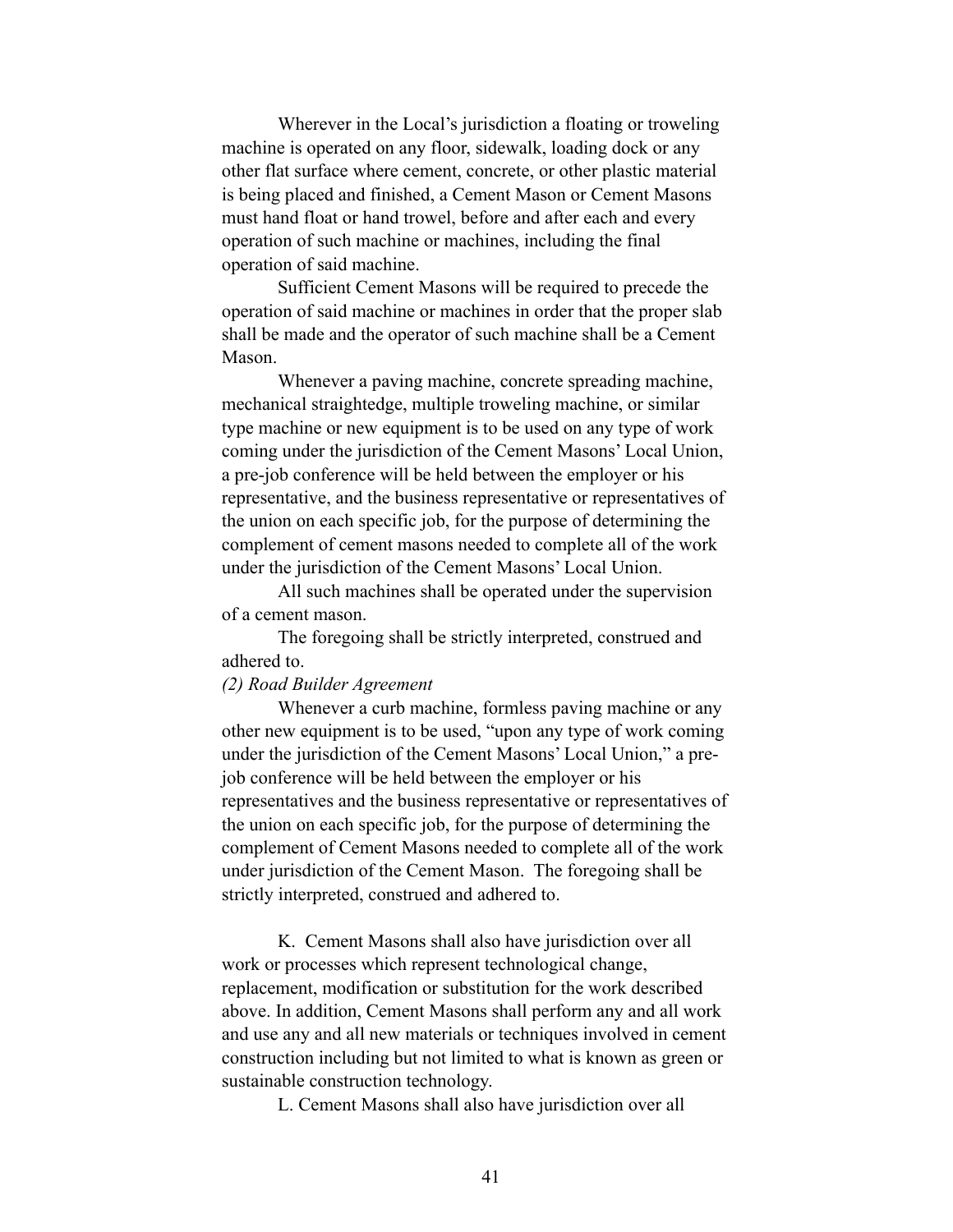Wherever in the Local's jurisdiction a floating or troweling machine is operated on any floor, sidewalk, loading dock or any other flat surface where cement, concrete, or other plastic material is being placed and finished, a Cement Mason or Cement Masons must hand float or hand trowel, before and after each and every operation of such machine or machines, including the final operation of said machine.

Sufficient Cement Masons will be required to precede the operation of said machine or machines in order that the proper slab shall be made and the operator of such machine shall be a Cement Mason.

Whenever a paving machine, concrete spreading machine, mechanical straightedge, multiple troweling machine, or similar type machine or new equipment is to be used on any type of work coming under the jurisdiction of the Cement Masons' Local Union, a pre-job conference will be held between the employer or his representative, and the business representative or representatives of the union on each specific job, for the purpose of determining the complement of cement masons needed to complete all of the work under the jurisdiction of the Cement Masons' Local Union.

All such machines shall be operated under the supervision of a cement mason.

The foregoing shall be strictly interpreted, construed and adhered to.

*(2) Road Builder Agreement*

Whenever a curb machine, formless paving machine or any other new equipment is to be used, "upon any type of work coming under the jurisdiction of the Cement Masons' Local Union," a pre-job conference will be held between the employer or his representatives and the business representative or representatives of the union on each specific job, for the purpose of determining the complement of Cement Masons needed to complete all of the work under jurisdiction of the Cement Mason. The foregoing shall be strictly interpreted, construed and adhered to.

K. Cement Masons shall also have jurisdiction over all work or processes which represent technological change, replacement, modification or substitution for the work described above. In addition, Cement Masons shall perform any and all work and use any and all new materials or techniques involved in cement construction including but not limited to what is known as green or sustainable construction technology.

L. Cement Masons shall also have jurisdiction over all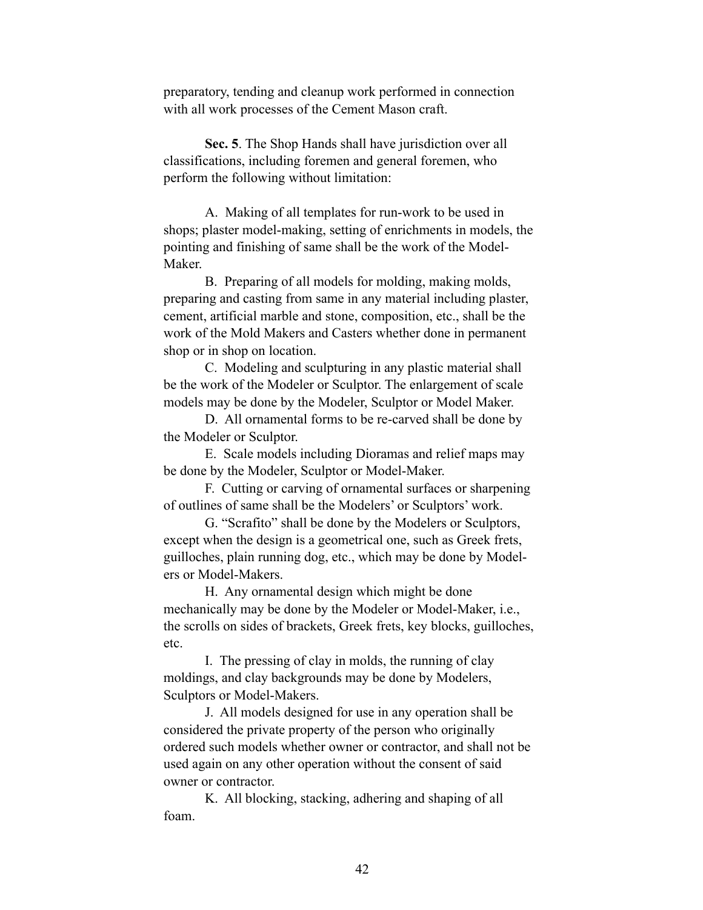preparatory, tending and cleanup work performed in connection with all work processes of the Cement Mason craft.

**Sec. 5**. The Shop Hands shall have jurisdiction over all classifications, including foremen and general foremen, who perform the following without limitation:

A. Making of all templates for run-work to be used in shops; plaster model-making, setting of enrichments in models, the pointing and finishing of same shall be the work of the Model-Maker.

B. Preparing of all models for molding, making molds, preparing and casting from same in any material including plaster, cement, artificial marble and stone, composition, etc., shall be the work of the Mold Makers and Casters whether done in permanent shop or in shop on location.

C. Modeling and sculpturing in any plastic material shall be the work of the Modeler or Sculptor. The enlargement of scale models may be done by the Modeler, Sculptor or Model Maker.

D. All ornamental forms to be re-carved shall be done by the Modeler or Sculptor.

E. Scale models including Dioramas and relief maps may be done by the Modeler, Sculptor or Model-Maker.

F. Cutting or carving of ornamental surfaces or sharpening of outlines of same shall be the Modelers' or Sculptors' work.

G. "Scrafito" shall be done by the Modelers or Sculptors, except when the design is a geometrical one, such as Greek frets, guilloches, plain running dog, etc., which may be done by Modelers or Model-Makers.

H. Any ornamental design which might be done mechanically may be done by the Modeler or Model-Maker, i.e., the scrolls on sides of brackets, Greek frets, key blocks, guilloches, etc.

I. The pressing of clay in molds, the running of clay moldings, and clay backgrounds may be done by Modelers, Sculptors or Model-Makers.

J. All models designed for use in any operation shall be considered the private property of the person who originally ordered such models whether owner or contractor, and shall not be used again on any other operation without the consent of said owner or contractor.

K. All blocking, stacking, adhering and shaping of all foam.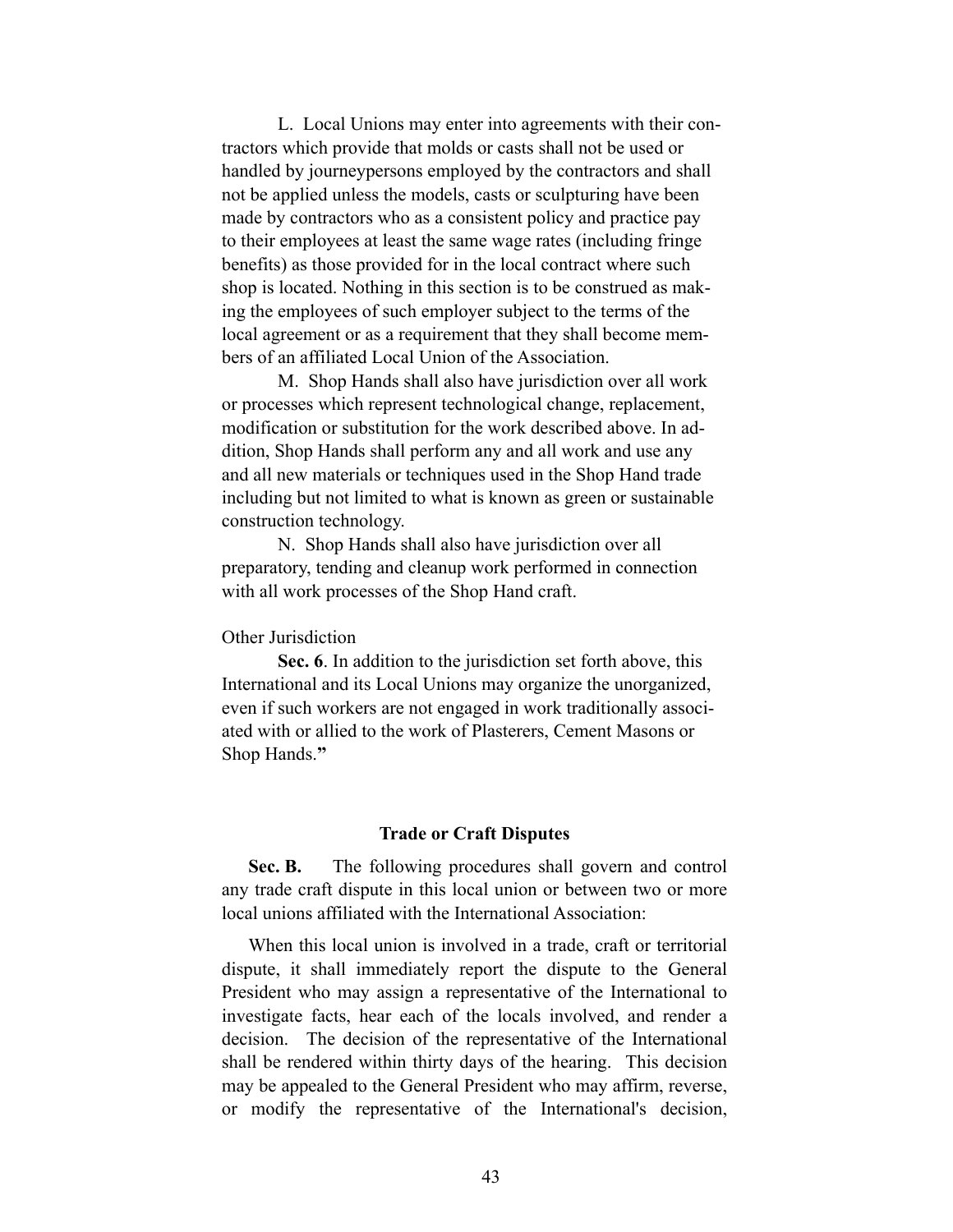L. Local Unions may enter into agreements with their contractors which provide that molds or casts shall not be used or handled by journeypersons employed by the contractors and shall not be applied unless the models, casts or sculpturing have been made by contractors who as a consistent policy and practice pay to their employees at least the same wage rates (including fringe benefits) as those provided for in the local contract where such shop is located. Nothing in this section is to be construed as making the employees of such employer subject to the terms of the local agreement or as a requirement that they shall become members of an affiliated Local Union of the Association.

M. Shop Hands shall also have jurisdiction over all work or processes which represent technological change, replacement, modification or substitution for the work described above. In addition, Shop Hands shall perform any and all work and use any and all new materials or techniques used in the Shop Hand trade including but not limited to what is known as green or sustainable construction technology.

N. Shop Hands shall also have jurisdiction over all preparatory, tending and cleanup work performed in connection with all work processes of the Shop Hand craft.

Other Jurisdiction

**Sec. 6**. In addition to the jurisdiction set forth above, this International and its Local Unions may organize the unorganized, even if such workers are not engaged in work traditionally associated with or allied to the work of Plasterers, Cement Masons or Shop Hands.**"**

### Trade or Craft Disputes

**Sec. B.** The following procedures shall govern and control any trade craft dispute in this local union or between two or more local unions affiliated with the International Association:

When this local union is involved in a trade, craft or territorial dispute, it shall immediately report the dispute to the General President who may assign a representative of the International to investigate facts, hear each of the locals involved, and render a decision. The decision of the representative of the International shall be rendered within thirty days of the hearing. This decision may be appealed to the General President who may affirm, reverse, or modify the representative of the International's decision,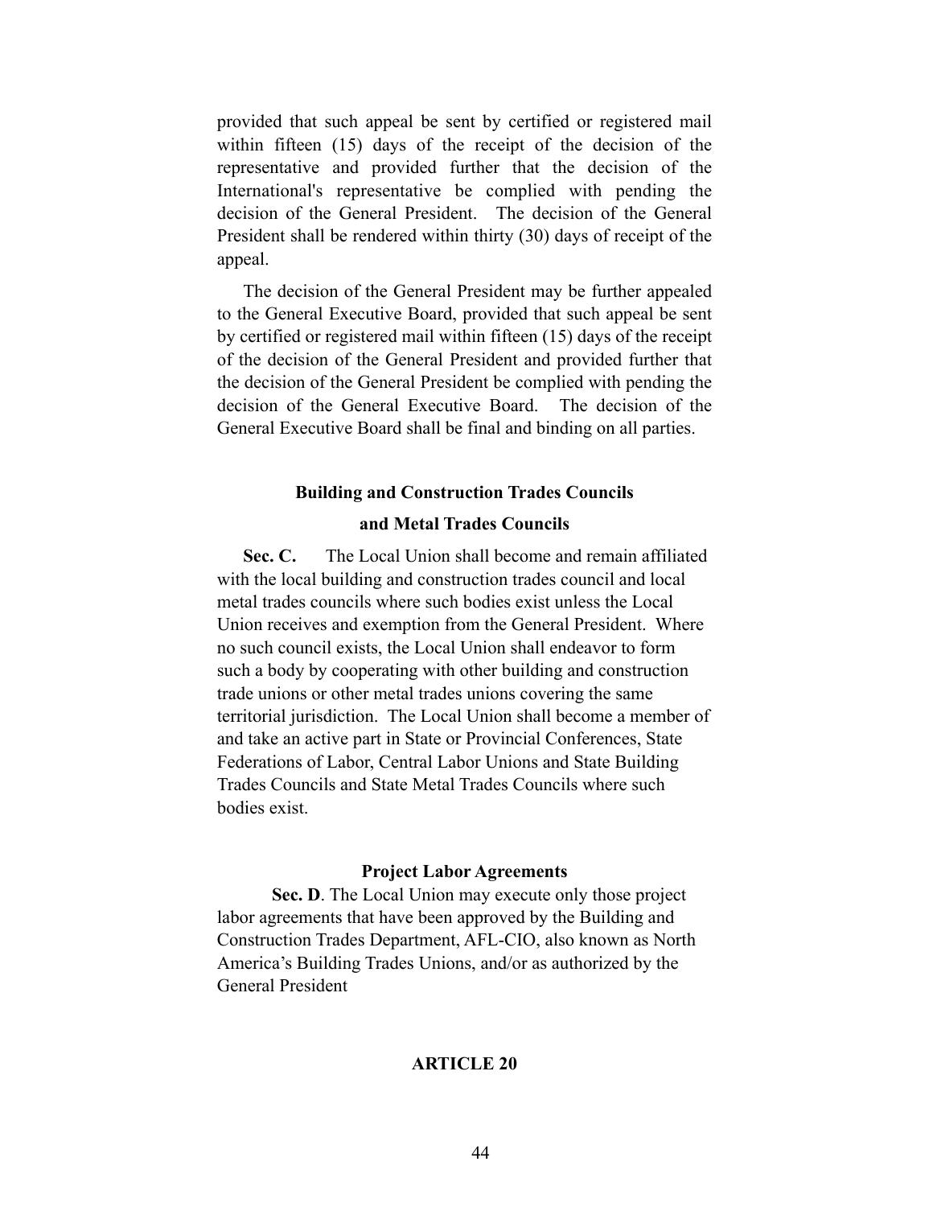provided that such appeal be sent by certified or registered mail within fifteen (15) days of the receipt of the decision of the representative and provided further that the decision of the International's representative be complied with pending the decision of the General President. The decision of the General President shall be rendered within thirty (30) days of receipt of the appeal.

The decision of the General President may be further appealed to the General Executive Board, provided that such appeal be sent by certified or registered mail within fifteen (15) days of the receipt of the decision of the General President and provided further that the decision of the General President be complied with pending the decision of the General Executive Board. The decision of the General Executive Board shall be final and binding on all parties.

### Building and Construction Trades Councils and Metal Trades Councils

**Sec. C.** The Local Union shall become and remain affiliated with the local building and construction trades council and local metal trades councils where such bodies exist unless the Local Union receives and exemption from the General President. Where no such council exists, the Local Union shall endeavor to form such a body by cooperating with other building and construction trade unions or other metal trades unions covering the same territorial jurisdiction. The Local Union shall become a member of and take an active part in State or Provincial Conferences, State Federations of Labor, Central Labor Unions and State Building Trades Councils and State Metal Trades Councils where such bodies exist.

### Project Labor Agreements

**Sec. D**. The Local Union may execute only those project labor agreements that have been approved by the Building and Construction Trades Department, AFL-CIO, also known as North America's Building Trades Unions, and/or as authorized by the General President

## ARTICLE 20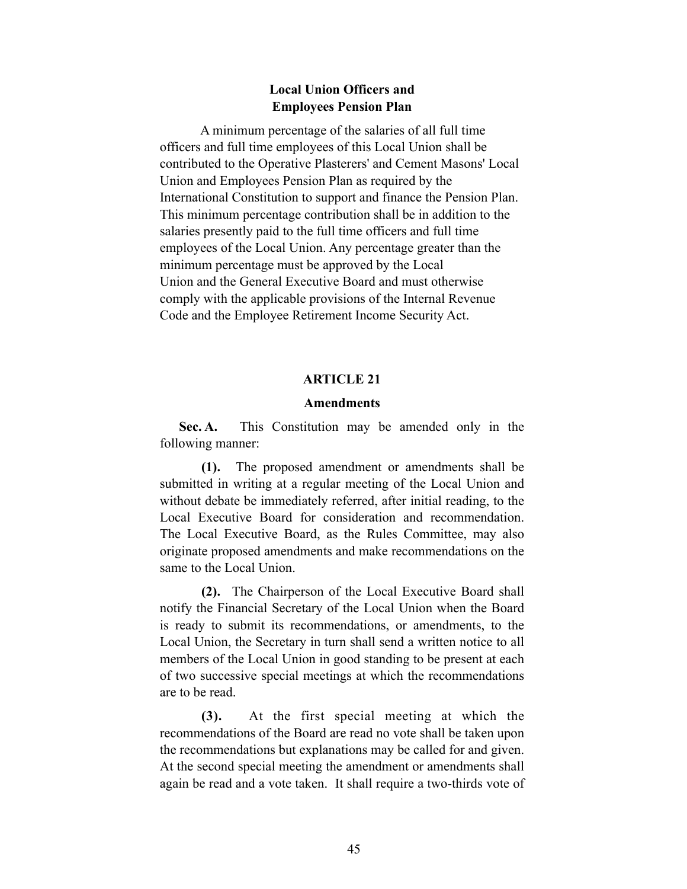## Local Union Officers and Employees Pension Plan

A minimum percentage of the salaries of all full time officers and full time employees of this Local Union shall be contributed to the Operative Plasterers' and Cement Masons' Local Union and Employees Pension Plan as required by the International Constitution to support and finance the Pension Plan. This minimum percentage contribution shall be in addition to the salaries presently paid to the full time officers and full time employees of the Local Union. Any percentage greater than the minimum percentage must be approved by the Local Union and the General Executive Board and must otherwise comply with the applicable provisions of the Internal Revenue Code and the Employee Retirement Income Security Act.

## ARTICLE 21

### Amendments

**Sec. A.** This Constitution may be amended only in the following manner:

**(1).** The proposed amendment or amendments shall be submitted in writing at a regular meeting of the Local Union and without debate be immediately referred, after initial reading, to the Local Executive Board for consideration and recommendation. The Local Executive Board, as the Rules Committee, may also originate proposed amendments and make recommendations on the same to the Local Union.

**(2).** The Chairperson of the Local Executive Board shall notify the Financial Secretary of the Local Union when the Board is ready to submit its recommendations, or amendments, to the Local Union, the Secretary in turn shall send a written notice to all members of the Local Union in good standing to be present at each of two successive special meetings at which the recommendations are to be read.

**(3).** At the first special meeting at which the recommendations of the Board are read no vote shall be taken upon the recommendations but explanations may be called for and given. At the second special meeting the amendment or amendments shall again be read and a vote taken. It shall require a two-thirds vote of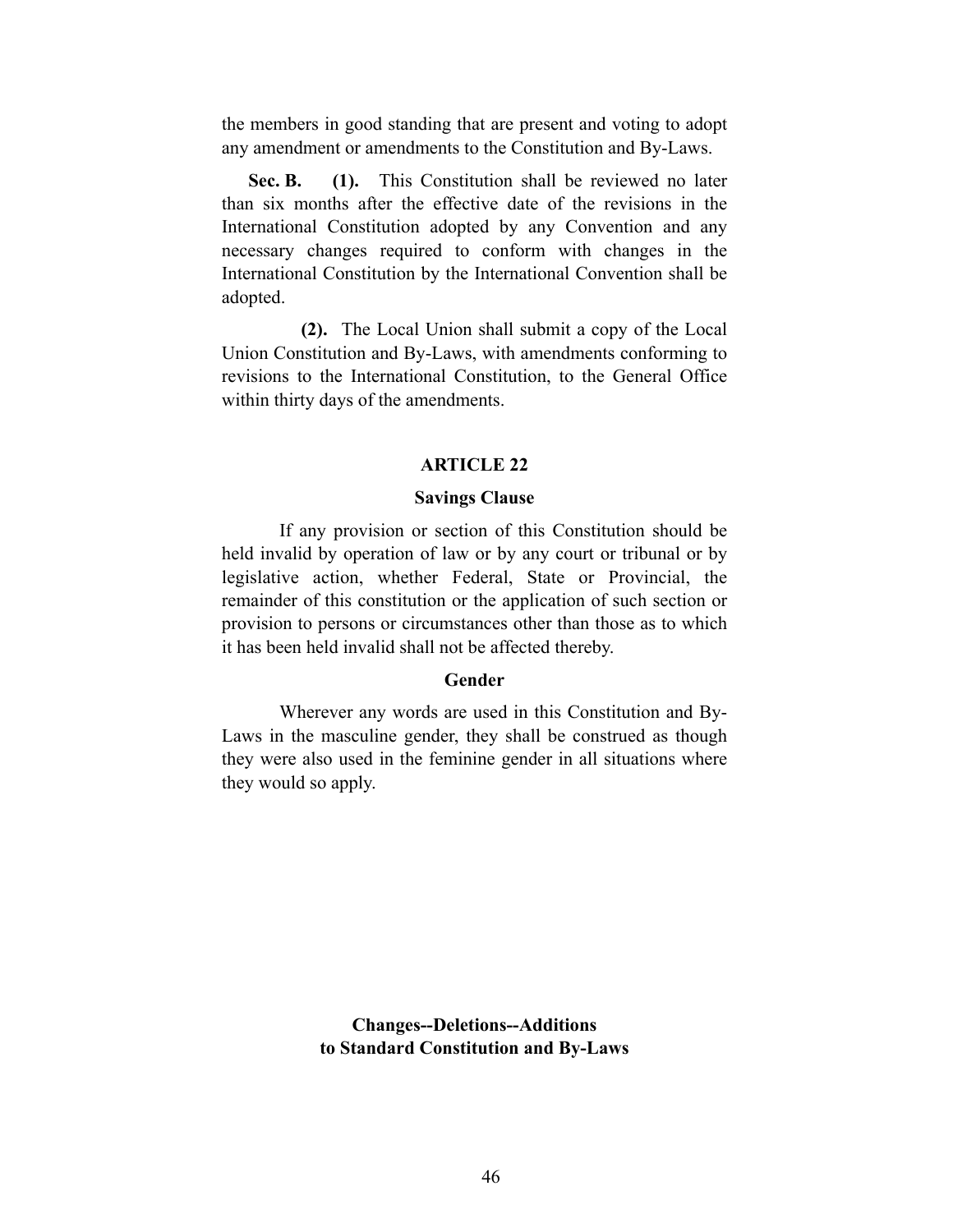the members in good standing that are present and voting to adopt any amendment or amendments to the Constitution and By-Laws.

**Sec. B.** **(1).** This Constitution shall be reviewed no later than six months after the effective date of the revisions in the International Constitution adopted by any Convention and any necessary changes required to conform with changes in the International Constitution by the International Convention shall be adopted.

**(2).** The Local Union shall submit a copy of the Local Union Constitution and By-Laws, with amendments conforming to revisions to the International Constitution, to the General Office within thirty days of the amendments.

## ARTICLE 22

### Savings Clause

If any provision or section of this Constitution should be held invalid by operation of law or by any court or tribunal or by legislative action, whether Federal, State or Provincial, the remainder of this constitution or the application of such section or provision to persons or circumstances other than those as to which it has been held invalid shall not be affected thereby.

### Gender

Wherever any words are used in this Constitution and By-Laws in the masculine gender, they shall be construed as though they were also used in the feminine gender in all situations where they would so apply.

**Changes--Deletions--Additions to Standard Constitution and By-Laws**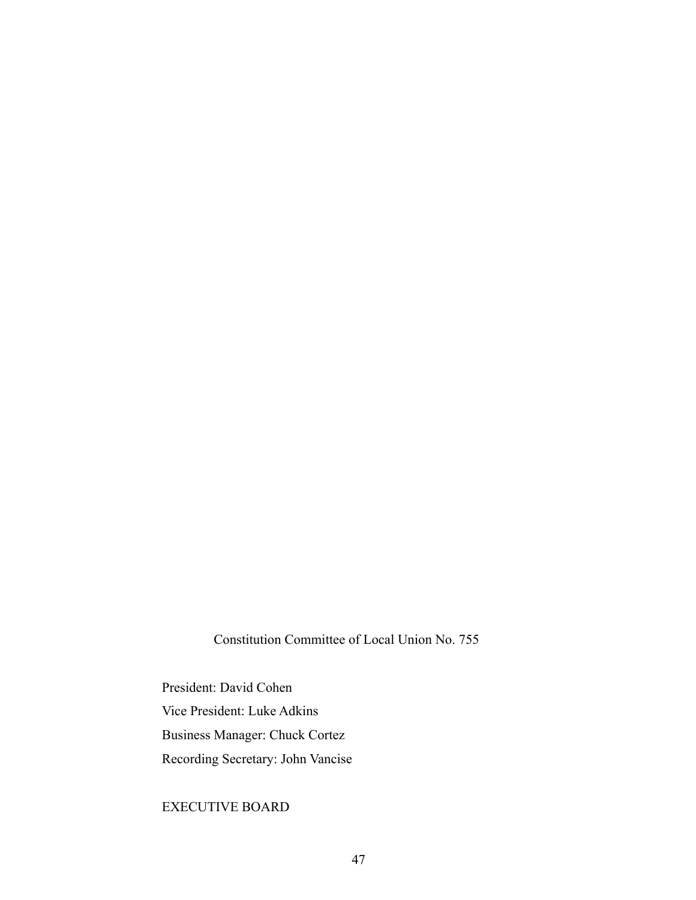Constitution Committee of Local Union No. 755

President: David Cohen

Vice President: Luke Adkins

Business Manager: Chuck Cortez

Recording Secretary: John Vancise

EXECUTIVE BOARD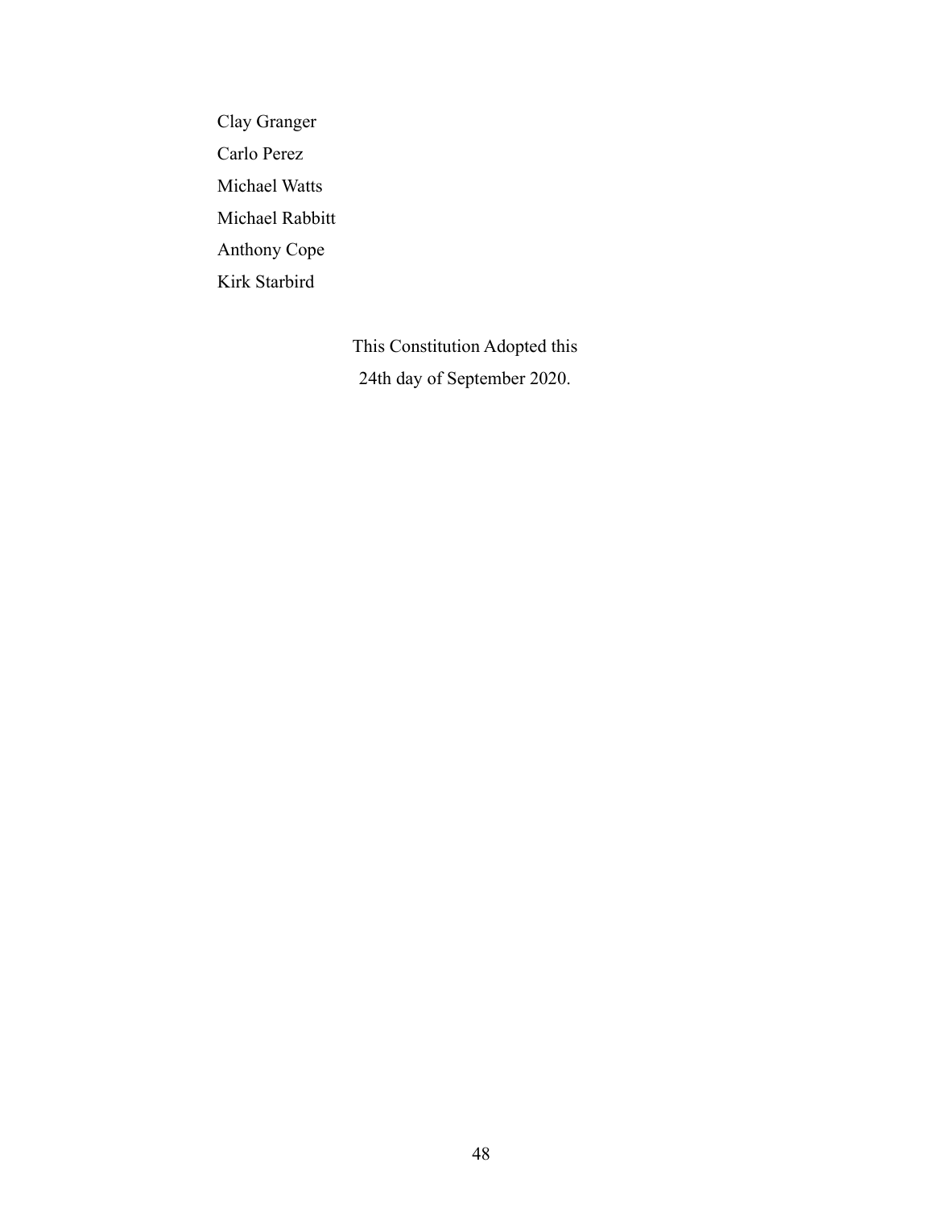Clay Granger

Carlo Perez

Michael Watts

Michael Rabbitt

Anthony Cope

Kirk Starbird

This Constitution Adopted this
24th day of September 2020.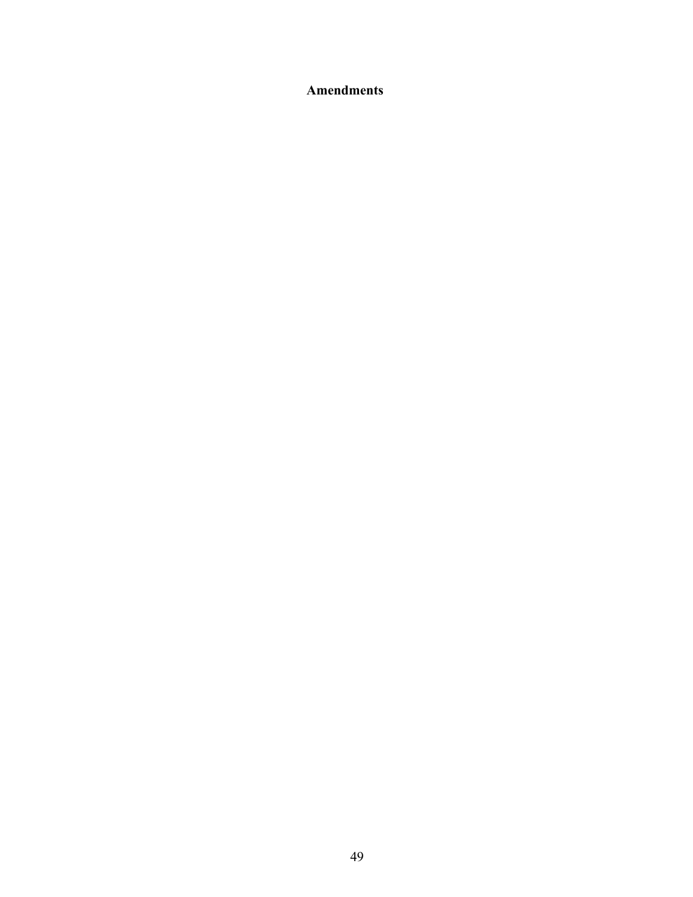**Amendments**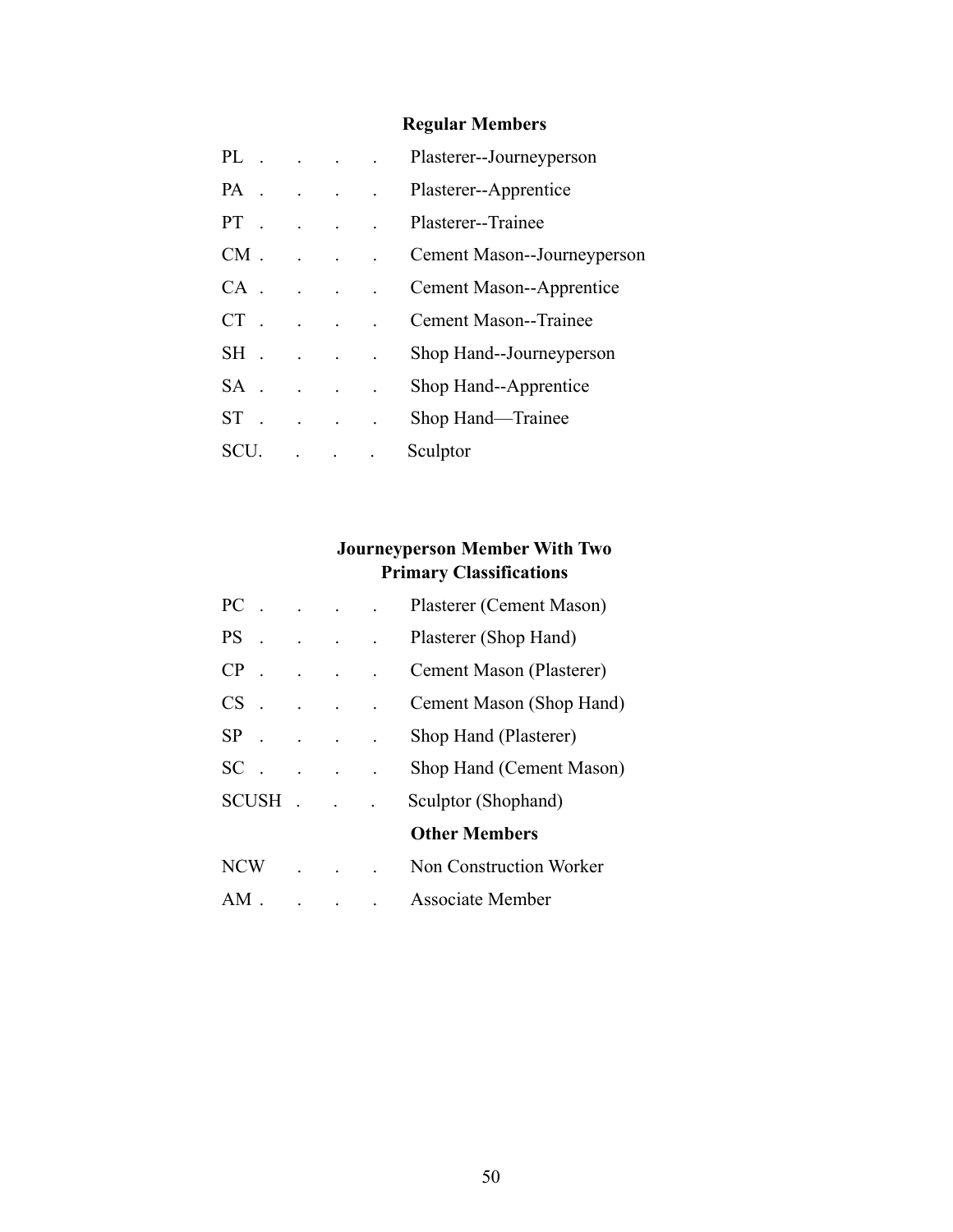### Regular Members

| Code | Classification |
| --- | --- |
| PL | Plasterer--Journeyperson |
| PA | Plasterer--Apprentice |
| PT | Plasterer--Trainee |
| CM | Cement Mason--Journeyperson |
| CA | Cement Mason--Apprentice |
| CT | Cement Mason--Trainee |
| SH | Shop Hand--Journeyperson |
| SA | Shop Hand--Apprentice |
| ST | Shop Hand—Trainee |
| SCU | Sculptor |

### Journeyperson Member With Two Primary Classifications

| Code | Classification |
| --- | --- |
| PC | Plasterer (Cement Mason) |
| PS | Plasterer (Shop Hand) |
| CP | Cement Mason (Plasterer) |
| CS | Cement Mason (Shop Hand) |
| SP | Shop Hand (Plasterer) |
| SC | Shop Hand (Cement Mason) |
| SCUSH | Sculptor (Shophand) |

### Other Members

| Code | Classification |
| --- | --- |
| NCW | Non Construction Worker |
| AM | Associate Member |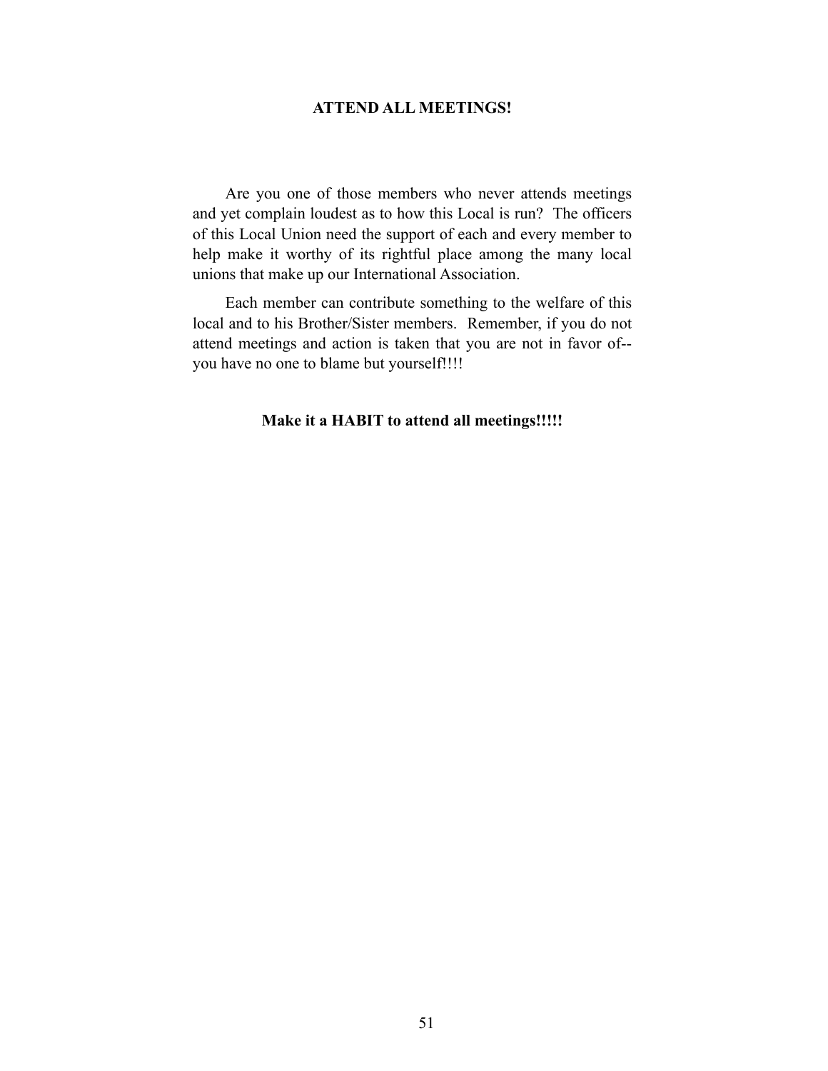## ATTEND ALL MEETINGS!

Are you one of those members who never attends meetings and yet complain loudest as to how this Local is run? The officers of this Local Union need the support of each and every member to help make it worthy of its rightful place among the many local unions that make up our International Association.

Each member can contribute something to the welfare of this local and to his Brother/Sister members. Remember, if you do not attend meetings and action is taken that you are not in favor of--you have no one to blame but yourself!!!!

**Make it a HABIT to attend all meetings!!!!!**